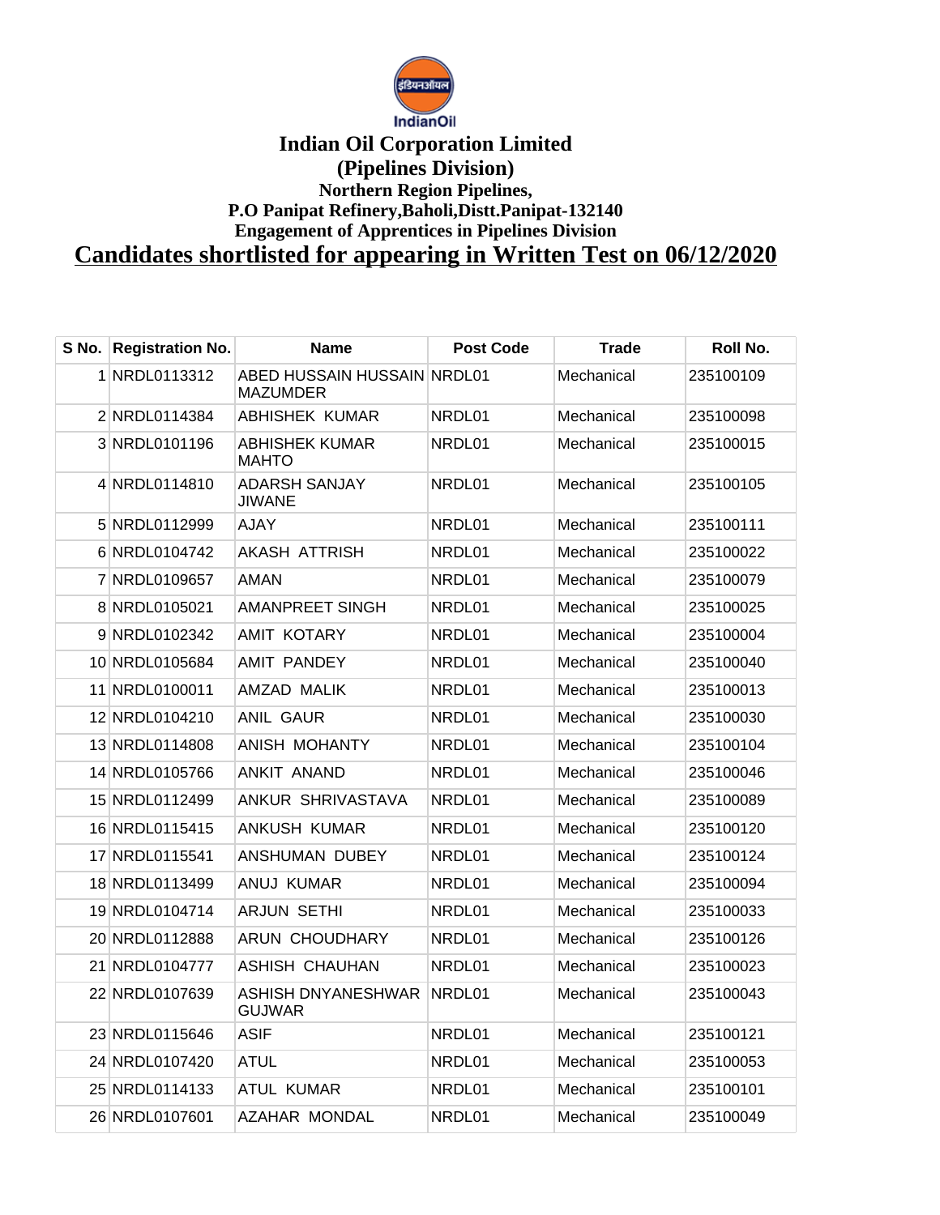# Indian Oil Corporation Limited

## (Pipelines Division)

### Northern Region Pipelines,

### P.O Panipat Refinery,Baholi,Distt.Panipat-132140

### Engagement of Apprentices in Pipelines Division

## Candidates shortlisted for appearing in Written Test on 06/12/2020

| S No. | Registration No. | Name | Post Code | Trade | Roll No. |
|---|---|---|---|---|---|
| 1 | NRDL0113312 | ABED HUSSAIN HUSSAIN MAZUMDER | NRDL01 | Mechanical | 235100109 |
| 2 | NRDL0114384 | ABHISHEK KUMAR | NRDL01 | Mechanical | 235100098 |
| 3 | NRDL0101196 | ABHISHEK KUMAR MAHTO | NRDL01 | Mechanical | 235100015 |
| 4 | NRDL0114810 | ADARSH SANJAY JIWANE | NRDL01 | Mechanical | 235100105 |
| 5 | NRDL0112999 | AJAY | NRDL01 | Mechanical | 235100111 |
| 6 | NRDL0104742 | AKASH ATTRISH | NRDL01 | Mechanical | 235100022 |
| 7 | NRDL0109657 | AMAN | NRDL01 | Mechanical | 235100079 |
| 8 | NRDL0105021 | AMANPREET SINGH | NRDL01 | Mechanical | 235100025 |
| 9 | NRDL0102342 | AMIT KOTARY | NRDL01 | Mechanical | 235100004 |
| 10 | NRDL0105684 | AMIT PANDEY | NRDL01 | Mechanical | 235100040 |
| 11 | NRDL0100011 | AMZAD MALIK | NRDL01 | Mechanical | 235100013 |
| 12 | NRDL0104210 | ANIL GAUR | NRDL01 | Mechanical | 235100030 |
| 13 | NRDL0114808 | ANISH MOHANTY | NRDL01 | Mechanical | 235100104 |
| 14 | NRDL0105766 | ANKIT ANAND | NRDL01 | Mechanical | 235100046 |
| 15 | NRDL0112499 | ANKUR SHRIVASTAVA | NRDL01 | Mechanical | 235100089 |
| 16 | NRDL0115415 | ANKUSH KUMAR | NRDL01 | Mechanical | 235100120 |
| 17 | NRDL0115541 | ANSHUMAN DUBEY | NRDL01 | Mechanical | 235100124 |
| 18 | NRDL0113499 | ANUJ KUMAR | NRDL01 | Mechanical | 235100094 |
| 19 | NRDL0104714 | ARJUN SETHI | NRDL01 | Mechanical | 235100033 |
| 20 | NRDL0112888 | ARUN CHOUDHARY | NRDL01 | Mechanical | 235100126 |
| 21 | NRDL0104777 | ASHISH CHAUHAN | NRDL01 | Mechanical | 235100023 |
| 22 | NRDL0107639 | ASHISH DNYANESHWAR GUJWAR | NRDL01 | Mechanical | 235100043 |
| 23 | NRDL0115646 | ASIF | NRDL01 | Mechanical | 235100121 |
| 24 | NRDL0107420 | ATUL | NRDL01 | Mechanical | 235100053 |
| 25 | NRDL0114133 | ATUL KUMAR | NRDL01 | Mechanical | 235100101 |
| 26 | NRDL0107601 | AZAHAR MONDAL | NRDL01 | Mechanical | 235100049 |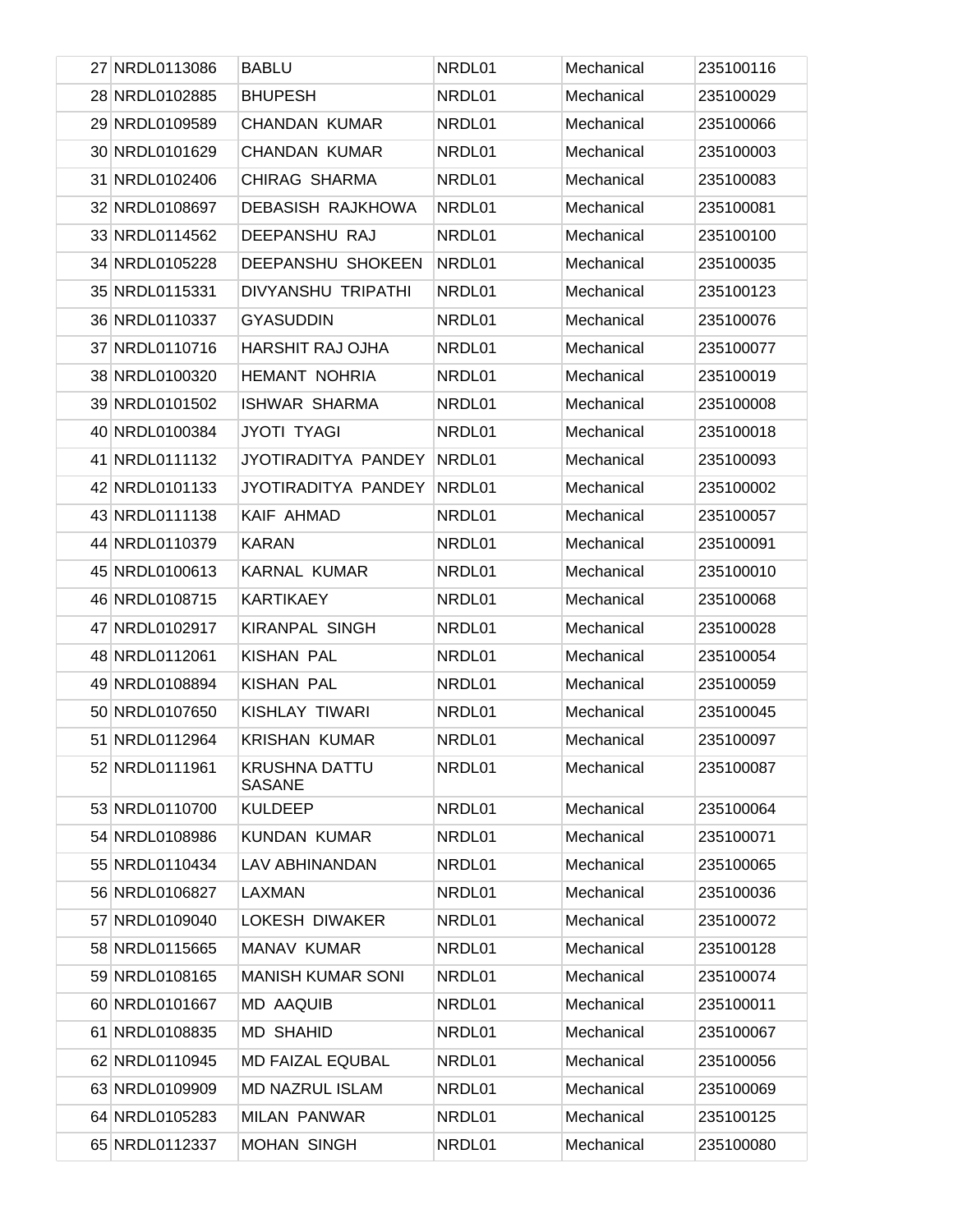| | | | | | |
|---|---|---|---|---|---|
| 27 | NRDL0113086 | BABLU | NRDL01 | Mechanical | 235100116 |
| 28 | NRDL0102885 | BHUPESH | NRDL01 | Mechanical | 235100029 |
| 29 | NRDL0109589 | CHANDAN KUMAR | NRDL01 | Mechanical | 235100066 |
| 30 | NRDL0101629 | CHANDAN KUMAR | NRDL01 | Mechanical | 235100003 |
| 31 | NRDL0102406 | CHIRAG SHARMA | NRDL01 | Mechanical | 235100083 |
| 32 | NRDL0108697 | DEBASISH RAJKHOWA | NRDL01 | Mechanical | 235100081 |
| 33 | NRDL0114562 | DEEPANSHU RAJ | NRDL01 | Mechanical | 235100100 |
| 34 | NRDL0105228 | DEEPANSHU SHOKEEN | NRDL01 | Mechanical | 235100035 |
| 35 | NRDL0115331 | DIVYANSHU TRIPATHI | NRDL01 | Mechanical | 235100123 |
| 36 | NRDL0110337 | GYASUDDIN | NRDL01 | Mechanical | 235100076 |
| 37 | NRDL0110716 | HARSHIT RAJ OJHA | NRDL01 | Mechanical | 235100077 |
| 38 | NRDL0100320 | HEMANT NOHRIA | NRDL01 | Mechanical | 235100019 |
| 39 | NRDL0101502 | ISHWAR SHARMA | NRDL01 | Mechanical | 235100008 |
| 40 | NRDL0100384 | JYOTI TYAGI | NRDL01 | Mechanical | 235100018 |
| 41 | NRDL0111132 | JYOTIRADITYA PANDEY | NRDL01 | Mechanical | 235100093 |
| 42 | NRDL0101133 | JYOTIRADITYA PANDEY | NRDL01 | Mechanical | 235100002 |
| 43 | NRDL0111138 | KAIF AHMAD | NRDL01 | Mechanical | 235100057 |
| 44 | NRDL0110379 | KARAN | NRDL01 | Mechanical | 235100091 |
| 45 | NRDL0100613 | KARNAL KUMAR | NRDL01 | Mechanical | 235100010 |
| 46 | NRDL0108715 | KARTIKAEY | NRDL01 | Mechanical | 235100068 |
| 47 | NRDL0102917 | KIRANPAL SINGH | NRDL01 | Mechanical | 235100028 |
| 48 | NRDL0112061 | KISHAN PAL | NRDL01 | Mechanical | 235100054 |
| 49 | NRDL0108894 | KISHAN PAL | NRDL01 | Mechanical | 235100059 |
| 50 | NRDL0107650 | KISHLAY TIWARI | NRDL01 | Mechanical | 235100045 |
| 51 | NRDL0112964 | KRISHAN KUMAR | NRDL01 | Mechanical | 235100097 |
| 52 | NRDL0111961 | KRUSHNA DATTU SASANE | NRDL01 | Mechanical | 235100087 |
| 53 | NRDL0110700 | KULDEEP | NRDL01 | Mechanical | 235100064 |
| 54 | NRDL0108986 | KUNDAN KUMAR | NRDL01 | Mechanical | 235100071 |
| 55 | NRDL0110434 | LAV ABHINANDAN | NRDL01 | Mechanical | 235100065 |
| 56 | NRDL0106827 | LAXMAN | NRDL01 | Mechanical | 235100036 |
| 57 | NRDL0109040 | LOKESH DIWAKER | NRDL01 | Mechanical | 235100072 |
| 58 | NRDL0115665 | MANAV KUMAR | NRDL01 | Mechanical | 235100128 |
| 59 | NRDL0108165 | MANISH KUMAR SONI | NRDL01 | Mechanical | 235100074 |
| 60 | NRDL0101667 | MD AAQUIB | NRDL01 | Mechanical | 235100011 |
| 61 | NRDL0108835 | MD SHAHID | NRDL01 | Mechanical | 235100067 |
| 62 | NRDL0110945 | MD FAIZAL EQUBAL | NRDL01 | Mechanical | 235100056 |
| 63 | NRDL0109909 | MD NAZRUL ISLAM | NRDL01 | Mechanical | 235100069 |
| 64 | NRDL0105283 | MILAN PANWAR | NRDL01 | Mechanical | 235100125 |
| 65 | NRDL0112337 | MOHAN SINGH | NRDL01 | Mechanical | 235100080 |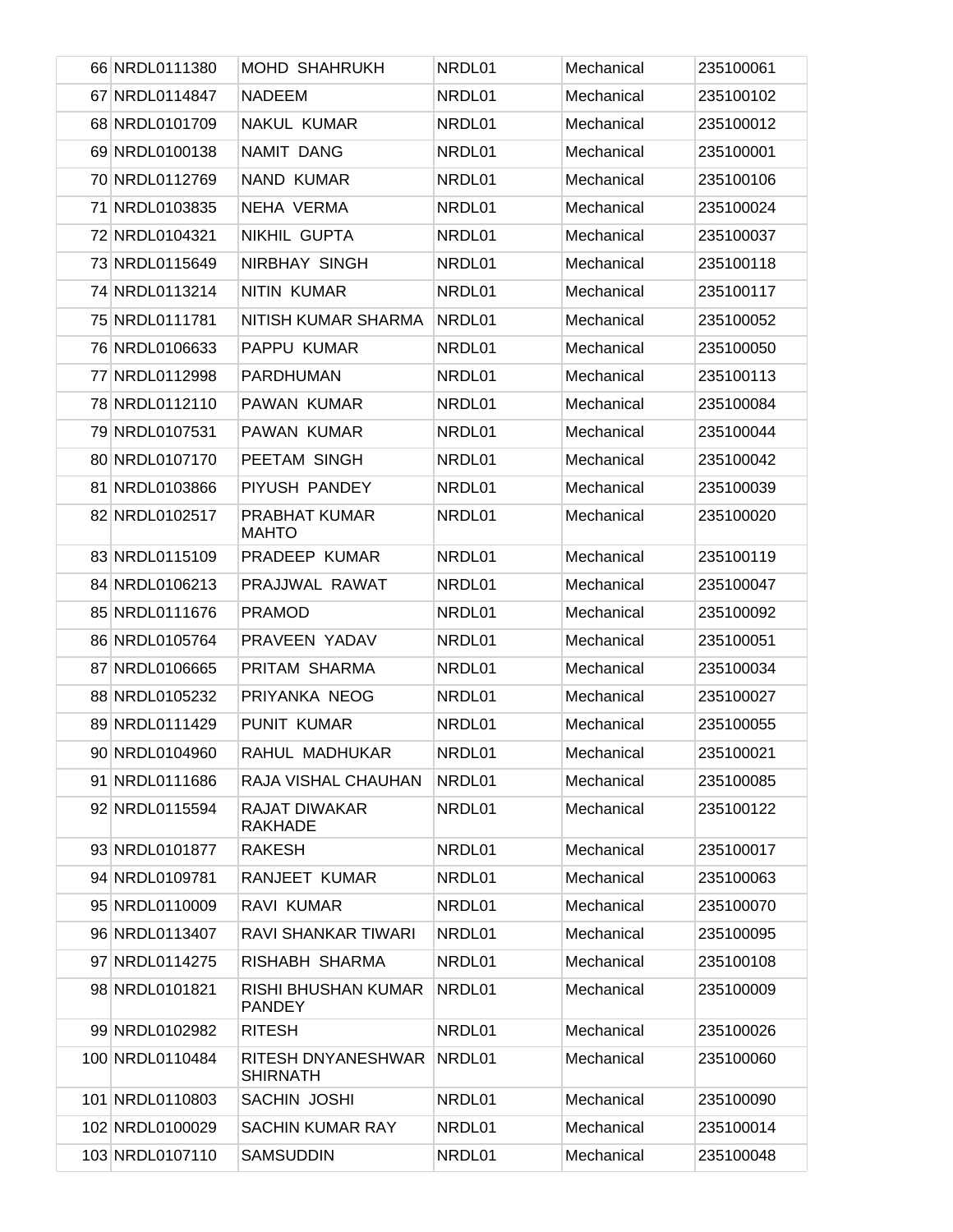| | | | | | |
|---|---|---|---|---|---|
| 66 | NRDL0111380 | MOHD SHAHRUKH | NRDL01 | Mechanical | 235100061 |
| 67 | NRDL0114847 | NADEEM | NRDL01 | Mechanical | 235100102 |
| 68 | NRDL0101709 | NAKUL KUMAR | NRDL01 | Mechanical | 235100012 |
| 69 | NRDL0100138 | NAMIT DANG | NRDL01 | Mechanical | 235100001 |
| 70 | NRDL0112769 | NAND KUMAR | NRDL01 | Mechanical | 235100106 |
| 71 | NRDL0103835 | NEHA VERMA | NRDL01 | Mechanical | 235100024 |
| 72 | NRDL0104321 | NIKHIL GUPTA | NRDL01 | Mechanical | 235100037 |
| 73 | NRDL0115649 | NIRBHAY SINGH | NRDL01 | Mechanical | 235100118 |
| 74 | NRDL0113214 | NITIN KUMAR | NRDL01 | Mechanical | 235100117 |
| 75 | NRDL0111781 | NITISH KUMAR SHARMA | NRDL01 | Mechanical | 235100052 |
| 76 | NRDL0106633 | PAPPU KUMAR | NRDL01 | Mechanical | 235100050 |
| 77 | NRDL0112998 | PARDHUMAN | NRDL01 | Mechanical | 235100113 |
| 78 | NRDL0112110 | PAWAN KUMAR | NRDL01 | Mechanical | 235100084 |
| 79 | NRDL0107531 | PAWAN KUMAR | NRDL01 | Mechanical | 235100044 |
| 80 | NRDL0107170 | PEETAM SINGH | NRDL01 | Mechanical | 235100042 |
| 81 | NRDL0103866 | PIYUSH PANDEY | NRDL01 | Mechanical | 235100039 |
| 82 | NRDL0102517 | PRABHAT KUMAR MAHTO | NRDL01 | Mechanical | 235100020 |
| 83 | NRDL0115109 | PRADEEP KUMAR | NRDL01 | Mechanical | 235100119 |
| 84 | NRDL0106213 | PRAJJWAL RAWAT | NRDL01 | Mechanical | 235100047 |
| 85 | NRDL0111676 | PRAMOD | NRDL01 | Mechanical | 235100092 |
| 86 | NRDL0105764 | PRAVEEN YADAV | NRDL01 | Mechanical | 235100051 |
| 87 | NRDL0106665 | PRITAM SHARMA | NRDL01 | Mechanical | 235100034 |
| 88 | NRDL0105232 | PRIYANKA NEOG | NRDL01 | Mechanical | 235100027 |
| 89 | NRDL0111429 | PUNIT KUMAR | NRDL01 | Mechanical | 235100055 |
| 90 | NRDL0104960 | RAHUL MADHUKAR | NRDL01 | Mechanical | 235100021 |
| 91 | NRDL0111686 | RAJA VISHAL CHAUHAN | NRDL01 | Mechanical | 235100085 |
| 92 | NRDL0115594 | RAJAT DIWAKAR RAKHADE | NRDL01 | Mechanical | 235100122 |
| 93 | NRDL0101877 | RAKESH | NRDL01 | Mechanical | 235100017 |
| 94 | NRDL0109781 | RANJEET KUMAR | NRDL01 | Mechanical | 235100063 |
| 95 | NRDL0110009 | RAVI KUMAR | NRDL01 | Mechanical | 235100070 |
| 96 | NRDL0113407 | RAVI SHANKAR TIWARI | NRDL01 | Mechanical | 235100095 |
| 97 | NRDL0114275 | RISHABH SHARMA | NRDL01 | Mechanical | 235100108 |
| 98 | NRDL0101821 | RISHI BHUSHAN KUMAR PANDEY | NRDL01 | Mechanical | 235100009 |
| 99 | NRDL0102982 | RITESH | NRDL01 | Mechanical | 235100026 |
| 100 | NRDL0110484 | RITESH DNYANESHWAR SHIRNATH | NRDL01 | Mechanical | 235100060 |
| 101 | NRDL0110803 | SACHIN JOSHI | NRDL01 | Mechanical | 235100090 |
| 102 | NRDL0100029 | SACHIN KUMAR RAY | NRDL01 | Mechanical | 235100014 |
| 103 | NRDL0107110 | SAMSUDDIN | NRDL01 | Mechanical | 235100048 |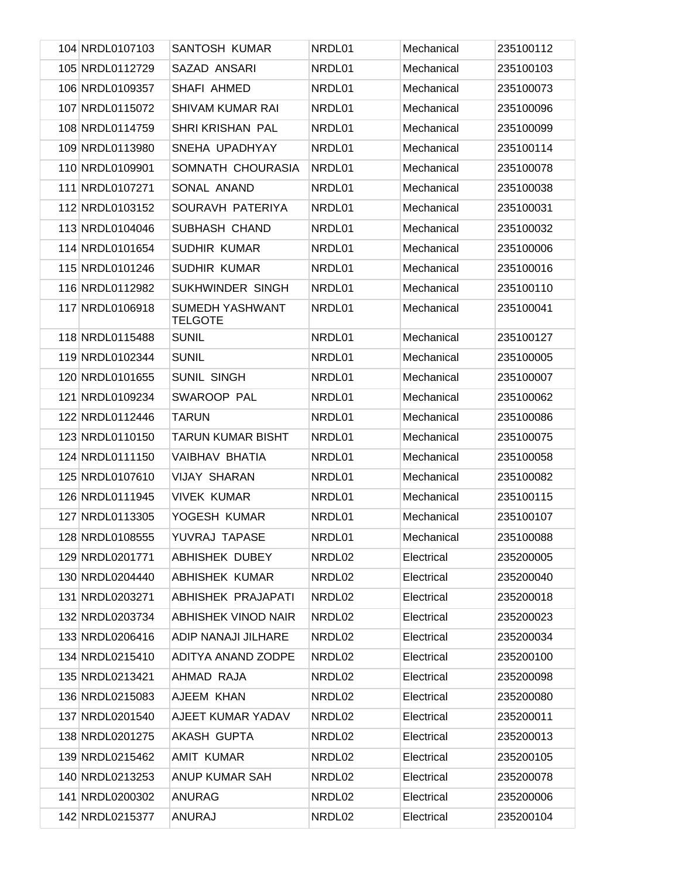| | | | | |
|---|---|---|---|---|
| 104 | NRDL0107103 | SANTOSH KUMAR | NRDL01 | Mechanical | 235100112 |
| 105 | NRDL0112729 | SAZAD ANSARI | NRDL01 | Mechanical | 235100103 |
| 106 | NRDL0109357 | SHAFI AHMED | NRDL01 | Mechanical | 235100073 |
| 107 | NRDL0115072 | SHIVAM KUMAR RAI | NRDL01 | Mechanical | 235100096 |
| 108 | NRDL0114759 | SHRI KRISHAN PAL | NRDL01 | Mechanical | 235100099 |
| 109 | NRDL0113980 | SNEHA UPADHYAY | NRDL01 | Mechanical | 235100114 |
| 110 | NRDL0109901 | SOMNATH CHOURASIA | NRDL01 | Mechanical | 235100078 |
| 111 | NRDL0107271 | SONAL ANAND | NRDL01 | Mechanical | 235100038 |
| 112 | NRDL0103152 | SOURAVH PATERIYA | NRDL01 | Mechanical | 235100031 |
| 113 | NRDL0104046 | SUBHASH CHAND | NRDL01 | Mechanical | 235100032 |
| 114 | NRDL0101654 | SUDHIR KUMAR | NRDL01 | Mechanical | 235100006 |
| 115 | NRDL0101246 | SUDHIR KUMAR | NRDL01 | Mechanical | 235100016 |
| 116 | NRDL0112982 | SUKHWINDER SINGH | NRDL01 | Mechanical | 235100110 |
| 117 | NRDL0106918 | SUMEDH YASHWANT TELGOTE | NRDL01 | Mechanical | 235100041 |
| 118 | NRDL0115488 | SUNIL | NRDL01 | Mechanical | 235100127 |
| 119 | NRDL0102344 | SUNIL | NRDL01 | Mechanical | 235100005 |
| 120 | NRDL0101655 | SUNIL SINGH | NRDL01 | Mechanical | 235100007 |
| 121 | NRDL0109234 | SWAROOP PAL | NRDL01 | Mechanical | 235100062 |
| 122 | NRDL0112446 | TARUN | NRDL01 | Mechanical | 235100086 |
| 123 | NRDL0110150 | TARUN KUMAR BISHT | NRDL01 | Mechanical | 235100075 |
| 124 | NRDL0111150 | VAIBHAV BHATIA | NRDL01 | Mechanical | 235100058 |
| 125 | NRDL0107610 | VIJAY SHARAN | NRDL01 | Mechanical | 235100082 |
| 126 | NRDL0111945 | VIVEK KUMAR | NRDL01 | Mechanical | 235100115 |
| 127 | NRDL0113305 | YOGESH KUMAR | NRDL01 | Mechanical | 235100107 |
| 128 | NRDL0108555 | YUVRAJ TAPASE | NRDL01 | Mechanical | 235100088 |
| 129 | NRDL0201771 | ABHISHEK DUBEY | NRDL02 | Electrical | 235200005 |
| 130 | NRDL0204440 | ABHISHEK KUMAR | NRDL02 | Electrical | 235200040 |
| 131 | NRDL0203271 | ABHISHEK PRAJAPATI | NRDL02 | Electrical | 235200018 |
| 132 | NRDL0203734 | ABHISHEK VINOD NAIR | NRDL02 | Electrical | 235200023 |
| 133 | NRDL0206416 | ADIP NANAJI JILHARE | NRDL02 | Electrical | 235200034 |
| 134 | NRDL0215410 | ADITYA ANAND ZODPE | NRDL02 | Electrical | 235200100 |
| 135 | NRDL0213421 | AHMAD RAJA | NRDL02 | Electrical | 235200098 |
| 136 | NRDL0215083 | AJEEM KHAN | NRDL02 | Electrical | 235200080 |
| 137 | NRDL0201540 | AJEET KUMAR YADAV | NRDL02 | Electrical | 235200011 |
| 138 | NRDL0201275 | AKASH GUPTA | NRDL02 | Electrical | 235200013 |
| 139 | NRDL0215462 | AMIT KUMAR | NRDL02 | Electrical | 235200105 |
| 140 | NRDL0213253 | ANUP KUMAR SAH | NRDL02 | Electrical | 235200078 |
| 141 | NRDL0200302 | ANURAG | NRDL02 | Electrical | 235200006 |
| 142 | NRDL0215377 | ANURAJ | NRDL02 | Electrical | 235200104 |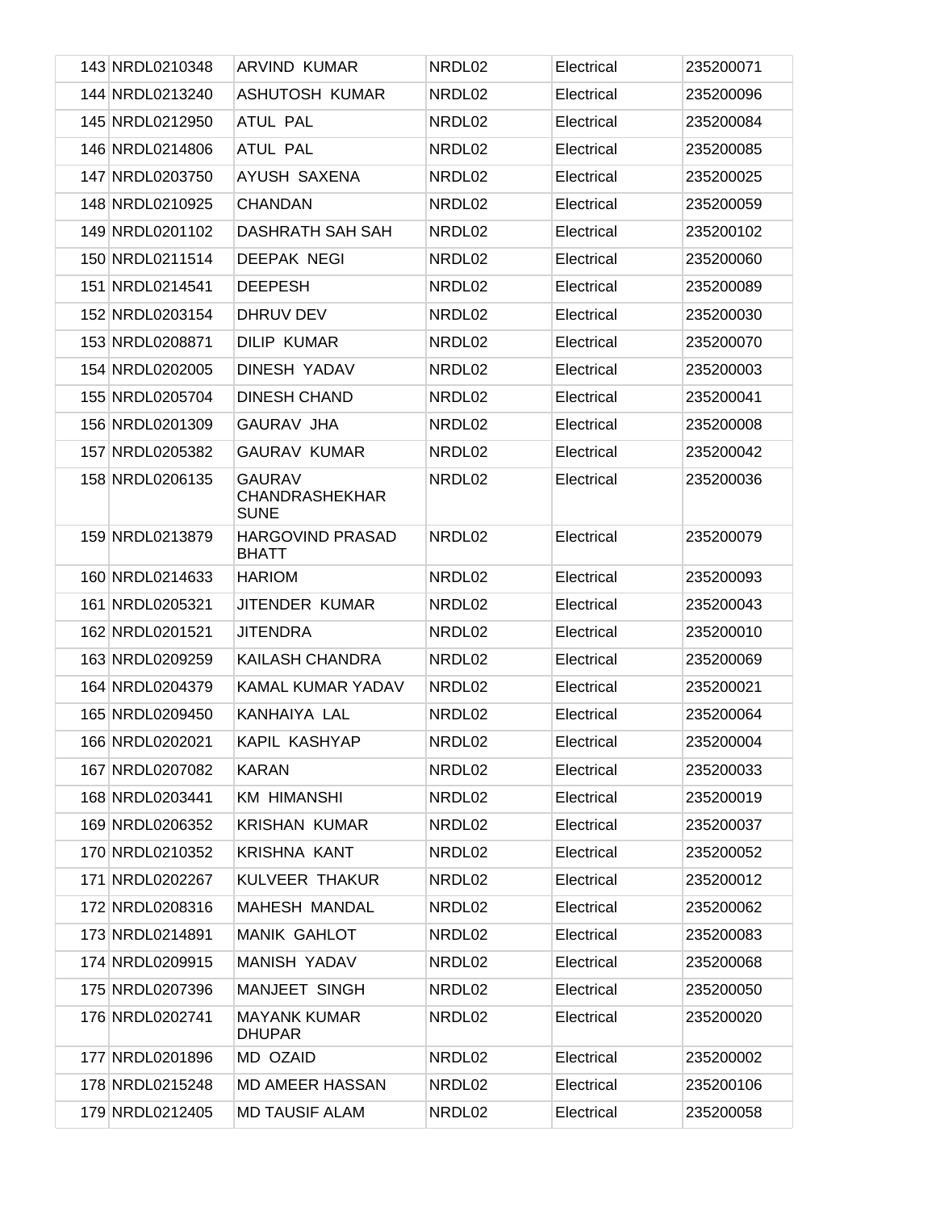| | | | | | |
|---|---|---|---|---|---|
| 143 | NRDL0210348 | ARVIND KUMAR | NRDL02 | Electrical | 235200071 |
| 144 | NRDL0213240 | ASHUTOSH KUMAR | NRDL02 | Electrical | 235200096 |
| 145 | NRDL0212950 | ATUL PAL | NRDL02 | Electrical | 235200084 |
| 146 | NRDL0214806 | ATUL PAL | NRDL02 | Electrical | 235200085 |
| 147 | NRDL0203750 | AYUSH SAXENA | NRDL02 | Electrical | 235200025 |
| 148 | NRDL0210925 | CHANDAN | NRDL02 | Electrical | 235200059 |
| 149 | NRDL0201102 | DASHRATH SAH SAH | NRDL02 | Electrical | 235200102 |
| 150 | NRDL0211514 | DEEPAK NEGI | NRDL02 | Electrical | 235200060 |
| 151 | NRDL0214541 | DEEPESH | NRDL02 | Electrical | 235200089 |
| 152 | NRDL0203154 | DHRUV DEV | NRDL02 | Electrical | 235200030 |
| 153 | NRDL0208871 | DILIP KUMAR | NRDL02 | Electrical | 235200070 |
| 154 | NRDL0202005 | DINESH YADAV | NRDL02 | Electrical | 235200003 |
| 155 | NRDL0205704 | DINESH CHAND | NRDL02 | Electrical | 235200041 |
| 156 | NRDL0201309 | GAURAV JHA | NRDL02 | Electrical | 235200008 |
| 157 | NRDL0205382 | GAURAV KUMAR | NRDL02 | Electrical | 235200042 |
| 158 | NRDL0206135 | GAURAV CHANDRASHEKHAR SUNE | NRDL02 | Electrical | 235200036 |
| 159 | NRDL0213879 | HARGOVIND PRASAD BHATT | NRDL02 | Electrical | 235200079 |
| 160 | NRDL0214633 | HARIOM | NRDL02 | Electrical | 235200093 |
| 161 | NRDL0205321 | JITENDER KUMAR | NRDL02 | Electrical | 235200043 |
| 162 | NRDL0201521 | JITENDRA | NRDL02 | Electrical | 235200010 |
| 163 | NRDL0209259 | KAILASH CHANDRA | NRDL02 | Electrical | 235200069 |
| 164 | NRDL0204379 | KAMAL KUMAR YADAV | NRDL02 | Electrical | 235200021 |
| 165 | NRDL0209450 | KANHAIYA LAL | NRDL02 | Electrical | 235200064 |
| 166 | NRDL0202021 | KAPIL KASHYAP | NRDL02 | Electrical | 235200004 |
| 167 | NRDL0207082 | KARAN | NRDL02 | Electrical | 235200033 |
| 168 | NRDL0203441 | KM HIMANSHI | NRDL02 | Electrical | 235200019 |
| 169 | NRDL0206352 | KRISHAN KUMAR | NRDL02 | Electrical | 235200037 |
| 170 | NRDL0210352 | KRISHNA KANT | NRDL02 | Electrical | 235200052 |
| 171 | NRDL0202267 | KULVEER THAKUR | NRDL02 | Electrical | 235200012 |
| 172 | NRDL0208316 | MAHESH MANDAL | NRDL02 | Electrical | 235200062 |
| 173 | NRDL0214891 | MANIK GAHLOT | NRDL02 | Electrical | 235200083 |
| 174 | NRDL0209915 | MANISH YADAV | NRDL02 | Electrical | 235200068 |
| 175 | NRDL0207396 | MANJEET SINGH | NRDL02 | Electrical | 235200050 |
| 176 | NRDL0202741 | MAYANK KUMAR DHUPAR | NRDL02 | Electrical | 235200020 |
| 177 | NRDL0201896 | MD OZAID | NRDL02 | Electrical | 235200002 |
| 178 | NRDL0215248 | MD AMEER HASSAN | NRDL02 | Electrical | 235200106 |
| 179 | NRDL0212405 | MD TAUSIF ALAM | NRDL02 | Electrical | 235200058 |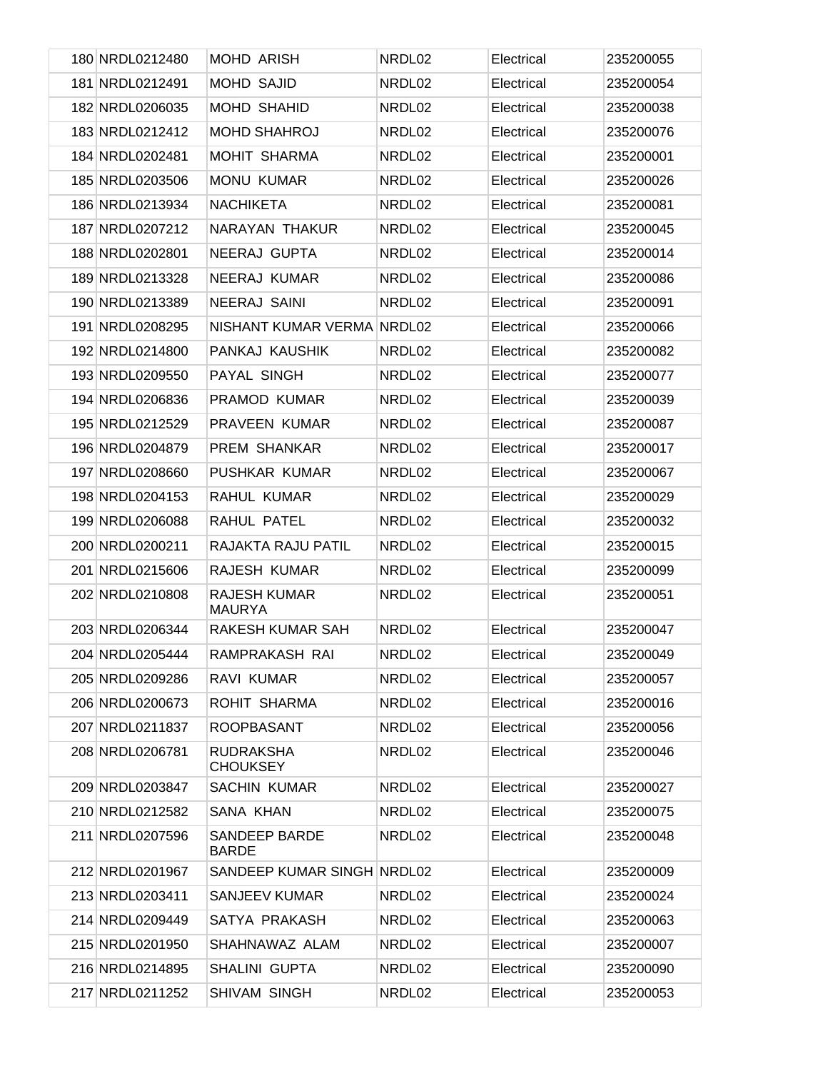| | | | | | |
|---|---|---|---|---|---|
| 180 | NRDL0212480 | MOHD ARISH | NRDL02 | Electrical | 235200055 |
| 181 | NRDL0212491 | MOHD SAJID | NRDL02 | Electrical | 235200054 |
| 182 | NRDL0206035 | MOHD SHAHID | NRDL02 | Electrical | 235200038 |
| 183 | NRDL0212412 | MOHD SHAHROJ | NRDL02 | Electrical | 235200076 |
| 184 | NRDL0202481 | MOHIT SHARMA | NRDL02 | Electrical | 235200001 |
| 185 | NRDL0203506 | MONU KUMAR | NRDL02 | Electrical | 235200026 |
| 186 | NRDL0213934 | NACHIKETA | NRDL02 | Electrical | 235200081 |
| 187 | NRDL0207212 | NARAYAN THAKUR | NRDL02 | Electrical | 235200045 |
| 188 | NRDL0202801 | NEERAJ GUPTA | NRDL02 | Electrical | 235200014 |
| 189 | NRDL0213328 | NEERAJ KUMAR | NRDL02 | Electrical | 235200086 |
| 190 | NRDL0213389 | NEERAJ SAINI | NRDL02 | Electrical | 235200091 |
| 191 | NRDL0208295 | NISHANT KUMAR VERMA | NRDL02 | Electrical | 235200066 |
| 192 | NRDL0214800 | PANKAJ KAUSHIK | NRDL02 | Electrical | 235200082 |
| 193 | NRDL0209550 | PAYAL SINGH | NRDL02 | Electrical | 235200077 |
| 194 | NRDL0206836 | PRAMOD KUMAR | NRDL02 | Electrical | 235200039 |
| 195 | NRDL0212529 | PRAVEEN KUMAR | NRDL02 | Electrical | 235200087 |
| 196 | NRDL0204879 | PREM SHANKAR | NRDL02 | Electrical | 235200017 |
| 197 | NRDL0208660 | PUSHKAR KUMAR | NRDL02 | Electrical | 235200067 |
| 198 | NRDL0204153 | RAHUL KUMAR | NRDL02 | Electrical | 235200029 |
| 199 | NRDL0206088 | RAHUL PATEL | NRDL02 | Electrical | 235200032 |
| 200 | NRDL0200211 | RAJAKTA RAJU PATIL | NRDL02 | Electrical | 235200015 |
| 201 | NRDL0215606 | RAJESH KUMAR | NRDL02 | Electrical | 235200099 |
| 202 | NRDL0210808 | RAJESH KUMAR MAURYA | NRDL02 | Electrical | 235200051 |
| 203 | NRDL0206344 | RAKESH KUMAR SAH | NRDL02 | Electrical | 235200047 |
| 204 | NRDL0205444 | RAMPRAKASH RAI | NRDL02 | Electrical | 235200049 |
| 205 | NRDL0209286 | RAVI KUMAR | NRDL02 | Electrical | 235200057 |
| 206 | NRDL0200673 | ROHIT SHARMA | NRDL02 | Electrical | 235200016 |
| 207 | NRDL0211837 | ROOPBASANT | NRDL02 | Electrical | 235200056 |
| 208 | NRDL0206781 | RUDRAKSHA CHOUKSEY | NRDL02 | Electrical | 235200046 |
| 209 | NRDL0203847 | SACHIN KUMAR | NRDL02 | Electrical | 235200027 |
| 210 | NRDL0212582 | SANA KHAN | NRDL02 | Electrical | 235200075 |
| 211 | NRDL0207596 | SANDEEP BARDE BARDE | NRDL02 | Electrical | 235200048 |
| 212 | NRDL0201967 | SANDEEP KUMAR SINGH | NRDL02 | Electrical | 235200009 |
| 213 | NRDL0203411 | SANJEEV KUMAR | NRDL02 | Electrical | 235200024 |
| 214 | NRDL0209449 | SATYA PRAKASH | NRDL02 | Electrical | 235200063 |
| 215 | NRDL0201950 | SHAHNAWAZ ALAM | NRDL02 | Electrical | 235200007 |
| 216 | NRDL0214895 | SHALINI GUPTA | NRDL02 | Electrical | 235200090 |
| 217 | NRDL0211252 | SHIVAM SINGH | NRDL02 | Electrical | 235200053 |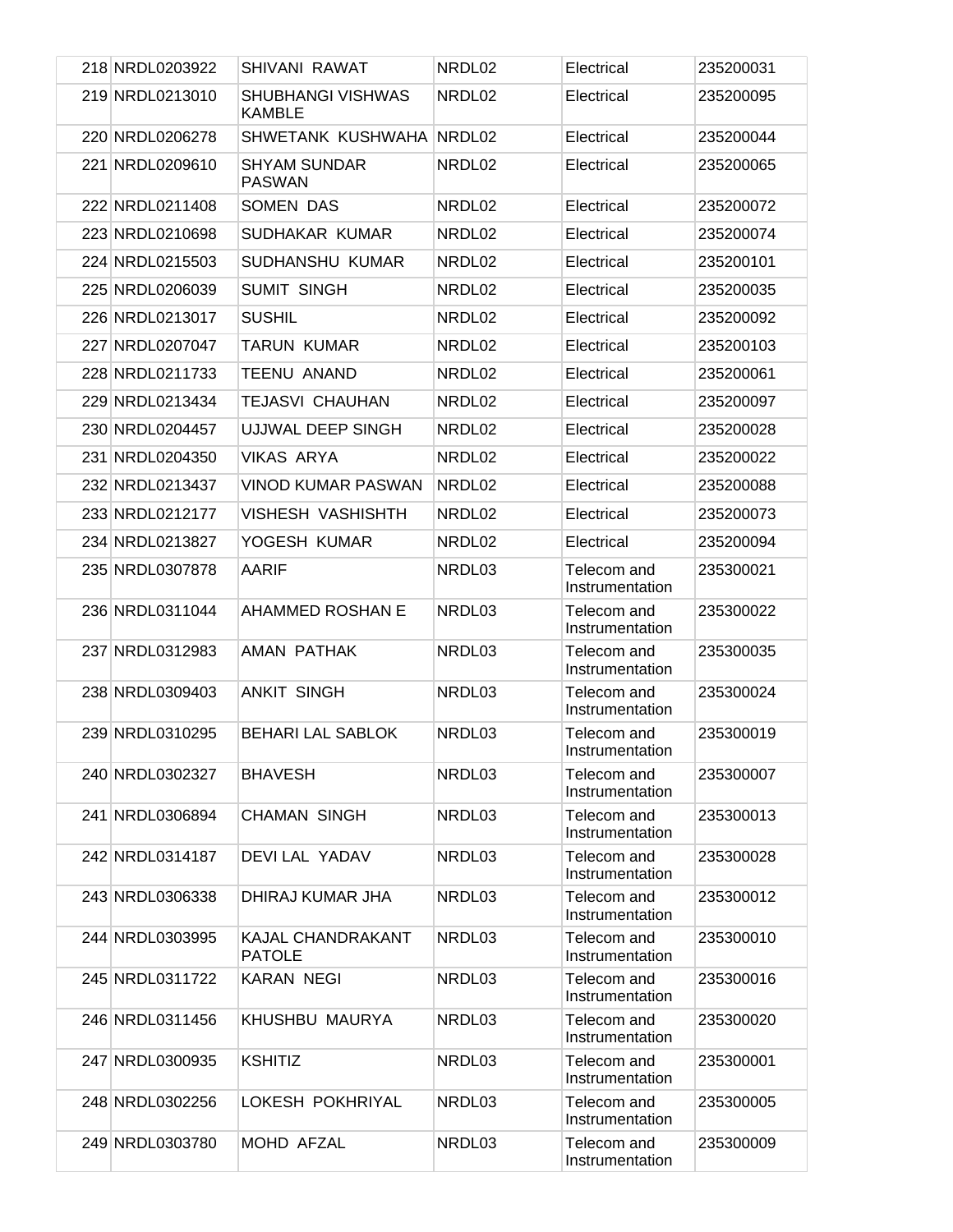| | | | | | |
|---|---|---|---|---|---|
| 218 | NRDL0203922 | SHIVANI RAWAT | NRDL02 | Electrical | 235200031 |
| 219 | NRDL0213010 | SHUBHANGI VISHWAS KAMBLE | NRDL02 | Electrical | 235200095 |
| 220 | NRDL0206278 | SHWETANK KUSHWAHA | NRDL02 | Electrical | 235200044 |
| 221 | NRDL0209610 | SHYAM SUNDAR PASWAN | NRDL02 | Electrical | 235200065 |
| 222 | NRDL0211408 | SOMEN DAS | NRDL02 | Electrical | 235200072 |
| 223 | NRDL0210698 | SUDHAKAR KUMAR | NRDL02 | Electrical | 235200074 |
| 224 | NRDL0215503 | SUDHANSHU KUMAR | NRDL02 | Electrical | 235200101 |
| 225 | NRDL0206039 | SUMIT SINGH | NRDL02 | Electrical | 235200035 |
| 226 | NRDL0213017 | SUSHIL | NRDL02 | Electrical | 235200092 |
| 227 | NRDL0207047 | TARUN KUMAR | NRDL02 | Electrical | 235200103 |
| 228 | NRDL0211733 | TEENU ANAND | NRDL02 | Electrical | 235200061 |
| 229 | NRDL0213434 | TEJASVI CHAUHAN | NRDL02 | Electrical | 235200097 |
| 230 | NRDL0204457 | UJJWAL DEEP SINGH | NRDL02 | Electrical | 235200028 |
| 231 | NRDL0204350 | VIKAS ARYA | NRDL02 | Electrical | 235200022 |
| 232 | NRDL0213437 | VINOD KUMAR PASWAN | NRDL02 | Electrical | 235200088 |
| 233 | NRDL0212177 | VISHESH VASHISHTH | NRDL02 | Electrical | 235200073 |
| 234 | NRDL0213827 | YOGESH KUMAR | NRDL02 | Electrical | 235200094 |
| 235 | NRDL0307878 | AARIF | NRDL03 | Telecom and Instrumentation | 235300021 |
| 236 | NRDL0311044 | AHAMMED ROSHAN E | NRDL03 | Telecom and Instrumentation | 235300022 |
| 237 | NRDL0312983 | AMAN PATHAK | NRDL03 | Telecom and Instrumentation | 235300035 |
| 238 | NRDL0309403 | ANKIT SINGH | NRDL03 | Telecom and Instrumentation | 235300024 |
| 239 | NRDL0310295 | BEHARI LAL SABLOK | NRDL03 | Telecom and Instrumentation | 235300019 |
| 240 | NRDL0302327 | BHAVESH | NRDL03 | Telecom and Instrumentation | 235300007 |
| 241 | NRDL0306894 | CHAMAN SINGH | NRDL03 | Telecom and Instrumentation | 235300013 |
| 242 | NRDL0314187 | DEVI LAL YADAV | NRDL03 | Telecom and Instrumentation | 235300028 |
| 243 | NRDL0306338 | DHIRAJ KUMAR JHA | NRDL03 | Telecom and Instrumentation | 235300012 |
| 244 | NRDL0303995 | KAJAL CHANDRAKANT PATOLE | NRDL03 | Telecom and Instrumentation | 235300010 |
| 245 | NRDL0311722 | KARAN NEGI | NRDL03 | Telecom and Instrumentation | 235300016 |
| 246 | NRDL0311456 | KHUSHBU MAURYA | NRDL03 | Telecom and Instrumentation | 235300020 |
| 247 | NRDL0300935 | KSHITIZ | NRDL03 | Telecom and Instrumentation | 235300001 |
| 248 | NRDL0302256 | LOKESH POKHRIYAL | NRDL03 | Telecom and Instrumentation | 235300005 |
| 249 | NRDL0303780 | MOHD AFZAL | NRDL03 | Telecom and Instrumentation | 235300009 |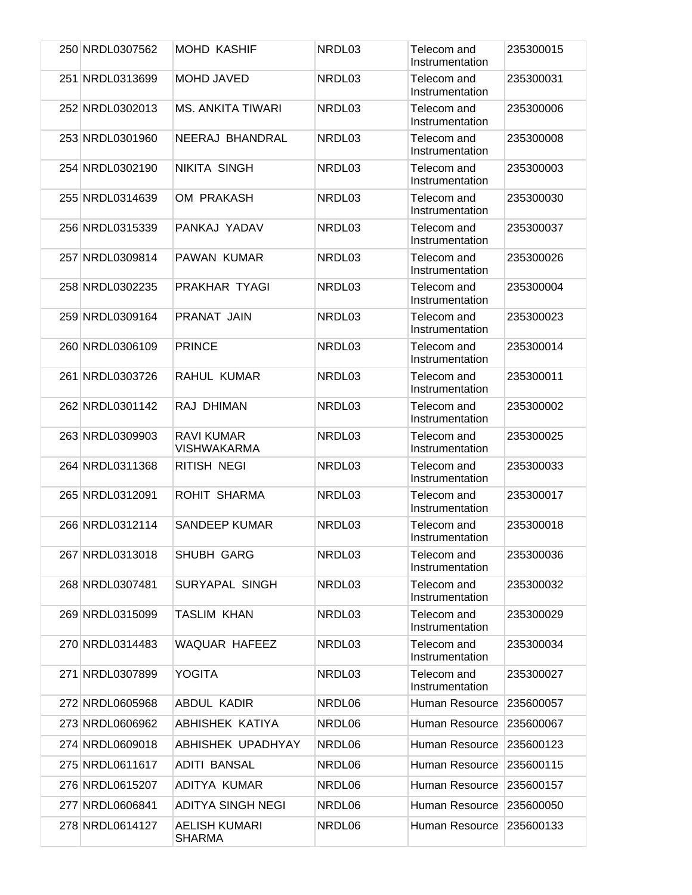| 250 | NRDL0307562 | MOHD KASHIF | NRDL03 | Telecom and Instrumentation | 235300015 |
|---|---|---|---|---|---|
| 251 | NRDL0313699 | MOHD JAVED | NRDL03 | Telecom and Instrumentation | 235300031 |
| 252 | NRDL0302013 | MS. ANKITA TIWARI | NRDL03 | Telecom and Instrumentation | 235300006 |
| 253 | NRDL0301960 | NEERAJ BHANDRAL | NRDL03 | Telecom and Instrumentation | 235300008 |
| 254 | NRDL0302190 | NIKITA SINGH | NRDL03 | Telecom and Instrumentation | 235300003 |
| 255 | NRDL0314639 | OM PRAKASH | NRDL03 | Telecom and Instrumentation | 235300030 |
| 256 | NRDL0315339 | PANKAJ YADAV | NRDL03 | Telecom and Instrumentation | 235300037 |
| 257 | NRDL0309814 | PAWAN KUMAR | NRDL03 | Telecom and Instrumentation | 235300026 |
| 258 | NRDL0302235 | PRAKHAR TYAGI | NRDL03 | Telecom and Instrumentation | 235300004 |
| 259 | NRDL0309164 | PRANAT JAIN | NRDL03 | Telecom and Instrumentation | 235300023 |
| 260 | NRDL0306109 | PRINCE | NRDL03 | Telecom and Instrumentation | 235300014 |
| 261 | NRDL0303726 | RAHUL KUMAR | NRDL03 | Telecom and Instrumentation | 235300011 |
| 262 | NRDL0301142 | RAJ DHIMAN | NRDL03 | Telecom and Instrumentation | 235300002 |
| 263 | NRDL0309903 | RAVI KUMAR VISHWAKARMA | NRDL03 | Telecom and Instrumentation | 235300025 |
| 264 | NRDL0311368 | RITISH NEGI | NRDL03 | Telecom and Instrumentation | 235300033 |
| 265 | NRDL0312091 | ROHIT SHARMA | NRDL03 | Telecom and Instrumentation | 235300017 |
| 266 | NRDL0312114 | SANDEEP KUMAR | NRDL03 | Telecom and Instrumentation | 235300018 |
| 267 | NRDL0313018 | SHUBH GARG | NRDL03 | Telecom and Instrumentation | 235300036 |
| 268 | NRDL0307481 | SURYAPAL SINGH | NRDL03 | Telecom and Instrumentation | 235300032 |
| 269 | NRDL0315099 | TASLIM KHAN | NRDL03 | Telecom and Instrumentation | 235300029 |
| 270 | NRDL0314483 | WAQUAR HAFEEZ | NRDL03 | Telecom and Instrumentation | 235300034 |
| 271 | NRDL0307899 | YOGITA | NRDL03 | Telecom and Instrumentation | 235300027 |
| 272 | NRDL0605968 | ABDUL KADIR | NRDL06 | Human Resource | 235600057 |
| 273 | NRDL0606962 | ABHISHEK KATIYA | NRDL06 | Human Resource | 235600067 |
| 274 | NRDL0609018 | ABHISHEK UPADHYAY | NRDL06 | Human Resource | 235600123 |
| 275 | NRDL0611617 | ADITI BANSAL | NRDL06 | Human Resource | 235600115 |
| 276 | NRDL0615207 | ADITYA KUMAR | NRDL06 | Human Resource | 235600157 |
| 277 | NRDL0606841 | ADITYA SINGH NEGI | NRDL06 | Human Resource | 235600050 |
| 278 | NRDL0614127 | AELISH KUMARI SHARMA | NRDL06 | Human Resource | 235600133 |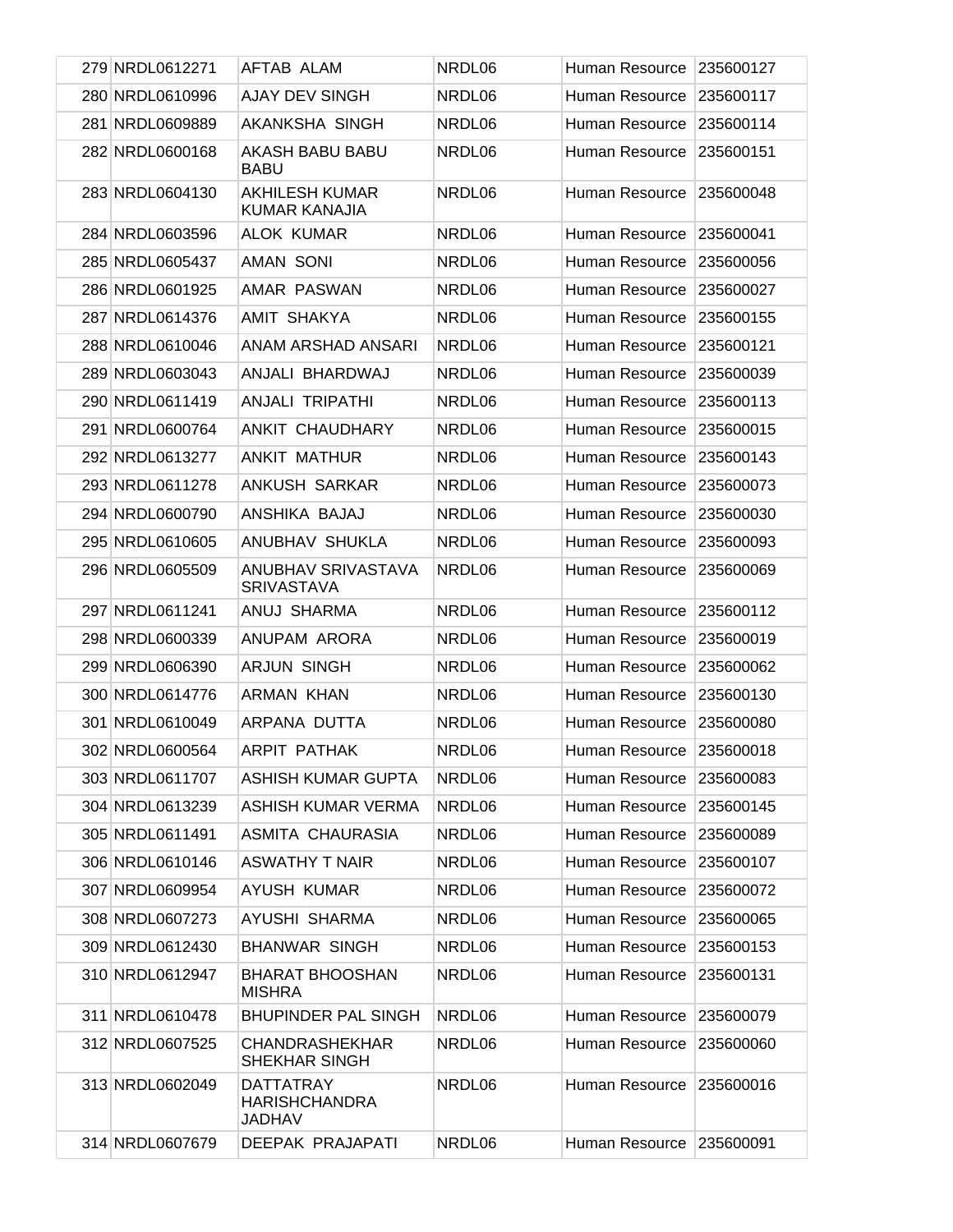| | | | | | |
|---|---|---|---|---|---|
| 279 | NRDL0612271 | AFTAB ALAM | NRDL06 | Human Resource | 235600127 |
| 280 | NRDL0610996 | AJAY DEV SINGH | NRDL06 | Human Resource | 235600117 |
| 281 | NRDL0609889 | AKANKSHA SINGH | NRDL06 | Human Resource | 235600114 |
| 282 | NRDL0600168 | AKASH BABU BABU BABU | NRDL06 | Human Resource | 235600151 |
| 283 | NRDL0604130 | AKHILESH KUMAR KUMAR KANAJIA | NRDL06 | Human Resource | 235600048 |
| 284 | NRDL0603596 | ALOK KUMAR | NRDL06 | Human Resource | 235600041 |
| 285 | NRDL0605437 | AMAN SONI | NRDL06 | Human Resource | 235600056 |
| 286 | NRDL0601925 | AMAR PASWAN | NRDL06 | Human Resource | 235600027 |
| 287 | NRDL0614376 | AMIT SHAKYA | NRDL06 | Human Resource | 235600155 |
| 288 | NRDL0610046 | ANAM ARSHAD ANSARI | NRDL06 | Human Resource | 235600121 |
| 289 | NRDL0603043 | ANJALI BHARDWAJ | NRDL06 | Human Resource | 235600039 |
| 290 | NRDL0611419 | ANJALI TRIPATHI | NRDL06 | Human Resource | 235600113 |
| 291 | NRDL0600764 | ANKIT CHAUDHARY | NRDL06 | Human Resource | 235600015 |
| 292 | NRDL0613277 | ANKIT MATHUR | NRDL06 | Human Resource | 235600143 |
| 293 | NRDL0611278 | ANKUSH SARKAR | NRDL06 | Human Resource | 235600073 |
| 294 | NRDL0600790 | ANSHIKA BAJAJ | NRDL06 | Human Resource | 235600030 |
| 295 | NRDL0610605 | ANUBHAV SHUKLA | NRDL06 | Human Resource | 235600093 |
| 296 | NRDL0605509 | ANUBHAV SRIVASTAVA SRIVASTAVA | NRDL06 | Human Resource | 235600069 |
| 297 | NRDL0611241 | ANUJ SHARMA | NRDL06 | Human Resource | 235600112 |
| 298 | NRDL0600339 | ANUPAM ARORA | NRDL06 | Human Resource | 235600019 |
| 299 | NRDL0606390 | ARJUN SINGH | NRDL06 | Human Resource | 235600062 |
| 300 | NRDL0614776 | ARMAN KHAN | NRDL06 | Human Resource | 235600130 |
| 301 | NRDL0610049 | ARPANA DUTTA | NRDL06 | Human Resource | 235600080 |
| 302 | NRDL0600564 | ARPIT PATHAK | NRDL06 | Human Resource | 235600018 |
| 303 | NRDL0611707 | ASHISH KUMAR GUPTA | NRDL06 | Human Resource | 235600083 |
| 304 | NRDL0613239 | ASHISH KUMAR VERMA | NRDL06 | Human Resource | 235600145 |
| 305 | NRDL0611491 | ASMITA CHAURASIA | NRDL06 | Human Resource | 235600089 |
| 306 | NRDL0610146 | ASWATHY T NAIR | NRDL06 | Human Resource | 235600107 |
| 307 | NRDL0609954 | AYUSH KUMAR | NRDL06 | Human Resource | 235600072 |
| 308 | NRDL0607273 | AYUSHI SHARMA | NRDL06 | Human Resource | 235600065 |
| 309 | NRDL0612430 | BHANWAR SINGH | NRDL06 | Human Resource | 235600153 |
| 310 | NRDL0612947 | BHARAT BHOOSHAN MISHRA | NRDL06 | Human Resource | 235600131 |
| 311 | NRDL0610478 | BHUPINDER PAL SINGH | NRDL06 | Human Resource | 235600079 |
| 312 | NRDL0607525 | CHANDRASHEKHAR SHEKHAR SINGH | NRDL06 | Human Resource | 235600060 |
| 313 | NRDL0602049 | DATTATRAY HARISHCHANDRA JADHAV | NRDL06 | Human Resource | 235600016 |
| 314 | NRDL0607679 | DEEPAK PRAJAPATI | NRDL06 | Human Resource | 235600091 |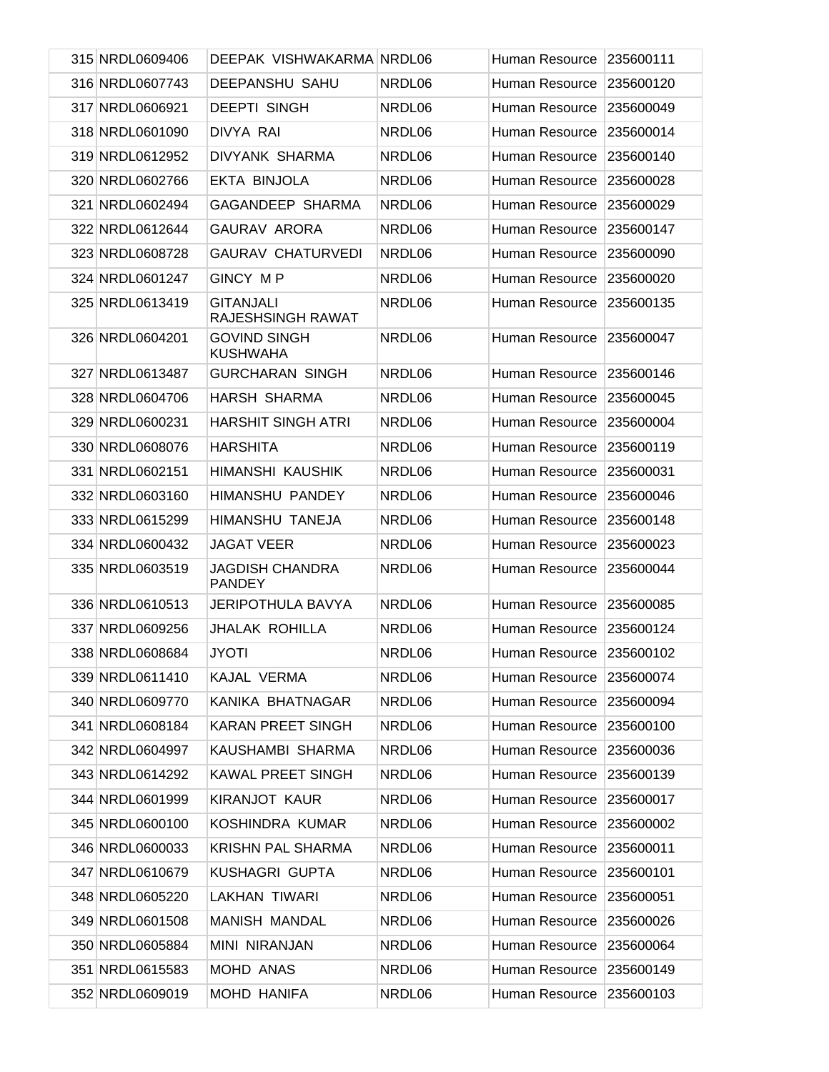| | | | | | |
|---|---|---|---|---|---|
| 315 | NRDL0609406 | DEEPAK VISHWAKARMA | NRDL06 | Human Resource | 235600111 |
| 316 | NRDL0607743 | DEEPANSHU SAHU | NRDL06 | Human Resource | 235600120 |
| 317 | NRDL0606921 | DEEPTI SINGH | NRDL06 | Human Resource | 235600049 |
| 318 | NRDL0601090 | DIVYA RAI | NRDL06 | Human Resource | 235600014 |
| 319 | NRDL0612952 | DIVYANK SHARMA | NRDL06 | Human Resource | 235600140 |
| 320 | NRDL0602766 | EKTA BINJOLA | NRDL06 | Human Resource | 235600028 |
| 321 | NRDL0602494 | GAGANDEEP SHARMA | NRDL06 | Human Resource | 235600029 |
| 322 | NRDL0612644 | GAURAV ARORA | NRDL06 | Human Resource | 235600147 |
| 323 | NRDL0608728 | GAURAV CHATURVEDI | NRDL06 | Human Resource | 235600090 |
| 324 | NRDL0601247 | GINCY M P | NRDL06 | Human Resource | 235600020 |
| 325 | NRDL0613419 | GITANJALI RAJESHSINGH RAWAT | NRDL06 | Human Resource | 235600135 |
| 326 | NRDL0604201 | GOVIND SINGH KUSHWAHA | NRDL06 | Human Resource | 235600047 |
| 327 | NRDL0613487 | GURCHARAN SINGH | NRDL06 | Human Resource | 235600146 |
| 328 | NRDL0604706 | HARSH SHARMA | NRDL06 | Human Resource | 235600045 |
| 329 | NRDL0600231 | HARSHIT SINGH ATRI | NRDL06 | Human Resource | 235600004 |
| 330 | NRDL0608076 | HARSHITA | NRDL06 | Human Resource | 235600119 |
| 331 | NRDL0602151 | HIMANSHI KAUSHIK | NRDL06 | Human Resource | 235600031 |
| 332 | NRDL0603160 | HIMANSHU PANDEY | NRDL06 | Human Resource | 235600046 |
| 333 | NRDL0615299 | HIMANSHU TANEJA | NRDL06 | Human Resource | 235600148 |
| 334 | NRDL0600432 | JAGAT VEER | NRDL06 | Human Resource | 235600023 |
| 335 | NRDL0603519 | JAGDISH CHANDRA PANDEY | NRDL06 | Human Resource | 235600044 |
| 336 | NRDL0610513 | JERIPOTHULA BAVYA | NRDL06 | Human Resource | 235600085 |
| 337 | NRDL0609256 | JHALAK ROHILLA | NRDL06 | Human Resource | 235600124 |
| 338 | NRDL0608684 | JYOTI | NRDL06 | Human Resource | 235600102 |
| 339 | NRDL0611410 | KAJAL VERMA | NRDL06 | Human Resource | 235600074 |
| 340 | NRDL0609770 | KANIKA BHATNAGAR | NRDL06 | Human Resource | 235600094 |
| 341 | NRDL0608184 | KARAN PREET SINGH | NRDL06 | Human Resource | 235600100 |
| 342 | NRDL0604997 | KAUSHAMBI SHARMA | NRDL06 | Human Resource | 235600036 |
| 343 | NRDL0614292 | KAWAL PREET SINGH | NRDL06 | Human Resource | 235600139 |
| 344 | NRDL0601999 | KIRANJOT KAUR | NRDL06 | Human Resource | 235600017 |
| 345 | NRDL0600100 | KOSHINDRA KUMAR | NRDL06 | Human Resource | 235600002 |
| 346 | NRDL0600033 | KRISHN PAL SHARMA | NRDL06 | Human Resource | 235600011 |
| 347 | NRDL0610679 | KUSHAGRI GUPTA | NRDL06 | Human Resource | 235600101 |
| 348 | NRDL0605220 | LAKHAN TIWARI | NRDL06 | Human Resource | 235600051 |
| 349 | NRDL0601508 | MANISH MANDAL | NRDL06 | Human Resource | 235600026 |
| 350 | NRDL0605884 | MINI NIRANJAN | NRDL06 | Human Resource | 235600064 |
| 351 | NRDL0615583 | MOHD ANAS | NRDL06 | Human Resource | 235600149 |
| 352 | NRDL0609019 | MOHD HANIFA | NRDL06 | Human Resource | 235600103 |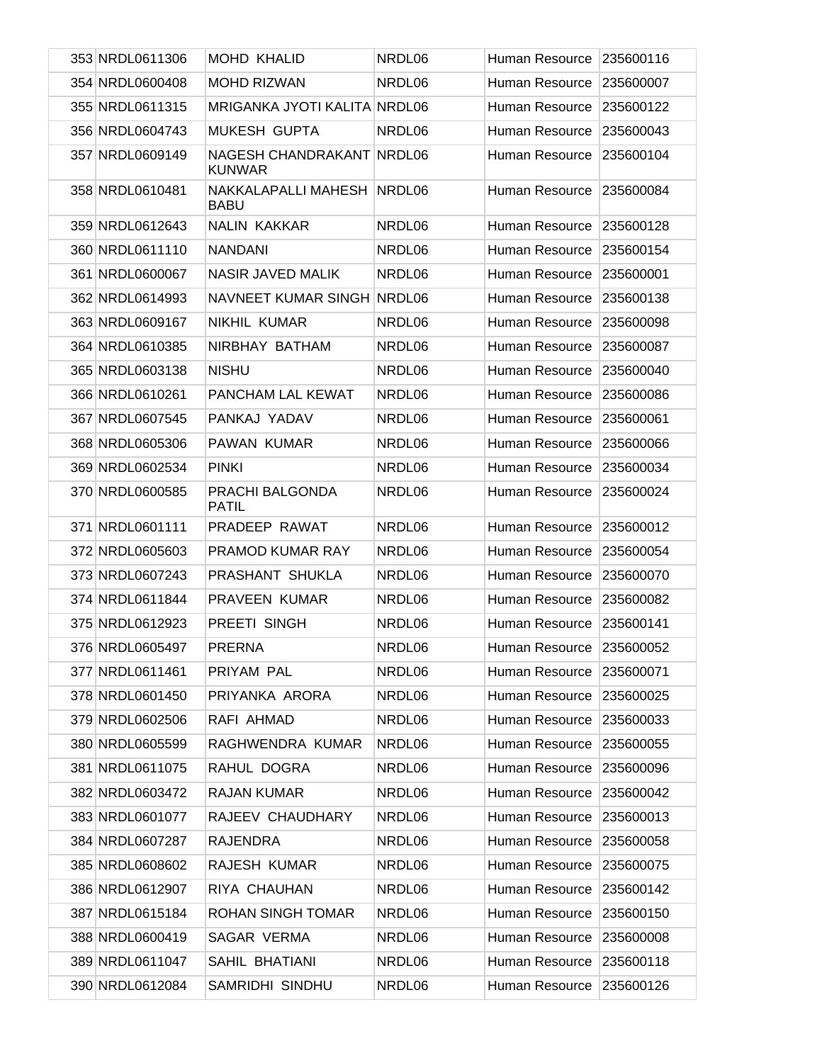| | | | | | |
|---|---|---|---|---|---|
| 353 | NRDL0611306 | MOHD KHALID | NRDL06 | Human Resource | 235600116 |
| 354 | NRDL0600408 | MOHD RIZWAN | NRDL06 | Human Resource | 235600007 |
| 355 | NRDL0611315 | MRIGANKA JYOTI KALITA | NRDL06 | Human Resource | 235600122 |
| 356 | NRDL0604743 | MUKESH GUPTA | NRDL06 | Human Resource | 235600043 |
| 357 | NRDL0609149 | NAGESH CHANDRAKANT KUNWAR | NRDL06 | Human Resource | 235600104 |
| 358 | NRDL0610481 | NAKKALAPALLI MAHESH BABU | NRDL06 | Human Resource | 235600084 |
| 359 | NRDL0612643 | NALIN KAKKAR | NRDL06 | Human Resource | 235600128 |
| 360 | NRDL0611110 | NANDANI | NRDL06 | Human Resource | 235600154 |
| 361 | NRDL0600067 | NASIR JAVED MALIK | NRDL06 | Human Resource | 235600001 |
| 362 | NRDL0614993 | NAVNEET KUMAR SINGH | NRDL06 | Human Resource | 235600138 |
| 363 | NRDL0609167 | NIKHIL KUMAR | NRDL06 | Human Resource | 235600098 |
| 364 | NRDL0610385 | NIRBHAY BATHAM | NRDL06 | Human Resource | 235600087 |
| 365 | NRDL0603138 | NISHU | NRDL06 | Human Resource | 235600040 |
| 366 | NRDL0610261 | PANCHAM LAL KEWAT | NRDL06 | Human Resource | 235600086 |
| 367 | NRDL0607545 | PANKAJ YADAV | NRDL06 | Human Resource | 235600061 |
| 368 | NRDL0605306 | PAWAN KUMAR | NRDL06 | Human Resource | 235600066 |
| 369 | NRDL0602534 | PINKI | NRDL06 | Human Resource | 235600034 |
| 370 | NRDL0600585 | PRACHI BALGONDA PATIL | NRDL06 | Human Resource | 235600024 |
| 371 | NRDL0601111 | PRADEEP RAWAT | NRDL06 | Human Resource | 235600012 |
| 372 | NRDL0605603 | PRAMOD KUMAR RAY | NRDL06 | Human Resource | 235600054 |
| 373 | NRDL0607243 | PRASHANT SHUKLA | NRDL06 | Human Resource | 235600070 |
| 374 | NRDL0611844 | PRAVEEN KUMAR | NRDL06 | Human Resource | 235600082 |
| 375 | NRDL0612923 | PREETI SINGH | NRDL06 | Human Resource | 235600141 |
| 376 | NRDL0605497 | PRERNA | NRDL06 | Human Resource | 235600052 |
| 377 | NRDL0611461 | PRIYAM PAL | NRDL06 | Human Resource | 235600071 |
| 378 | NRDL0601450 | PRIYANKA ARORA | NRDL06 | Human Resource | 235600025 |
| 379 | NRDL0602506 | RAFI AHMAD | NRDL06 | Human Resource | 235600033 |
| 380 | NRDL0605599 | RAGHWENDRA KUMAR | NRDL06 | Human Resource | 235600055 |
| 381 | NRDL0611075 | RAHUL DOGRA | NRDL06 | Human Resource | 235600096 |
| 382 | NRDL0603472 | RAJAN KUMAR | NRDL06 | Human Resource | 235600042 |
| 383 | NRDL0601077 | RAJEEV CHAUDHARY | NRDL06 | Human Resource | 235600013 |
| 384 | NRDL0607287 | RAJENDRA | NRDL06 | Human Resource | 235600058 |
| 385 | NRDL0608602 | RAJESH KUMAR | NRDL06 | Human Resource | 235600075 |
| 386 | NRDL0612907 | RIYA CHAUHAN | NRDL06 | Human Resource | 235600142 |
| 387 | NRDL0615184 | ROHAN SINGH TOMAR | NRDL06 | Human Resource | 235600150 |
| 388 | NRDL0600419 | SAGAR VERMA | NRDL06 | Human Resource | 235600008 |
| 389 | NRDL0611047 | SAHIL BHATIANI | NRDL06 | Human Resource | 235600118 |
| 390 | NRDL0612084 | SAMRIDHI SINDHU | NRDL06 | Human Resource | 235600126 |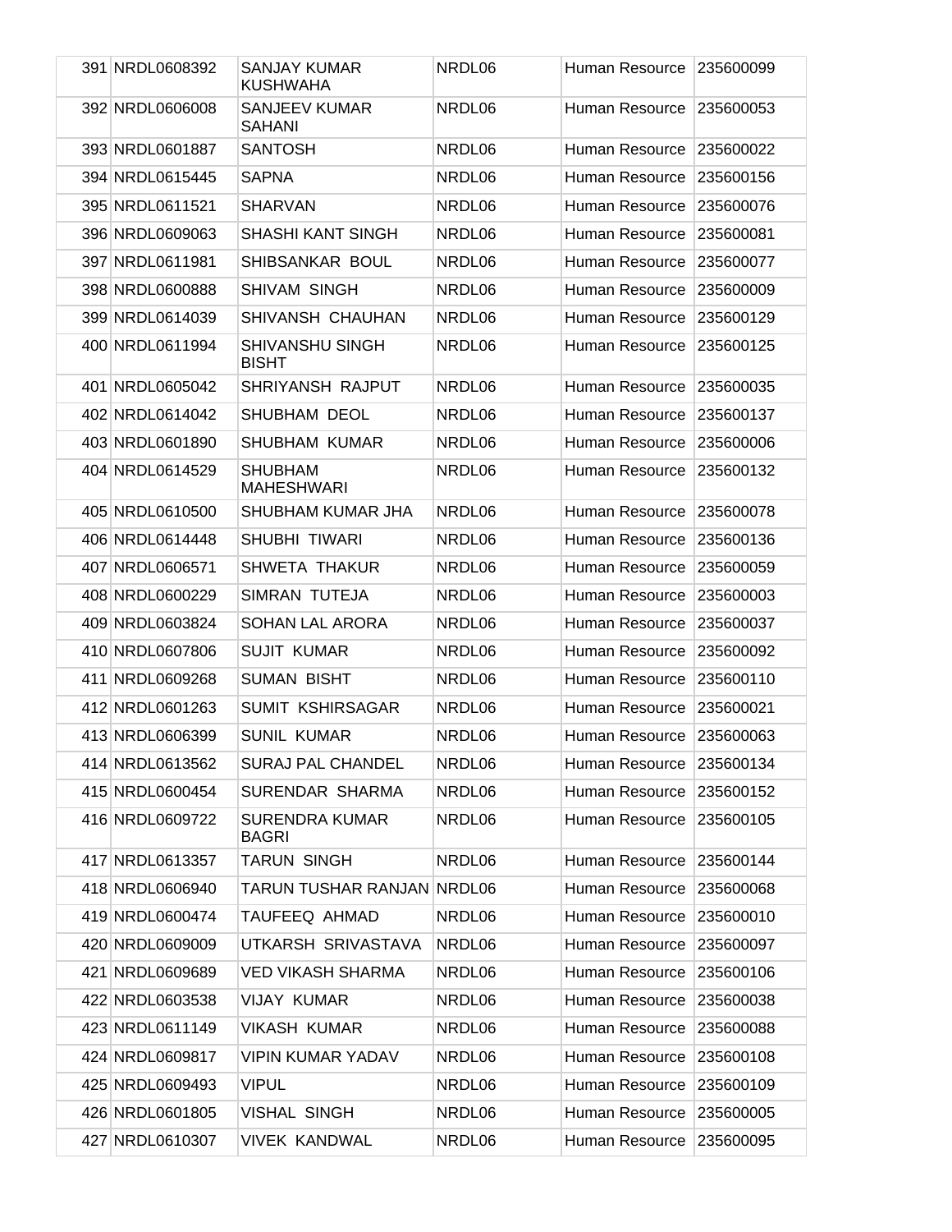| | | | | | |
|---|---|---|---|---|---|
| 391 | NRDL0608392 | SANJAY KUMAR KUSHWAHA | NRDL06 | Human Resource | 235600099 |
| 392 | NRDL0606008 | SANJEEV KUMAR SAHANI | NRDL06 | Human Resource | 235600053 |
| 393 | NRDL0601887 | SANTOSH | NRDL06 | Human Resource | 235600022 |
| 394 | NRDL0615445 | SAPNA | NRDL06 | Human Resource | 235600156 |
| 395 | NRDL0611521 | SHARVAN | NRDL06 | Human Resource | 235600076 |
| 396 | NRDL0609063 | SHASHI KANT SINGH | NRDL06 | Human Resource | 235600081 |
| 397 | NRDL0611981 | SHIBSANKAR BOUL | NRDL06 | Human Resource | 235600077 |
| 398 | NRDL0600888 | SHIVAM SINGH | NRDL06 | Human Resource | 235600009 |
| 399 | NRDL0614039 | SHIVANSH CHAUHAN | NRDL06 | Human Resource | 235600129 |
| 400 | NRDL0611994 | SHIVANSHU SINGH BISHT | NRDL06 | Human Resource | 235600125 |
| 401 | NRDL0605042 | SHRIYANSH RAJPUT | NRDL06 | Human Resource | 235600035 |
| 402 | NRDL0614042 | SHUBHAM DEOL | NRDL06 | Human Resource | 235600137 |
| 403 | NRDL0601890 | SHUBHAM KUMAR | NRDL06 | Human Resource | 235600006 |
| 404 | NRDL0614529 | SHUBHAM MAHESHWARI | NRDL06 | Human Resource | 235600132 |
| 405 | NRDL0610500 | SHUBHAM KUMAR JHA | NRDL06 | Human Resource | 235600078 |
| 406 | NRDL0614448 | SHUBHI TIWARI | NRDL06 | Human Resource | 235600136 |
| 407 | NRDL0606571 | SHWETA THAKUR | NRDL06 | Human Resource | 235600059 |
| 408 | NRDL0600229 | SIMRAN TUTEJA | NRDL06 | Human Resource | 235600003 |
| 409 | NRDL0603824 | SOHAN LAL ARORA | NRDL06 | Human Resource | 235600037 |
| 410 | NRDL0607806 | SUJIT KUMAR | NRDL06 | Human Resource | 235600092 |
| 411 | NRDL0609268 | SUMAN BISHT | NRDL06 | Human Resource | 235600110 |
| 412 | NRDL0601263 | SUMIT KSHIRSAGAR | NRDL06 | Human Resource | 235600021 |
| 413 | NRDL0606399 | SUNIL KUMAR | NRDL06 | Human Resource | 235600063 |
| 414 | NRDL0613562 | SURAJ PAL CHANDEL | NRDL06 | Human Resource | 235600134 |
| 415 | NRDL0600454 | SURENDAR SHARMA | NRDL06 | Human Resource | 235600152 |
| 416 | NRDL0609722 | SURENDRA KUMAR BAGRI | NRDL06 | Human Resource | 235600105 |
| 417 | NRDL0613357 | TARUN SINGH | NRDL06 | Human Resource | 235600144 |
| 418 | NRDL0606940 | TARUN TUSHAR RANJAN | NRDL06 | Human Resource | 235600068 |
| 419 | NRDL0600474 | TAUFEEQ AHMAD | NRDL06 | Human Resource | 235600010 |
| 420 | NRDL0609009 | UTKARSH SRIVASTAVA | NRDL06 | Human Resource | 235600097 |
| 421 | NRDL0609689 | VED VIKASH SHARMA | NRDL06 | Human Resource | 235600106 |
| 422 | NRDL0603538 | VIJAY KUMAR | NRDL06 | Human Resource | 235600038 |
| 423 | NRDL0611149 | VIKASH KUMAR | NRDL06 | Human Resource | 235600088 |
| 424 | NRDL0609817 | VIPIN KUMAR YADAV | NRDL06 | Human Resource | 235600108 |
| 425 | NRDL0609493 | VIPUL | NRDL06 | Human Resource | 235600109 |
| 426 | NRDL0601805 | VISHAL SINGH | NRDL06 | Human Resource | 235600005 |
| 427 | NRDL0610307 | VIVEK KANDWAL | NRDL06 | Human Resource | 235600095 |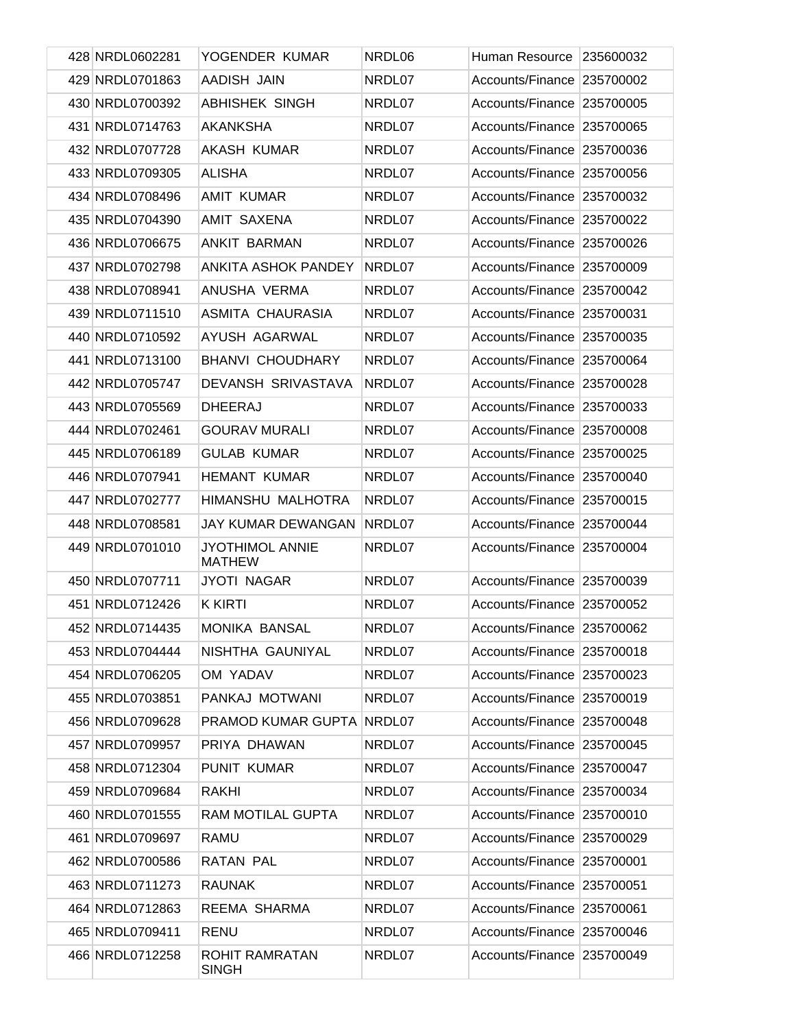| | | | | | |
|---|---|---|---|---|---|
| 428 | NRDL0602281 | YOGENDER KUMAR | NRDL06 | Human Resource | 235600032 |
| 429 | NRDL0701863 | AADISH JAIN | NRDL07 | Accounts/Finance | 235700002 |
| 430 | NRDL0700392 | ABHISHEK SINGH | NRDL07 | Accounts/Finance | 235700005 |
| 431 | NRDL0714763 | AKANKSHA | NRDL07 | Accounts/Finance | 235700065 |
| 432 | NRDL0707728 | AKASH KUMAR | NRDL07 | Accounts/Finance | 235700036 |
| 433 | NRDL0709305 | ALISHA | NRDL07 | Accounts/Finance | 235700056 |
| 434 | NRDL0708496 | AMIT KUMAR | NRDL07 | Accounts/Finance | 235700032 |
| 435 | NRDL0704390 | AMIT SAXENA | NRDL07 | Accounts/Finance | 235700022 |
| 436 | NRDL0706675 | ANKIT BARMAN | NRDL07 | Accounts/Finance | 235700026 |
| 437 | NRDL0702798 | ANKITA ASHOK PANDEY | NRDL07 | Accounts/Finance | 235700009 |
| 438 | NRDL0708941 | ANUSHA VERMA | NRDL07 | Accounts/Finance | 235700042 |
| 439 | NRDL0711510 | ASMITA CHAURASIA | NRDL07 | Accounts/Finance | 235700031 |
| 440 | NRDL0710592 | AYUSH AGARWAL | NRDL07 | Accounts/Finance | 235700035 |
| 441 | NRDL0713100 | BHANVI CHOUDHARY | NRDL07 | Accounts/Finance | 235700064 |
| 442 | NRDL0705747 | DEVANSH SRIVASTAVA | NRDL07 | Accounts/Finance | 235700028 |
| 443 | NRDL0705569 | DHEERAJ | NRDL07 | Accounts/Finance | 235700033 |
| 444 | NRDL0702461 | GOURAV MURALI | NRDL07 | Accounts/Finance | 235700008 |
| 445 | NRDL0706189 | GULAB KUMAR | NRDL07 | Accounts/Finance | 235700025 |
| 446 | NRDL0707941 | HEMANT KUMAR | NRDL07 | Accounts/Finance | 235700040 |
| 447 | NRDL0702777 | HIMANSHU MALHOTRA | NRDL07 | Accounts/Finance | 235700015 |
| 448 | NRDL0708581 | JAY KUMAR DEWANGAN | NRDL07 | Accounts/Finance | 235700044 |
| 449 | NRDL0701010 | JYOTHIMOL ANNIE MATHEW | NRDL07 | Accounts/Finance | 235700004 |
| 450 | NRDL0707711 | JYOTI NAGAR | NRDL07 | Accounts/Finance | 235700039 |
| 451 | NRDL0712426 | K KIRTI | NRDL07 | Accounts/Finance | 235700052 |
| 452 | NRDL0714435 | MONIKA BANSAL | NRDL07 | Accounts/Finance | 235700062 |
| 453 | NRDL0704444 | NISHTHA GAUNIYAL | NRDL07 | Accounts/Finance | 235700018 |
| 454 | NRDL0706205 | OM YADAV | NRDL07 | Accounts/Finance | 235700023 |
| 455 | NRDL0703851 | PANKAJ MOTWANI | NRDL07 | Accounts/Finance | 235700019 |
| 456 | NRDL0709628 | PRAMOD KUMAR GUPTA | NRDL07 | Accounts/Finance | 235700048 |
| 457 | NRDL0709957 | PRIYA DHAWAN | NRDL07 | Accounts/Finance | 235700045 |
| 458 | NRDL0712304 | PUNIT KUMAR | NRDL07 | Accounts/Finance | 235700047 |
| 459 | NRDL0709684 | RAKHI | NRDL07 | Accounts/Finance | 235700034 |
| 460 | NRDL0701555 | RAM MOTILAL GUPTA | NRDL07 | Accounts/Finance | 235700010 |
| 461 | NRDL0709697 | RAMU | NRDL07 | Accounts/Finance | 235700029 |
| 462 | NRDL0700586 | RATAN PAL | NRDL07 | Accounts/Finance | 235700001 |
| 463 | NRDL0711273 | RAUNAK | NRDL07 | Accounts/Finance | 235700051 |
| 464 | NRDL0712863 | REEMA SHARMA | NRDL07 | Accounts/Finance | 235700061 |
| 465 | NRDL0709411 | RENU | NRDL07 | Accounts/Finance | 235700046 |
| 466 | NRDL0712258 | ROHIT RAMRATAN SINGH | NRDL07 | Accounts/Finance | 235700049 |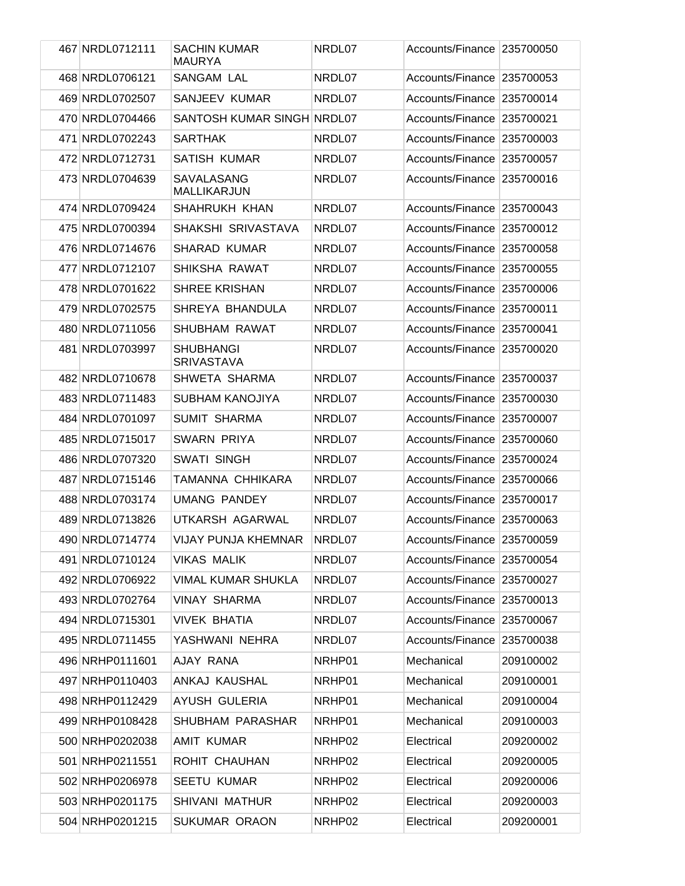| 467 | NRDL0712111 | SACHIN KUMAR MAURYA | NRDL07 | Accounts/Finance | 235700050 |
|---|---|---|---|---|---|
| 468 | NRDL0706121 | SANGAM LAL | NRDL07 | Accounts/Finance | 235700053 |
| 469 | NRDL0702507 | SANJEEV KUMAR | NRDL07 | Accounts/Finance | 235700014 |
| 470 | NRDL0704466 | SANTOSH KUMAR SINGH | NRDL07 | Accounts/Finance | 235700021 |
| 471 | NRDL0702243 | SARTHAK | NRDL07 | Accounts/Finance | 235700003 |
| 472 | NRDL0712731 | SATISH KUMAR | NRDL07 | Accounts/Finance | 235700057 |
| 473 | NRDL0704639 | SAVALASANG MALLIKARJUN | NRDL07 | Accounts/Finance | 235700016 |
| 474 | NRDL0709424 | SHAHRUKH KHAN | NRDL07 | Accounts/Finance | 235700043 |
| 475 | NRDL0700394 | SHAKSHI SRIVASTAVA | NRDL07 | Accounts/Finance | 235700012 |
| 476 | NRDL0714676 | SHARAD KUMAR | NRDL07 | Accounts/Finance | 235700058 |
| 477 | NRDL0712107 | SHIKSHA RAWAT | NRDL07 | Accounts/Finance | 235700055 |
| 478 | NRDL0701622 | SHREE KRISHAN | NRDL07 | Accounts/Finance | 235700006 |
| 479 | NRDL0702575 | SHREYA BHANDULA | NRDL07 | Accounts/Finance | 235700011 |
| 480 | NRDL0711056 | SHUBHAM RAWAT | NRDL07 | Accounts/Finance | 235700041 |
| 481 | NRDL0703997 | SHUBHANGI SRIVASTAVA | NRDL07 | Accounts/Finance | 235700020 |
| 482 | NRDL0710678 | SHWETA SHARMA | NRDL07 | Accounts/Finance | 235700037 |
| 483 | NRDL0711483 | SUBHAM KANOJIYA | NRDL07 | Accounts/Finance | 235700030 |
| 484 | NRDL0701097 | SUMIT SHARMA | NRDL07 | Accounts/Finance | 235700007 |
| 485 | NRDL0715017 | SWARN PRIYA | NRDL07 | Accounts/Finance | 235700060 |
| 486 | NRDL0707320 | SWATI SINGH | NRDL07 | Accounts/Finance | 235700024 |
| 487 | NRDL0715146 | TAMANNA CHHIKARA | NRDL07 | Accounts/Finance | 235700066 |
| 488 | NRDL0703174 | UMANG PANDEY | NRDL07 | Accounts/Finance | 235700017 |
| 489 | NRDL0713826 | UTKARSH AGARWAL | NRDL07 | Accounts/Finance | 235700063 |
| 490 | NRDL0714774 | VIJAY PUNJA KHEMNAR | NRDL07 | Accounts/Finance | 235700059 |
| 491 | NRDL0710124 | VIKAS MALIK | NRDL07 | Accounts/Finance | 235700054 |
| 492 | NRDL0706922 | VIMAL KUMAR SHUKLA | NRDL07 | Accounts/Finance | 235700027 |
| 493 | NRDL0702764 | VINAY SHARMA | NRDL07 | Accounts/Finance | 235700013 |
| 494 | NRDL0715301 | VIVEK BHATIA | NRDL07 | Accounts/Finance | 235700067 |
| 495 | NRDL0711455 | YASHWANI NEHRA | NRDL07 | Accounts/Finance | 235700038 |
| 496 | NRHP0111601 | AJAY RANA | NRHP01 | Mechanical | 209100002 |
| 497 | NRHP0110403 | ANKAJ KAUSHAL | NRHP01 | Mechanical | 209100001 |
| 498 | NRHP0112429 | AYUSH GULERIA | NRHP01 | Mechanical | 209100004 |
| 499 | NRHP0108428 | SHUBHAM PARASHAR | NRHP01 | Mechanical | 209100003 |
| 500 | NRHP0202038 | AMIT KUMAR | NRHP02 | Electrical | 209200002 |
| 501 | NRHP0211551 | ROHIT CHAUHAN | NRHP02 | Electrical | 209200005 |
| 502 | NRHP0206978 | SEETU KUMAR | NRHP02 | Electrical | 209200006 |
| 503 | NRHP0201175 | SHIVANI MATHUR | NRHP02 | Electrical | 209200003 |
| 504 | NRHP0201215 | SUKUMAR ORAON | NRHP02 | Electrical | 209200001 |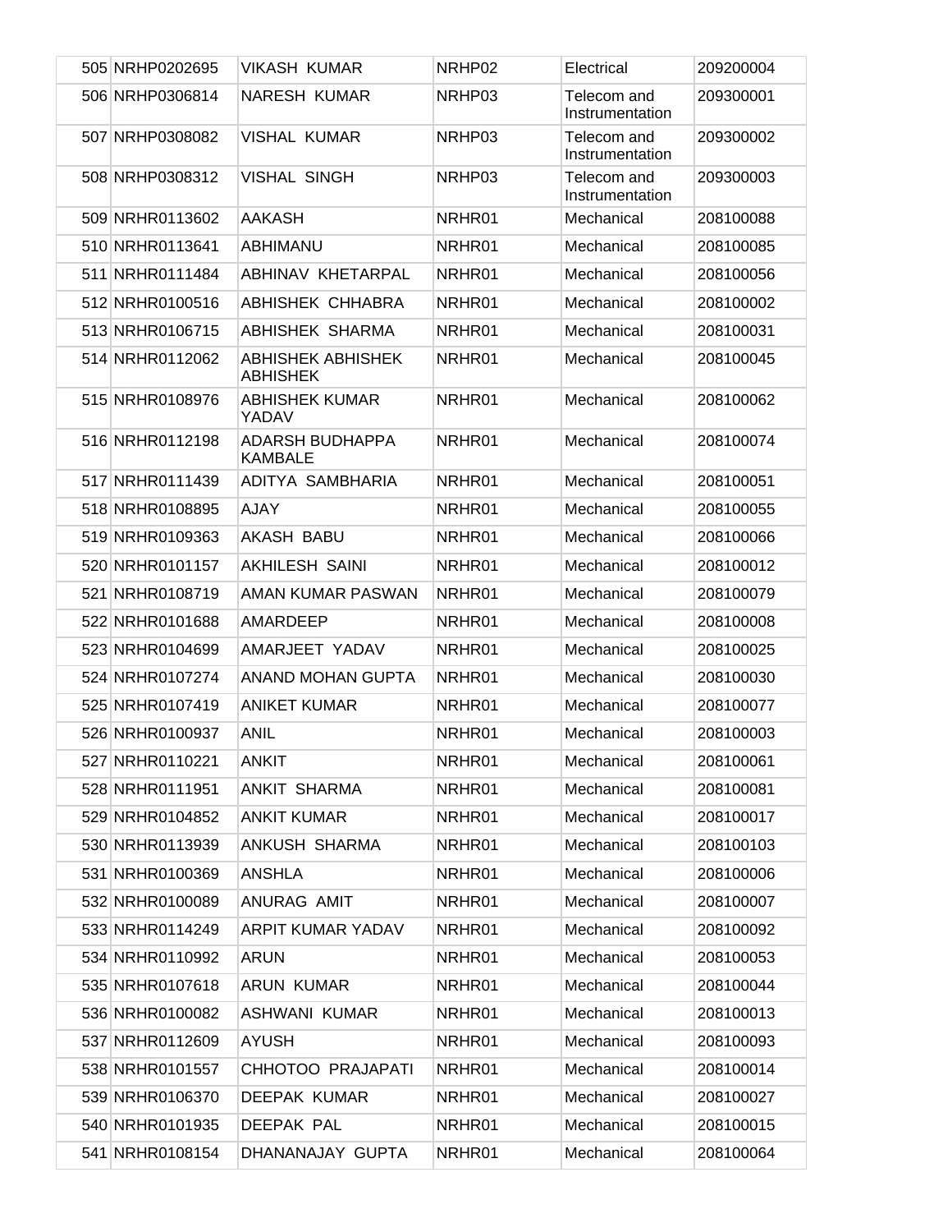| 505 | NRHP0202695 | VIKASH KUMAR | NRHP02 | Electrical | 209200004 |
|---|---|---|---|---|---|
| 506 | NRHP0306814 | NARESH KUMAR | NRHP03 | Telecom and Instrumentation | 209300001 |
| 507 | NRHP0308082 | VISHAL KUMAR | NRHP03 | Telecom and Instrumentation | 209300002 |
| 508 | NRHP0308312 | VISHAL SINGH | NRHP03 | Telecom and Instrumentation | 209300003 |
| 509 | NRHR0113602 | AAKASH | NRHR01 | Mechanical | 208100088 |
| 510 | NRHR0113641 | ABHIMANU | NRHR01 | Mechanical | 208100085 |
| 511 | NRHR0111484 | ABHINAV KHETARPAL | NRHR01 | Mechanical | 208100056 |
| 512 | NRHR0100516 | ABHISHEK CHHABRA | NRHR01 | Mechanical | 208100002 |
| 513 | NRHR0106715 | ABHISHEK SHARMA | NRHR01 | Mechanical | 208100031 |
| 514 | NRHR0112062 | ABHISHEK ABHISHEK ABHISHEK | NRHR01 | Mechanical | 208100045 |
| 515 | NRHR0108976 | ABHISHEK KUMAR YADAV | NRHR01 | Mechanical | 208100062 |
| 516 | NRHR0112198 | ADARSH BUDHAPPA KAMBALE | NRHR01 | Mechanical | 208100074 |
| 517 | NRHR0111439 | ADITYA SAMBHARIA | NRHR01 | Mechanical | 208100051 |
| 518 | NRHR0108895 | AJAY | NRHR01 | Mechanical | 208100055 |
| 519 | NRHR0109363 | AKASH BABU | NRHR01 | Mechanical | 208100066 |
| 520 | NRHR0101157 | AKHILESH SAINI | NRHR01 | Mechanical | 208100012 |
| 521 | NRHR0108719 | AMAN KUMAR PASWAN | NRHR01 | Mechanical | 208100079 |
| 522 | NRHR0101688 | AMARDEEP | NRHR01 | Mechanical | 208100008 |
| 523 | NRHR0104699 | AMARJEET YADAV | NRHR01 | Mechanical | 208100025 |
| 524 | NRHR0107274 | ANAND MOHAN GUPTA | NRHR01 | Mechanical | 208100030 |
| 525 | NRHR0107419 | ANIKET KUMAR | NRHR01 | Mechanical | 208100077 |
| 526 | NRHR0100937 | ANIL | NRHR01 | Mechanical | 208100003 |
| 527 | NRHR0110221 | ANKIT | NRHR01 | Mechanical | 208100061 |
| 528 | NRHR0111951 | ANKIT SHARMA | NRHR01 | Mechanical | 208100081 |
| 529 | NRHR0104852 | ANKIT KUMAR | NRHR01 | Mechanical | 208100017 |
| 530 | NRHR0113939 | ANKUSH SHARMA | NRHR01 | Mechanical | 208100103 |
| 531 | NRHR0100369 | ANSHLA | NRHR01 | Mechanical | 208100006 |
| 532 | NRHR0100089 | ANURAG AMIT | NRHR01 | Mechanical | 208100007 |
| 533 | NRHR0114249 | ARPIT KUMAR YADAV | NRHR01 | Mechanical | 208100092 |
| 534 | NRHR0110992 | ARUN | NRHR01 | Mechanical | 208100053 |
| 535 | NRHR0107618 | ARUN KUMAR | NRHR01 | Mechanical | 208100044 |
| 536 | NRHR0100082 | ASHWANI KUMAR | NRHR01 | Mechanical | 208100013 |
| 537 | NRHR0112609 | AYUSH | NRHR01 | Mechanical | 208100093 |
| 538 | NRHR0101557 | CHHOTOO PRAJAPATI | NRHR01 | Mechanical | 208100014 |
| 539 | NRHR0106370 | DEEPAK KUMAR | NRHR01 | Mechanical | 208100027 |
| 540 | NRHR0101935 | DEEPAK PAL | NRHR01 | Mechanical | 208100015 |
| 541 | NRHR0108154 | DHANANAJAY GUPTA | NRHR01 | Mechanical | 208100064 |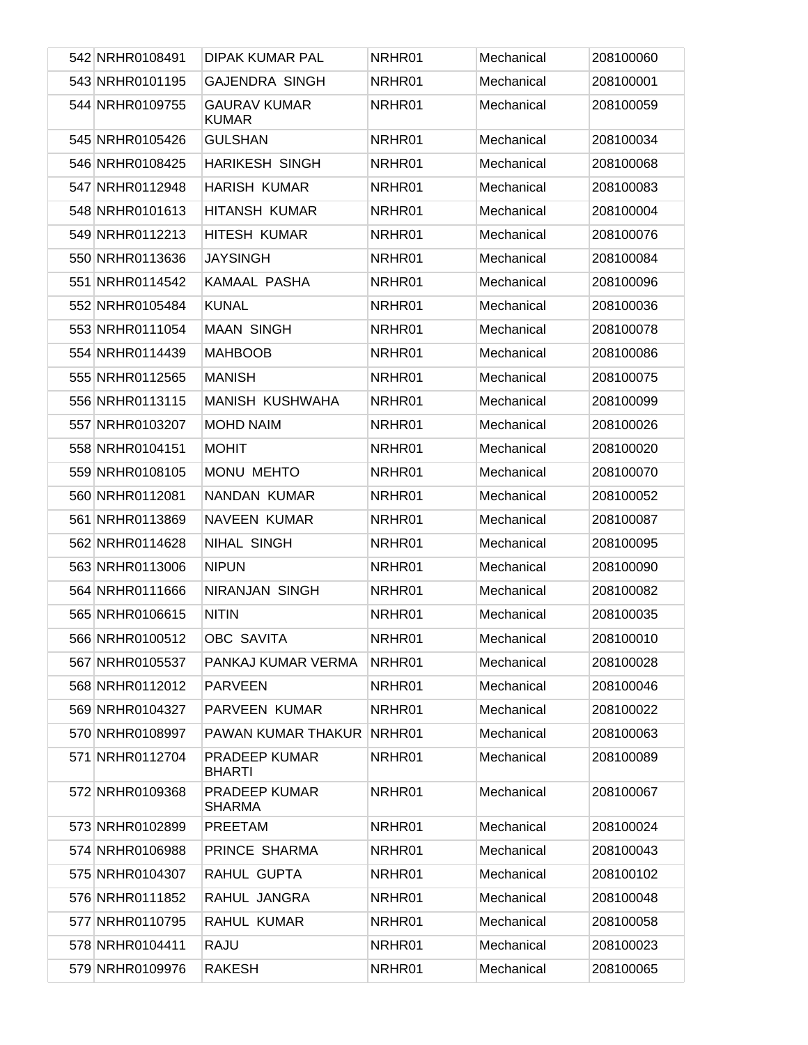| 542 | NRHR0108491 | DIPAK KUMAR PAL | NRHR01 | Mechanical | 208100060 |
|---|---|---|---|---|---|
| 543 | NRHR0101195 | GAJENDRA SINGH | NRHR01 | Mechanical | 208100001 |
| 544 | NRHR0109755 | GAURAV KUMAR KUMAR | NRHR01 | Mechanical | 208100059 |
| 545 | NRHR0105426 | GULSHAN | NRHR01 | Mechanical | 208100034 |
| 546 | NRHR0108425 | HARIKESH SINGH | NRHR01 | Mechanical | 208100068 |
| 547 | NRHR0112948 | HARISH KUMAR | NRHR01 | Mechanical | 208100083 |
| 548 | NRHR0101613 | HITANSH KUMAR | NRHR01 | Mechanical | 208100004 |
| 549 | NRHR0112213 | HITESH KUMAR | NRHR01 | Mechanical | 208100076 |
| 550 | NRHR0113636 | JAYSINGH | NRHR01 | Mechanical | 208100084 |
| 551 | NRHR0114542 | KAMAAL PASHA | NRHR01 | Mechanical | 208100096 |
| 552 | NRHR0105484 | KUNAL | NRHR01 | Mechanical | 208100036 |
| 553 | NRHR0111054 | MAAN SINGH | NRHR01 | Mechanical | 208100078 |
| 554 | NRHR0114439 | MAHBOOB | NRHR01 | Mechanical | 208100086 |
| 555 | NRHR0112565 | MANISH | NRHR01 | Mechanical | 208100075 |
| 556 | NRHR0113115 | MANISH KUSHWAHA | NRHR01 | Mechanical | 208100099 |
| 557 | NRHR0103207 | MOHD NAIM | NRHR01 | Mechanical | 208100026 |
| 558 | NRHR0104151 | MOHIT | NRHR01 | Mechanical | 208100020 |
| 559 | NRHR0108105 | MONU MEHTO | NRHR01 | Mechanical | 208100070 |
| 560 | NRHR0112081 | NANDAN KUMAR | NRHR01 | Mechanical | 208100052 |
| 561 | NRHR0113869 | NAVEEN KUMAR | NRHR01 | Mechanical | 208100087 |
| 562 | NRHR0114628 | NIHAL SINGH | NRHR01 | Mechanical | 208100095 |
| 563 | NRHR0113006 | NIPUN | NRHR01 | Mechanical | 208100090 |
| 564 | NRHR0111666 | NIRANJAN SINGH | NRHR01 | Mechanical | 208100082 |
| 565 | NRHR0106615 | NITIN | NRHR01 | Mechanical | 208100035 |
| 566 | NRHR0100512 | OBC SAVITA | NRHR01 | Mechanical | 208100010 |
| 567 | NRHR0105537 | PANKAJ KUMAR VERMA | NRHR01 | Mechanical | 208100028 |
| 568 | NRHR0112012 | PARVEEN | NRHR01 | Mechanical | 208100046 |
| 569 | NRHR0104327 | PARVEEN KUMAR | NRHR01 | Mechanical | 208100022 |
| 570 | NRHR0108997 | PAWAN KUMAR THAKUR | NRHR01 | Mechanical | 208100063 |
| 571 | NRHR0112704 | PRADEEP KUMAR BHARTI | NRHR01 | Mechanical | 208100089 |
| 572 | NRHR0109368 | PRADEEP KUMAR SHARMA | NRHR01 | Mechanical | 208100067 |
| 573 | NRHR0102899 | PREETAM | NRHR01 | Mechanical | 208100024 |
| 574 | NRHR0106988 | PRINCE SHARMA | NRHR01 | Mechanical | 208100043 |
| 575 | NRHR0104307 | RAHUL GUPTA | NRHR01 | Mechanical | 208100102 |
| 576 | NRHR0111852 | RAHUL JANGRA | NRHR01 | Mechanical | 208100048 |
| 577 | NRHR0110795 | RAHUL KUMAR | NRHR01 | Mechanical | 208100058 |
| 578 | NRHR0104411 | RAJU | NRHR01 | Mechanical | 208100023 |
| 579 | NRHR0109976 | RAKESH | NRHR01 | Mechanical | 208100065 |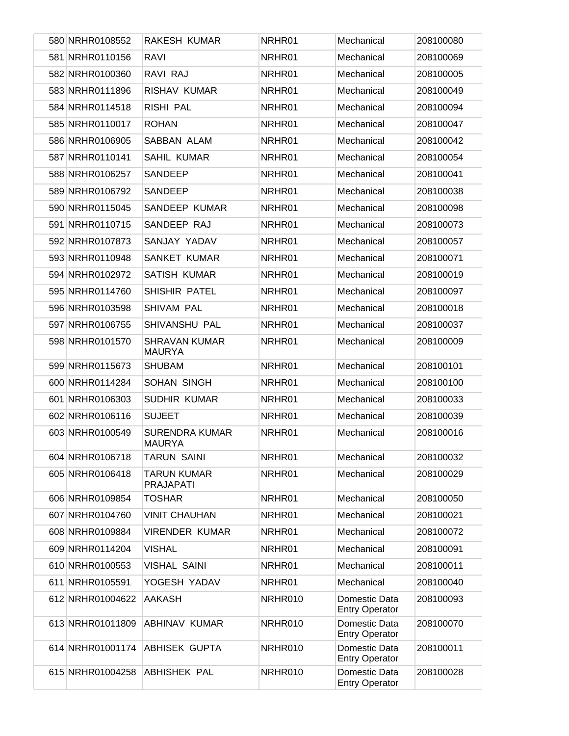| | | | | | |
|---|---|---|---|---|---|
| 580 | NRHR0108552 | RAKESH KUMAR | NRHR01 | Mechanical | 208100080 |
| 581 | NRHR0110156 | RAVI | NRHR01 | Mechanical | 208100069 |
| 582 | NRHR0100360 | RAVI RAJ | NRHR01 | Mechanical | 208100005 |
| 583 | NRHR0111896 | RISHAV KUMAR | NRHR01 | Mechanical | 208100049 |
| 584 | NRHR0114518 | RISHI PAL | NRHR01 | Mechanical | 208100094 |
| 585 | NRHR0110017 | ROHAN | NRHR01 | Mechanical | 208100047 |
| 586 | NRHR0106905 | SABBAN ALAM | NRHR01 | Mechanical | 208100042 |
| 587 | NRHR0110141 | SAHIL KUMAR | NRHR01 | Mechanical | 208100054 |
| 588 | NRHR0106257 | SANDEEP | NRHR01 | Mechanical | 208100041 |
| 589 | NRHR0106792 | SANDEEP | NRHR01 | Mechanical | 208100038 |
| 590 | NRHR0115045 | SANDEEP KUMAR | NRHR01 | Mechanical | 208100098 |
| 591 | NRHR0110715 | SANDEEP RAJ | NRHR01 | Mechanical | 208100073 |
| 592 | NRHR0107873 | SANJAY YADAV | NRHR01 | Mechanical | 208100057 |
| 593 | NRHR0110948 | SANKET KUMAR | NRHR01 | Mechanical | 208100071 |
| 594 | NRHR0102972 | SATISH KUMAR | NRHR01 | Mechanical | 208100019 |
| 595 | NRHR0114760 | SHISHIR PATEL | NRHR01 | Mechanical | 208100097 |
| 596 | NRHR0103598 | SHIVAM PAL | NRHR01 | Mechanical | 208100018 |
| 597 | NRHR0106755 | SHIVANSHU PAL | NRHR01 | Mechanical | 208100037 |
| 598 | NRHR0101570 | SHRAVAN KUMAR MAURYA | NRHR01 | Mechanical | 208100009 |
| 599 | NRHR0115673 | SHUBAM | NRHR01 | Mechanical | 208100101 |
| 600 | NRHR0114284 | SOHAN SINGH | NRHR01 | Mechanical | 208100100 |
| 601 | NRHR0106303 | SUDHIR KUMAR | NRHR01 | Mechanical | 208100033 |
| 602 | NRHR0106116 | SUJEET | NRHR01 | Mechanical | 208100039 |
| 603 | NRHR0100549 | SURENDRA KUMAR MAURYA | NRHR01 | Mechanical | 208100016 |
| 604 | NRHR0106718 | TARUN SAINI | NRHR01 | Mechanical | 208100032 |
| 605 | NRHR0106418 | TARUN KUMAR PRAJAPATI | NRHR01 | Mechanical | 208100029 |
| 606 | NRHR0109854 | TOSHAR | NRHR01 | Mechanical | 208100050 |
| 607 | NRHR0104760 | VINIT CHAUHAN | NRHR01 | Mechanical | 208100021 |
| 608 | NRHR0109884 | VIRENDER KUMAR | NRHR01 | Mechanical | 208100072 |
| 609 | NRHR0114204 | VISHAL | NRHR01 | Mechanical | 208100091 |
| 610 | NRHR0100553 | VISHAL SAINI | NRHR01 | Mechanical | 208100011 |
| 611 | NRHR0105591 | YOGESH YADAV | NRHR01 | Mechanical | 208100040 |
| 612 | NRHR01004622 | AAKASH | NRHR010 | Domestic Data Entry Operator | 208100093 |
| 613 | NRHR01011809 | ABHINAV KUMAR | NRHR010 | Domestic Data Entry Operator | 208100070 |
| 614 | NRHR01001174 | ABHISEK GUPTA | NRHR010 | Domestic Data Entry Operator | 208100011 |
| 615 | NRHR01004258 | ABHISHEK PAL | NRHR010 | Domestic Data Entry Operator | 208100028 |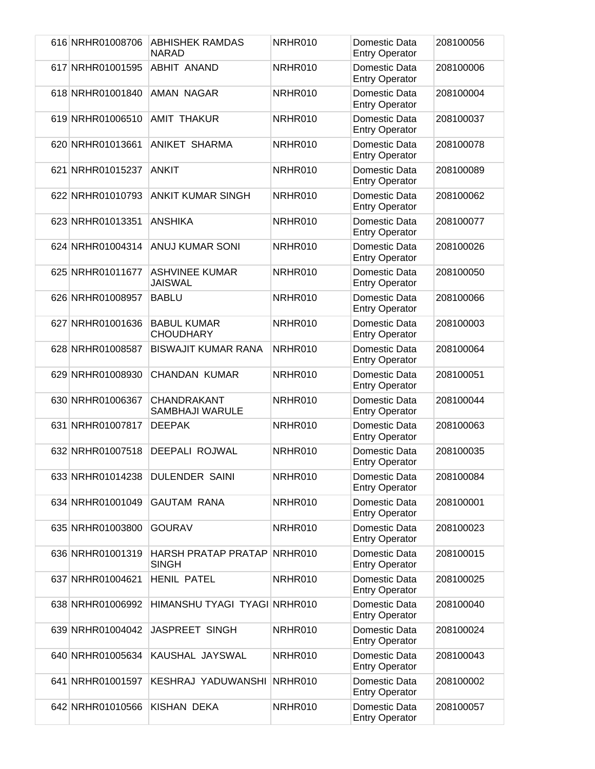| | | | | | |
|---|---|---|---|---|---|
| 616 | NRHR01008706 | ABHISHEK RAMDAS NARAD | NRHR010 | Domestic Data Entry Operator | 208100056 |
| 617 | NRHR01001595 | ABHIT ANAND | NRHR010 | Domestic Data Entry Operator | 208100006 |
| 618 | NRHR01001840 | AMAN NAGAR | NRHR010 | Domestic Data Entry Operator | 208100004 |
| 619 | NRHR01006510 | AMIT THAKUR | NRHR010 | Domestic Data Entry Operator | 208100037 |
| 620 | NRHR01013661 | ANIKET SHARMA | NRHR010 | Domestic Data Entry Operator | 208100078 |
| 621 | NRHR01015237 | ANKIT | NRHR010 | Domestic Data Entry Operator | 208100089 |
| 622 | NRHR01010793 | ANKIT KUMAR SINGH | NRHR010 | Domestic Data Entry Operator | 208100062 |
| 623 | NRHR01013351 | ANSHIKA | NRHR010 | Domestic Data Entry Operator | 208100077 |
| 624 | NRHR01004314 | ANUJ KUMAR SONI | NRHR010 | Domestic Data Entry Operator | 208100026 |
| 625 | NRHR01011677 | ASHVINEE KUMAR JAISWAL | NRHR010 | Domestic Data Entry Operator | 208100050 |
| 626 | NRHR01008957 | BABLU | NRHR010 | Domestic Data Entry Operator | 208100066 |
| 627 | NRHR01001636 | BABUL KUMAR CHOUDHARY | NRHR010 | Domestic Data Entry Operator | 208100003 |
| 628 | NRHR01008587 | BISWAJIT KUMAR RANA | NRHR010 | Domestic Data Entry Operator | 208100064 |
| 629 | NRHR01008930 | CHANDAN KUMAR | NRHR010 | Domestic Data Entry Operator | 208100051 |
| 630 | NRHR01006367 | CHANDRAKANT SAMBHAJI WARULE | NRHR010 | Domestic Data Entry Operator | 208100044 |
| 631 | NRHR01007817 | DEEPAK | NRHR010 | Domestic Data Entry Operator | 208100063 |
| 632 | NRHR01007518 | DEEPALI ROJWAL | NRHR010 | Domestic Data Entry Operator | 208100035 |
| 633 | NRHR01014238 | DULENDER SAINI | NRHR010 | Domestic Data Entry Operator | 208100084 |
| 634 | NRHR01001049 | GAUTAM RANA | NRHR010 | Domestic Data Entry Operator | 208100001 |
| 635 | NRHR01003800 | GOURAV | NRHR010 | Domestic Data Entry Operator | 208100023 |
| 636 | NRHR01001319 | HARSH PRATAP PRATAP SINGH | NRHR010 | Domestic Data Entry Operator | 208100015 |
| 637 | NRHR01004621 | HENIL PATEL | NRHR010 | Domestic Data Entry Operator | 208100025 |
| 638 | NRHR01006992 | HIMANSHU TYAGI TYAGI | NRHR010 | Domestic Data Entry Operator | 208100040 |
| 639 | NRHR01004042 | JASPREET SINGH | NRHR010 | Domestic Data Entry Operator | 208100024 |
| 640 | NRHR01005634 | KAUSHAL JAYSWAL | NRHR010 | Domestic Data Entry Operator | 208100043 |
| 641 | NRHR01001597 | KESHRAJ YADUWANSHI | NRHR010 | Domestic Data Entry Operator | 208100002 |
| 642 | NRHR01010566 | KISHAN DEKA | NRHR010 | Domestic Data Entry Operator | 208100057 |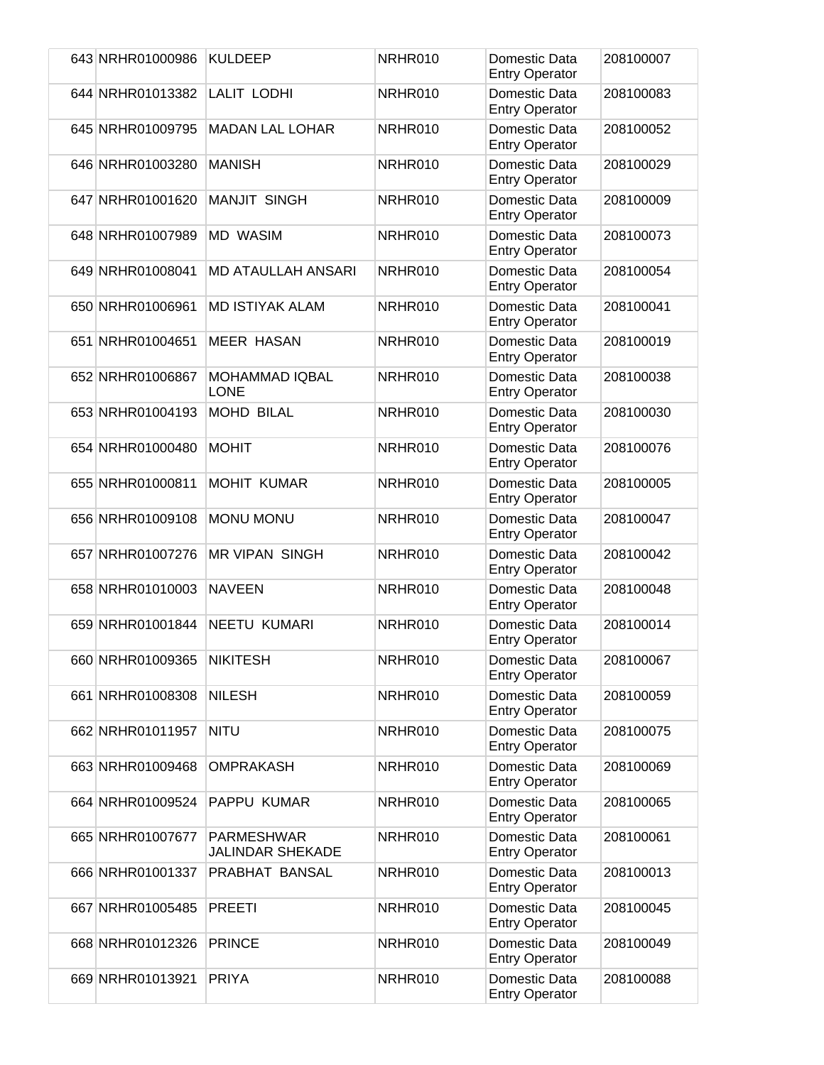| | | | | | |
|---|---|---|---|---|---|
| 643 | NRHR01000986 | KULDEEP | NRHR010 | Domestic Data Entry Operator | 208100007 |
| 644 | NRHR01013382 | LALIT LODHI | NRHR010 | Domestic Data Entry Operator | 208100083 |
| 645 | NRHR01009795 | MADAN LAL LOHAR | NRHR010 | Domestic Data Entry Operator | 208100052 |
| 646 | NRHR01003280 | MANISH | NRHR010 | Domestic Data Entry Operator | 208100029 |
| 647 | NRHR01001620 | MANJIT SINGH | NRHR010 | Domestic Data Entry Operator | 208100009 |
| 648 | NRHR01007989 | MD WASIM | NRHR010 | Domestic Data Entry Operator | 208100073 |
| 649 | NRHR01008041 | MD ATAULLAH ANSARI | NRHR010 | Domestic Data Entry Operator | 208100054 |
| 650 | NRHR01006961 | MD ISTIYAK ALAM | NRHR010 | Domestic Data Entry Operator | 208100041 |
| 651 | NRHR01004651 | MEER HASAN | NRHR010 | Domestic Data Entry Operator | 208100019 |
| 652 | NRHR01006867 | MOHAMMAD IQBAL LONE | NRHR010 | Domestic Data Entry Operator | 208100038 |
| 653 | NRHR01004193 | MOHD BILAL | NRHR010 | Domestic Data Entry Operator | 208100030 |
| 654 | NRHR01000480 | MOHIT | NRHR010 | Domestic Data Entry Operator | 208100076 |
| 655 | NRHR01000811 | MOHIT KUMAR | NRHR010 | Domestic Data Entry Operator | 208100005 |
| 656 | NRHR01009108 | MONU MONU | NRHR010 | Domestic Data Entry Operator | 208100047 |
| 657 | NRHR01007276 | MR VIPAN SINGH | NRHR010 | Domestic Data Entry Operator | 208100042 |
| 658 | NRHR01010003 | NAVEEN | NRHR010 | Domestic Data Entry Operator | 208100048 |
| 659 | NRHR01001844 | NEETU KUMARI | NRHR010 | Domestic Data Entry Operator | 208100014 |
| 660 | NRHR01009365 | NIKITESH | NRHR010 | Domestic Data Entry Operator | 208100067 |
| 661 | NRHR01008308 | NILESH | NRHR010 | Domestic Data Entry Operator | 208100059 |
| 662 | NRHR01011957 | NITU | NRHR010 | Domestic Data Entry Operator | 208100075 |
| 663 | NRHR01009468 | OMPRAKASH | NRHR010 | Domestic Data Entry Operator | 208100069 |
| 664 | NRHR01009524 | PAPPU KUMAR | NRHR010 | Domestic Data Entry Operator | 208100065 |
| 665 | NRHR01007677 | PARMESHWAR JALINDAR SHEKADE | NRHR010 | Domestic Data Entry Operator | 208100061 |
| 666 | NRHR01001337 | PRABHAT BANSAL | NRHR010 | Domestic Data Entry Operator | 208100013 |
| 667 | NRHR01005485 | PREETI | NRHR010 | Domestic Data Entry Operator | 208100045 |
| 668 | NRHR01012326 | PRINCE | NRHR010 | Domestic Data Entry Operator | 208100049 |
| 669 | NRHR01013921 | PRIYA | NRHR010 | Domestic Data Entry Operator | 208100088 |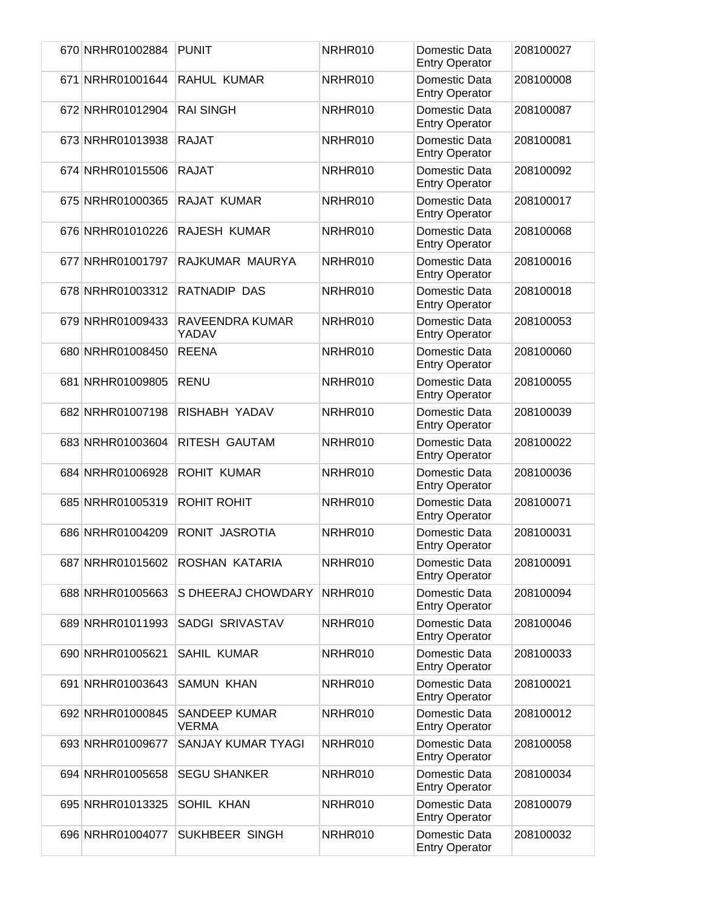| | | | | | |
|---|---|---|---|---|---|
| 670 | NRHR01002884 | PUNIT | NRHR010 | Domestic Data Entry Operator | 208100027 |
| 671 | NRHR01001644 | RAHUL KUMAR | NRHR010 | Domestic Data Entry Operator | 208100008 |
| 672 | NRHR01012904 | RAI SINGH | NRHR010 | Domestic Data Entry Operator | 208100087 |
| 673 | NRHR01013938 | RAJAT | NRHR010 | Domestic Data Entry Operator | 208100081 |
| 674 | NRHR01015506 | RAJAT | NRHR010 | Domestic Data Entry Operator | 208100092 |
| 675 | NRHR01000365 | RAJAT KUMAR | NRHR010 | Domestic Data Entry Operator | 208100017 |
| 676 | NRHR01010226 | RAJESH KUMAR | NRHR010 | Domestic Data Entry Operator | 208100068 |
| 677 | NRHR01001797 | RAJKUMAR MAURYA | NRHR010 | Domestic Data Entry Operator | 208100016 |
| 678 | NRHR01003312 | RATNADIP DAS | NRHR010 | Domestic Data Entry Operator | 208100018 |
| 679 | NRHR01009433 | RAVEENDRA KUMAR YADAV | NRHR010 | Domestic Data Entry Operator | 208100053 |
| 680 | NRHR01008450 | REENA | NRHR010 | Domestic Data Entry Operator | 208100060 |
| 681 | NRHR01009805 | RENU | NRHR010 | Domestic Data Entry Operator | 208100055 |
| 682 | NRHR01007198 | RISHABH YADAV | NRHR010 | Domestic Data Entry Operator | 208100039 |
| 683 | NRHR01003604 | RITESH GAUTAM | NRHR010 | Domestic Data Entry Operator | 208100022 |
| 684 | NRHR01006928 | ROHIT KUMAR | NRHR010 | Domestic Data Entry Operator | 208100036 |
| 685 | NRHR01005319 | ROHIT ROHIT | NRHR010 | Domestic Data Entry Operator | 208100071 |
| 686 | NRHR01004209 | RONIT JASROTIA | NRHR010 | Domestic Data Entry Operator | 208100031 |
| 687 | NRHR01015602 | ROSHAN KATARIA | NRHR010 | Domestic Data Entry Operator | 208100091 |
| 688 | NRHR01005663 | S DHEERAJ CHOWDARY | NRHR010 | Domestic Data Entry Operator | 208100094 |
| 689 | NRHR01011993 | SADGI SRIVASTAV | NRHR010 | Domestic Data Entry Operator | 208100046 |
| 690 | NRHR01005621 | SAHIL KUMAR | NRHR010 | Domestic Data Entry Operator | 208100033 |
| 691 | NRHR01003643 | SAMUN KHAN | NRHR010 | Domestic Data Entry Operator | 208100021 |
| 692 | NRHR01000845 | SANDEEP KUMAR VERMA | NRHR010 | Domestic Data Entry Operator | 208100012 |
| 693 | NRHR01009677 | SANJAY KUMAR TYAGI | NRHR010 | Domestic Data Entry Operator | 208100058 |
| 694 | NRHR01005658 | SEGU SHANKER | NRHR010 | Domestic Data Entry Operator | 208100034 |
| 695 | NRHR01013325 | SOHIL KHAN | NRHR010 | Domestic Data Entry Operator | 208100079 |
| 696 | NRHR01004077 | SUKHBEER SINGH | NRHR010 | Domestic Data Entry Operator | 208100032 |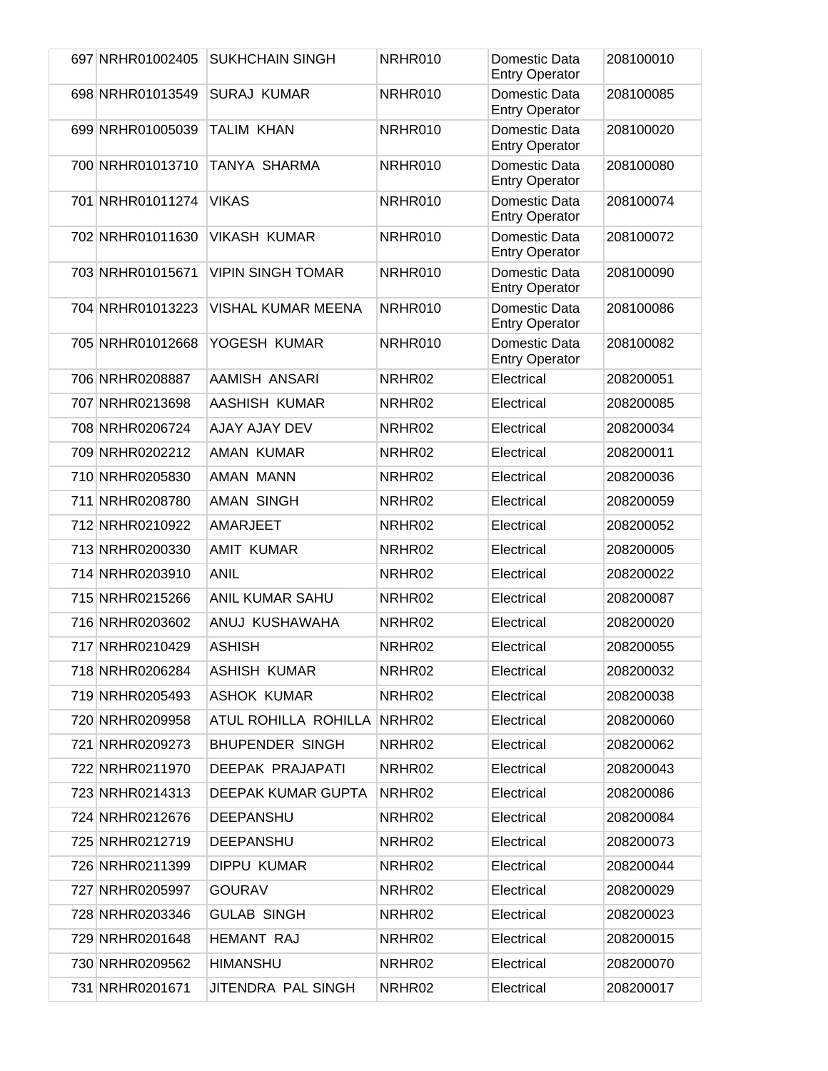| | | | | | |
|---|---|---|---|---|---|
| 697 | NRHR01002405 | SUKHCHAIN SINGH | NRHR010 | Domestic Data Entry Operator | 208100010 |
| 698 | NRHR01013549 | SURAJ KUMAR | NRHR010 | Domestic Data Entry Operator | 208100085 |
| 699 | NRHR01005039 | TALIM KHAN | NRHR010 | Domestic Data Entry Operator | 208100020 |
| 700 | NRHR01013710 | TANYA SHARMA | NRHR010 | Domestic Data Entry Operator | 208100080 |
| 701 | NRHR01011274 | VIKAS | NRHR010 | Domestic Data Entry Operator | 208100074 |
| 702 | NRHR01011630 | VIKASH KUMAR | NRHR010 | Domestic Data Entry Operator | 208100072 |
| 703 | NRHR01015671 | VIPIN SINGH TOMAR | NRHR010 | Domestic Data Entry Operator | 208100090 |
| 704 | NRHR01013223 | VISHAL KUMAR MEENA | NRHR010 | Domestic Data Entry Operator | 208100086 |
| 705 | NRHR01012668 | YOGESH KUMAR | NRHR010 | Domestic Data Entry Operator | 208100082 |
| 706 | NRHR0208887 | AAMISH ANSARI | NRHR02 | Electrical | 208200051 |
| 707 | NRHR0213698 | AASHISH KUMAR | NRHR02 | Electrical | 208200085 |
| 708 | NRHR0206724 | AJAY AJAY DEV | NRHR02 | Electrical | 208200034 |
| 709 | NRHR0202212 | AMAN KUMAR | NRHR02 | Electrical | 208200011 |
| 710 | NRHR0205830 | AMAN MANN | NRHR02 | Electrical | 208200036 |
| 711 | NRHR0208780 | AMAN SINGH | NRHR02 | Electrical | 208200059 |
| 712 | NRHR0210922 | AMARJEET | NRHR02 | Electrical | 208200052 |
| 713 | NRHR0200330 | AMIT KUMAR | NRHR02 | Electrical | 208200005 |
| 714 | NRHR0203910 | ANIL | NRHR02 | Electrical | 208200022 |
| 715 | NRHR0215266 | ANIL KUMAR SAHU | NRHR02 | Electrical | 208200087 |
| 716 | NRHR0203602 | ANUJ KUSHAWAHA | NRHR02 | Electrical | 208200020 |
| 717 | NRHR0210429 | ASHISH | NRHR02 | Electrical | 208200055 |
| 718 | NRHR0206284 | ASHISH KUMAR | NRHR02 | Electrical | 208200032 |
| 719 | NRHR0205493 | ASHOK KUMAR | NRHR02 | Electrical | 208200038 |
| 720 | NRHR0209958 | ATUL ROHILLA ROHILLA | NRHR02 | Electrical | 208200060 |
| 721 | NRHR0209273 | BHUPENDER SINGH | NRHR02 | Electrical | 208200062 |
| 722 | NRHR0211970 | DEEPAK PRAJAPATI | NRHR02 | Electrical | 208200043 |
| 723 | NRHR0214313 | DEEPAK KUMAR GUPTA | NRHR02 | Electrical | 208200086 |
| 724 | NRHR0212676 | DEEPANSHU | NRHR02 | Electrical | 208200084 |
| 725 | NRHR0212719 | DEEPANSHU | NRHR02 | Electrical | 208200073 |
| 726 | NRHR0211399 | DIPPU KUMAR | NRHR02 | Electrical | 208200044 |
| 727 | NRHR0205997 | GOURAV | NRHR02 | Electrical | 208200029 |
| 728 | NRHR0203346 | GULAB SINGH | NRHR02 | Electrical | 208200023 |
| 729 | NRHR0201648 | HEMANT RAJ | NRHR02 | Electrical | 208200015 |
| 730 | NRHR0209562 | HIMANSHU | NRHR02 | Electrical | 208200070 |
| 731 | NRHR0201671 | JITENDRA PAL SINGH | NRHR02 | Electrical | 208200017 |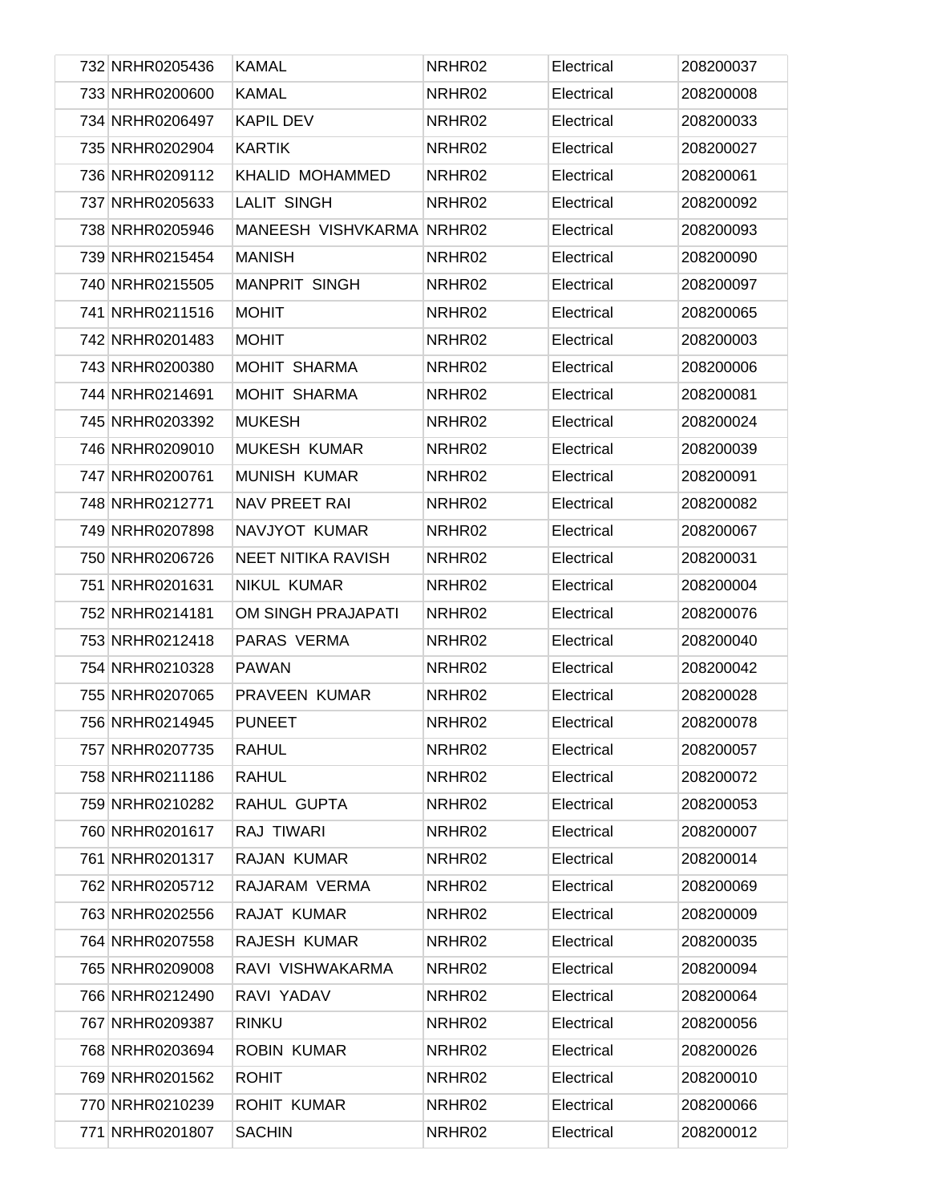| | | | | |
|---|---|---|---|---|
| 732 | NRHR0205436 | KAMAL | NRHR02 | Electrical | 208200037 |
| 733 | NRHR0200600 | KAMAL | NRHR02 | Electrical | 208200008 |
| 734 | NRHR0206497 | KAPIL DEV | NRHR02 | Electrical | 208200033 |
| 735 | NRHR0202904 | KARTIK | NRHR02 | Electrical | 208200027 |
| 736 | NRHR0209112 | KHALID MOHAMMED | NRHR02 | Electrical | 208200061 |
| 737 | NRHR0205633 | LALIT SINGH | NRHR02 | Electrical | 208200092 |
| 738 | NRHR0205946 | MANEESH VISHVKARMA | NRHR02 | Electrical | 208200093 |
| 739 | NRHR0215454 | MANISH | NRHR02 | Electrical | 208200090 |
| 740 | NRHR0215505 | MANPRIT SINGH | NRHR02 | Electrical | 208200097 |
| 741 | NRHR0211516 | MOHIT | NRHR02 | Electrical | 208200065 |
| 742 | NRHR0201483 | MOHIT | NRHR02 | Electrical | 208200003 |
| 743 | NRHR0200380 | MOHIT SHARMA | NRHR02 | Electrical | 208200006 |
| 744 | NRHR0214691 | MOHIT SHARMA | NRHR02 | Electrical | 208200081 |
| 745 | NRHR0203392 | MUKESH | NRHR02 | Electrical | 208200024 |
| 746 | NRHR0209010 | MUKESH KUMAR | NRHR02 | Electrical | 208200039 |
| 747 | NRHR0200761 | MUNISH KUMAR | NRHR02 | Electrical | 208200091 |
| 748 | NRHR0212771 | NAV PREET RAI | NRHR02 | Electrical | 208200082 |
| 749 | NRHR0207898 | NAVJYOT KUMAR | NRHR02 | Electrical | 208200067 |
| 750 | NRHR0206726 | NEET NITIKA RAVISH | NRHR02 | Electrical | 208200031 |
| 751 | NRHR0201631 | NIKUL KUMAR | NRHR02 | Electrical | 208200004 |
| 752 | NRHR0214181 | OM SINGH PRAJAPATI | NRHR02 | Electrical | 208200076 |
| 753 | NRHR0212418 | PARAS VERMA | NRHR02 | Electrical | 208200040 |
| 754 | NRHR0210328 | PAWAN | NRHR02 | Electrical | 208200042 |
| 755 | NRHR0207065 | PRAVEEN KUMAR | NRHR02 | Electrical | 208200028 |
| 756 | NRHR0214945 | PUNEET | NRHR02 | Electrical | 208200078 |
| 757 | NRHR0207735 | RAHUL | NRHR02 | Electrical | 208200057 |
| 758 | NRHR0211186 | RAHUL | NRHR02 | Electrical | 208200072 |
| 759 | NRHR0210282 | RAHUL GUPTA | NRHR02 | Electrical | 208200053 |
| 760 | NRHR0201617 | RAJ TIWARI | NRHR02 | Electrical | 208200007 |
| 761 | NRHR0201317 | RAJAN KUMAR | NRHR02 | Electrical | 208200014 |
| 762 | NRHR0205712 | RAJARAM VERMA | NRHR02 | Electrical | 208200069 |
| 763 | NRHR0202556 | RAJAT KUMAR | NRHR02 | Electrical | 208200009 |
| 764 | NRHR0207558 | RAJESH KUMAR | NRHR02 | Electrical | 208200035 |
| 765 | NRHR0209008 | RAVI VISHWAKARMA | NRHR02 | Electrical | 208200094 |
| 766 | NRHR0212490 | RAVI YADAV | NRHR02 | Electrical | 208200064 |
| 767 | NRHR0209387 | RINKU | NRHR02 | Electrical | 208200056 |
| 768 | NRHR0203694 | ROBIN KUMAR | NRHR02 | Electrical | 208200026 |
| 769 | NRHR0201562 | ROHIT | NRHR02 | Electrical | 208200010 |
| 770 | NRHR0210239 | ROHIT KUMAR | NRHR02 | Electrical | 208200066 |
| 771 | NRHR0201807 | SACHIN | NRHR02 | Electrical | 208200012 |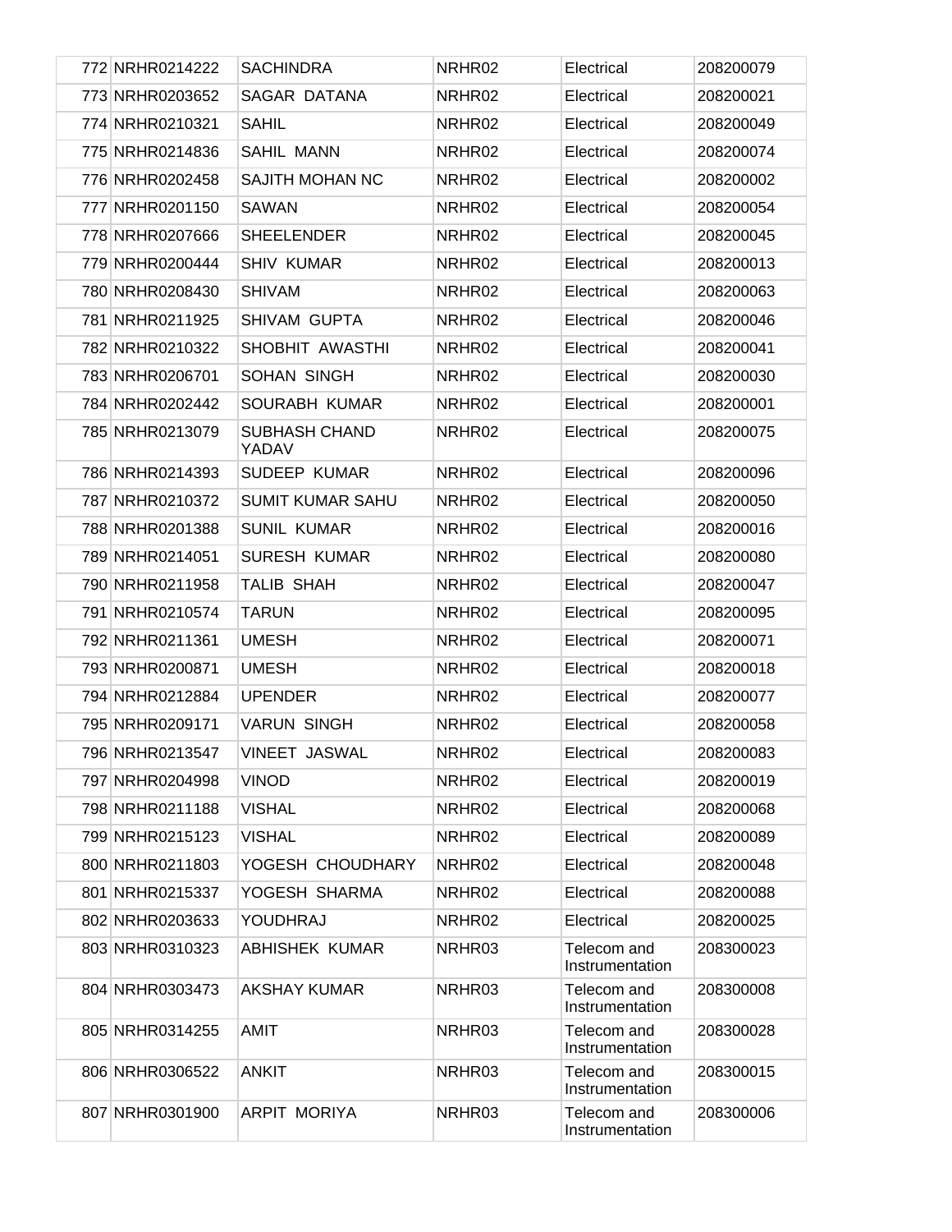| | | | | |
|---|---|---|---|---|
| 772 | NRHR0214222 | SACHINDRA | NRHR02 | Electrical | 208200079 |
| 773 | NRHR0203652 | SAGAR DATANA | NRHR02 | Electrical | 208200021 |
| 774 | NRHR0210321 | SAHIL | NRHR02 | Electrical | 208200049 |
| 775 | NRHR0214836 | SAHIL MANN | NRHR02 | Electrical | 208200074 |
| 776 | NRHR0202458 | SAJITH MOHAN NC | NRHR02 | Electrical | 208200002 |
| 777 | NRHR0201150 | SAWAN | NRHR02 | Electrical | 208200054 |
| 778 | NRHR0207666 | SHEELENDER | NRHR02 | Electrical | 208200045 |
| 779 | NRHR0200444 | SHIV KUMAR | NRHR02 | Electrical | 208200013 |
| 780 | NRHR0208430 | SHIVAM | NRHR02 | Electrical | 208200063 |
| 781 | NRHR0211925 | SHIVAM GUPTA | NRHR02 | Electrical | 208200046 |
| 782 | NRHR0210322 | SHOBHIT AWASTHI | NRHR02 | Electrical | 208200041 |
| 783 | NRHR0206701 | SOHAN SINGH | NRHR02 | Electrical | 208200030 |
| 784 | NRHR0202442 | SOURABH KUMAR | NRHR02 | Electrical | 208200001 |
| 785 | NRHR0213079 | SUBHASH CHAND YADAV | NRHR02 | Electrical | 208200075 |
| 786 | NRHR0214393 | SUDEEP KUMAR | NRHR02 | Electrical | 208200096 |
| 787 | NRHR0210372 | SUMIT KUMAR SAHU | NRHR02 | Electrical | 208200050 |
| 788 | NRHR0201388 | SUNIL KUMAR | NRHR02 | Electrical | 208200016 |
| 789 | NRHR0214051 | SURESH KUMAR | NRHR02 | Electrical | 208200080 |
| 790 | NRHR0211958 | TALIB SHAH | NRHR02 | Electrical | 208200047 |
| 791 | NRHR0210574 | TARUN | NRHR02 | Electrical | 208200095 |
| 792 | NRHR0211361 | UMESH | NRHR02 | Electrical | 208200071 |
| 793 | NRHR0200871 | UMESH | NRHR02 | Electrical | 208200018 |
| 794 | NRHR0212884 | UPENDER | NRHR02 | Electrical | 208200077 |
| 795 | NRHR0209171 | VARUN SINGH | NRHR02 | Electrical | 208200058 |
| 796 | NRHR0213547 | VINEET JASWAL | NRHR02 | Electrical | 208200083 |
| 797 | NRHR0204998 | VINOD | NRHR02 | Electrical | 208200019 |
| 798 | NRHR0211188 | VISHAL | NRHR02 | Electrical | 208200068 |
| 799 | NRHR0215123 | VISHAL | NRHR02 | Electrical | 208200089 |
| 800 | NRHR0211803 | YOGESH CHOUDHARY | NRHR02 | Electrical | 208200048 |
| 801 | NRHR0215337 | YOGESH SHARMA | NRHR02 | Electrical | 208200088 |
| 802 | NRHR0203633 | YOUDHRAJ | NRHR02 | Electrical | 208200025 |
| 803 | NRHR0310323 | ABHISHEK KUMAR | NRHR03 | Telecom and Instrumentation | 208300023 |
| 804 | NRHR0303473 | AKSHAY KUMAR | NRHR03 | Telecom and Instrumentation | 208300008 |
| 805 | NRHR0314255 | AMIT | NRHR03 | Telecom and Instrumentation | 208300028 |
| 806 | NRHR0306522 | ANKIT | NRHR03 | Telecom and Instrumentation | 208300015 |
| 807 | NRHR0301900 | ARPIT MORIYA | NRHR03 | Telecom and Instrumentation | 208300006 |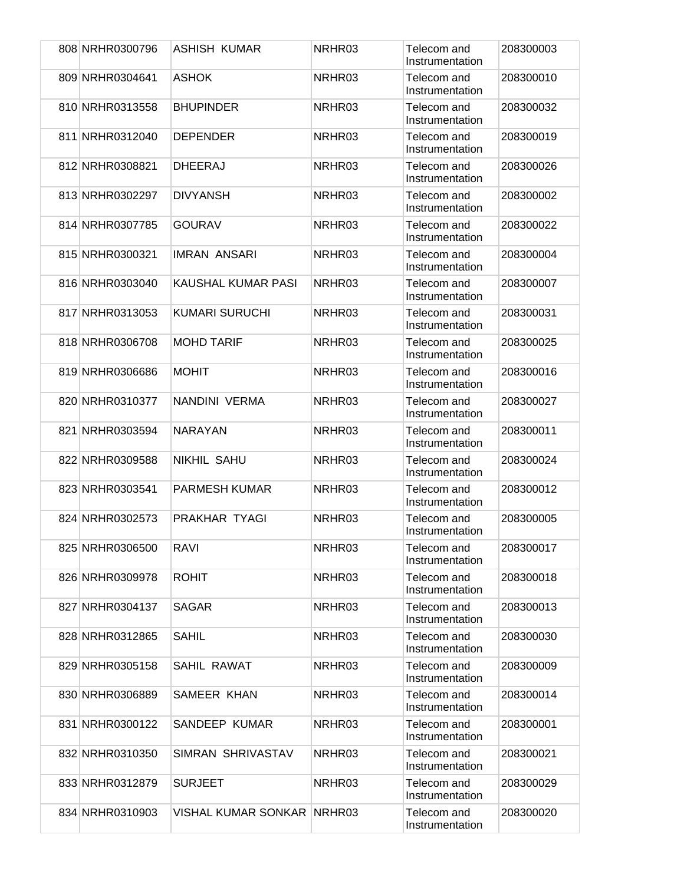| | | | | |
|---|---|---|---|---|
| 808 | NRHR0300796 | ASHISH KUMAR | NRHR03 | Telecom and Instrumentation | 208300003 |
| 809 | NRHR0304641 | ASHOK | NRHR03 | Telecom and Instrumentation | 208300010 |
| 810 | NRHR0313558 | BHUPINDER | NRHR03 | Telecom and Instrumentation | 208300032 |
| 811 | NRHR0312040 | DEPENDER | NRHR03 | Telecom and Instrumentation | 208300019 |
| 812 | NRHR0308821 | DHEERAJ | NRHR03 | Telecom and Instrumentation | 208300026 |
| 813 | NRHR0302297 | DIVYANSH | NRHR03 | Telecom and Instrumentation | 208300002 |
| 814 | NRHR0307785 | GOURAV | NRHR03 | Telecom and Instrumentation | 208300022 |
| 815 | NRHR0300321 | IMRAN ANSARI | NRHR03 | Telecom and Instrumentation | 208300004 |
| 816 | NRHR0303040 | KAUSHAL KUMAR PASI | NRHR03 | Telecom and Instrumentation | 208300007 |
| 817 | NRHR0313053 | KUMARI SURUCHI | NRHR03 | Telecom and Instrumentation | 208300031 |
| 818 | NRHR0306708 | MOHD TARIF | NRHR03 | Telecom and Instrumentation | 208300025 |
| 819 | NRHR0306686 | MOHIT | NRHR03 | Telecom and Instrumentation | 208300016 |
| 820 | NRHR0310377 | NANDINI VERMA | NRHR03 | Telecom and Instrumentation | 208300027 |
| 821 | NRHR0303594 | NARAYAN | NRHR03 | Telecom and Instrumentation | 208300011 |
| 822 | NRHR0309588 | NIKHIL SAHU | NRHR03 | Telecom and Instrumentation | 208300024 |
| 823 | NRHR0303541 | PARMESH KUMAR | NRHR03 | Telecom and Instrumentation | 208300012 |
| 824 | NRHR0302573 | PRAKHAR TYAGI | NRHR03 | Telecom and Instrumentation | 208300005 |
| 825 | NRHR0306500 | RAVI | NRHR03 | Telecom and Instrumentation | 208300017 |
| 826 | NRHR0309978 | ROHIT | NRHR03 | Telecom and Instrumentation | 208300018 |
| 827 | NRHR0304137 | SAGAR | NRHR03 | Telecom and Instrumentation | 208300013 |
| 828 | NRHR0312865 | SAHIL | NRHR03 | Telecom and Instrumentation | 208300030 |
| 829 | NRHR0305158 | SAHIL RAWAT | NRHR03 | Telecom and Instrumentation | 208300009 |
| 830 | NRHR0306889 | SAMEER KHAN | NRHR03 | Telecom and Instrumentation | 208300014 |
| 831 | NRHR0300122 | SANDEEP KUMAR | NRHR03 | Telecom and Instrumentation | 208300001 |
| 832 | NRHR0310350 | SIMRAN SHRIVASTAV | NRHR03 | Telecom and Instrumentation | 208300021 |
| 833 | NRHR0312879 | SURJEET | NRHR03 | Telecom and Instrumentation | 208300029 |
| 834 | NRHR0310903 | VISHAL KUMAR SONKAR | NRHR03 | Telecom and Instrumentation | 208300020 |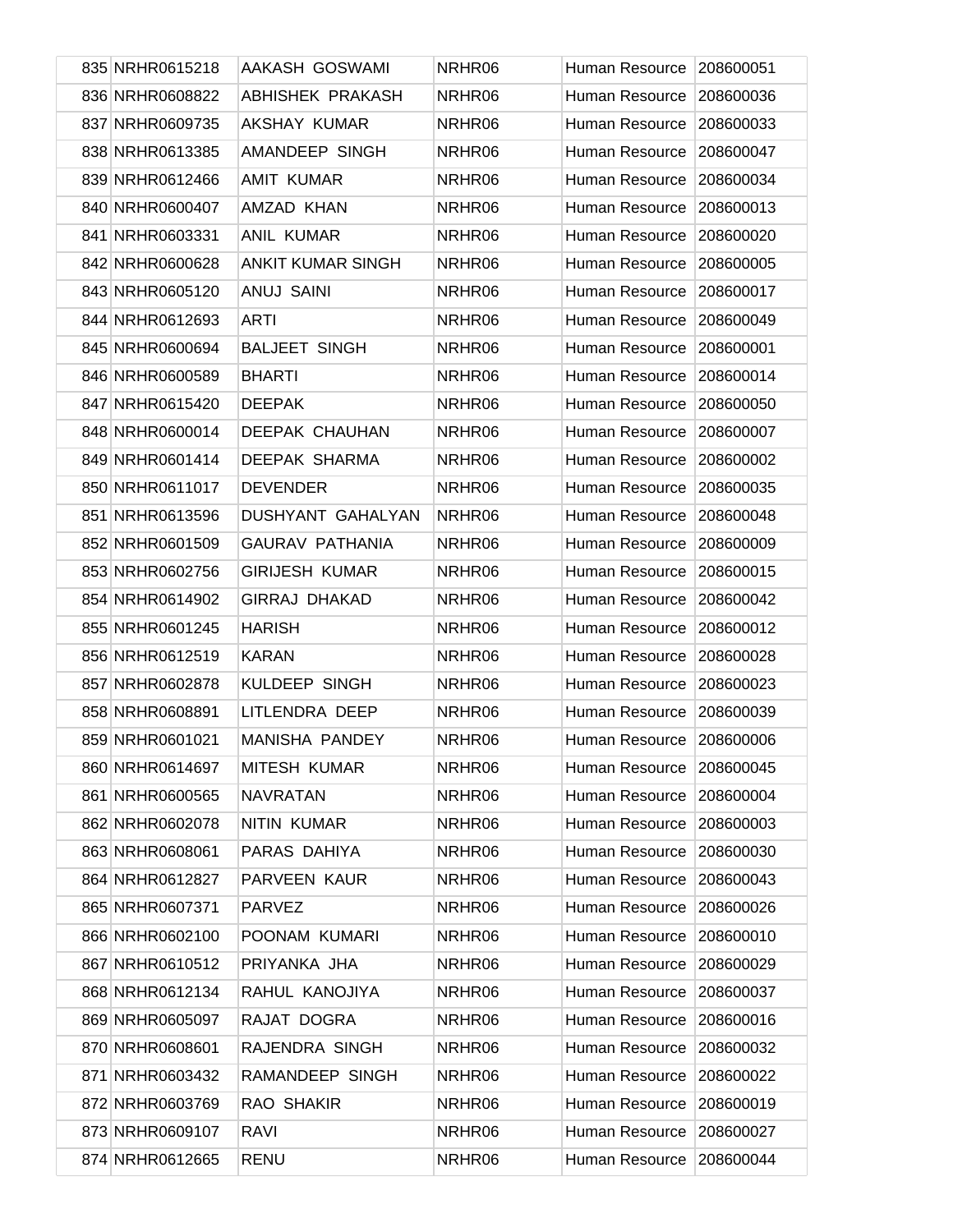| | | | | | |
|---|---|---|---|---|---|
| 835 | NRHR0615218 | AAKASH GOSWAMI | NRHR06 | Human Resource | 208600051 |
| 836 | NRHR0608822 | ABHISHEK PRAKASH | NRHR06 | Human Resource | 208600036 |
| 837 | NRHR0609735 | AKSHAY KUMAR | NRHR06 | Human Resource | 208600033 |
| 838 | NRHR0613385 | AMANDEEP SINGH | NRHR06 | Human Resource | 208600047 |
| 839 | NRHR0612466 | AMIT KUMAR | NRHR06 | Human Resource | 208600034 |
| 840 | NRHR0600407 | AMZAD KHAN | NRHR06 | Human Resource | 208600013 |
| 841 | NRHR0603331 | ANIL KUMAR | NRHR06 | Human Resource | 208600020 |
| 842 | NRHR0600628 | ANKIT KUMAR SINGH | NRHR06 | Human Resource | 208600005 |
| 843 | NRHR0605120 | ANUJ SAINI | NRHR06 | Human Resource | 208600017 |
| 844 | NRHR0612693 | ARTI | NRHR06 | Human Resource | 208600049 |
| 845 | NRHR0600694 | BALJEET SINGH | NRHR06 | Human Resource | 208600001 |
| 846 | NRHR0600589 | BHARTI | NRHR06 | Human Resource | 208600014 |
| 847 | NRHR0615420 | DEEPAK | NRHR06 | Human Resource | 208600050 |
| 848 | NRHR0600014 | DEEPAK CHAUHAN | NRHR06 | Human Resource | 208600007 |
| 849 | NRHR0601414 | DEEPAK SHARMA | NRHR06 | Human Resource | 208600002 |
| 850 | NRHR0611017 | DEVENDER | NRHR06 | Human Resource | 208600035 |
| 851 | NRHR0613596 | DUSHYANT GAHALYAN | NRHR06 | Human Resource | 208600048 |
| 852 | NRHR0601509 | GAURAV PATHANIA | NRHR06 | Human Resource | 208600009 |
| 853 | NRHR0602756 | GIRIJESH KUMAR | NRHR06 | Human Resource | 208600015 |
| 854 | NRHR0614902 | GIRRAJ DHAKAD | NRHR06 | Human Resource | 208600042 |
| 855 | NRHR0601245 | HARISH | NRHR06 | Human Resource | 208600012 |
| 856 | NRHR0612519 | KARAN | NRHR06 | Human Resource | 208600028 |
| 857 | NRHR0602878 | KULDEEP SINGH | NRHR06 | Human Resource | 208600023 |
| 858 | NRHR0608891 | LITLENDRA DEEP | NRHR06 | Human Resource | 208600039 |
| 859 | NRHR0601021 | MANISHA PANDEY | NRHR06 | Human Resource | 208600006 |
| 860 | NRHR0614697 | MITESH KUMAR | NRHR06 | Human Resource | 208600045 |
| 861 | NRHR0600565 | NAVRATAN | NRHR06 | Human Resource | 208600004 |
| 862 | NRHR0602078 | NITIN KUMAR | NRHR06 | Human Resource | 208600003 |
| 863 | NRHR0608061 | PARAS DAHIYA | NRHR06 | Human Resource | 208600030 |
| 864 | NRHR0612827 | PARVEEN KAUR | NRHR06 | Human Resource | 208600043 |
| 865 | NRHR0607371 | PARVEZ | NRHR06 | Human Resource | 208600026 |
| 866 | NRHR0602100 | POONAM KUMARI | NRHR06 | Human Resource | 208600010 |
| 867 | NRHR0610512 | PRIYANKA JHA | NRHR06 | Human Resource | 208600029 |
| 868 | NRHR0612134 | RAHUL KANOJIYA | NRHR06 | Human Resource | 208600037 |
| 869 | NRHR0605097 | RAJAT DOGRA | NRHR06 | Human Resource | 208600016 |
| 870 | NRHR0608601 | RAJENDRA SINGH | NRHR06 | Human Resource | 208600032 |
| 871 | NRHR0603432 | RAMANDEEP SINGH | NRHR06 | Human Resource | 208600022 |
| 872 | NRHR0603769 | RAO SHAKIR | NRHR06 | Human Resource | 208600019 |
| 873 | NRHR0609107 | RAVI | NRHR06 | Human Resource | 208600027 |
| 874 | NRHR0612665 | RENU | NRHR06 | Human Resource | 208600044 |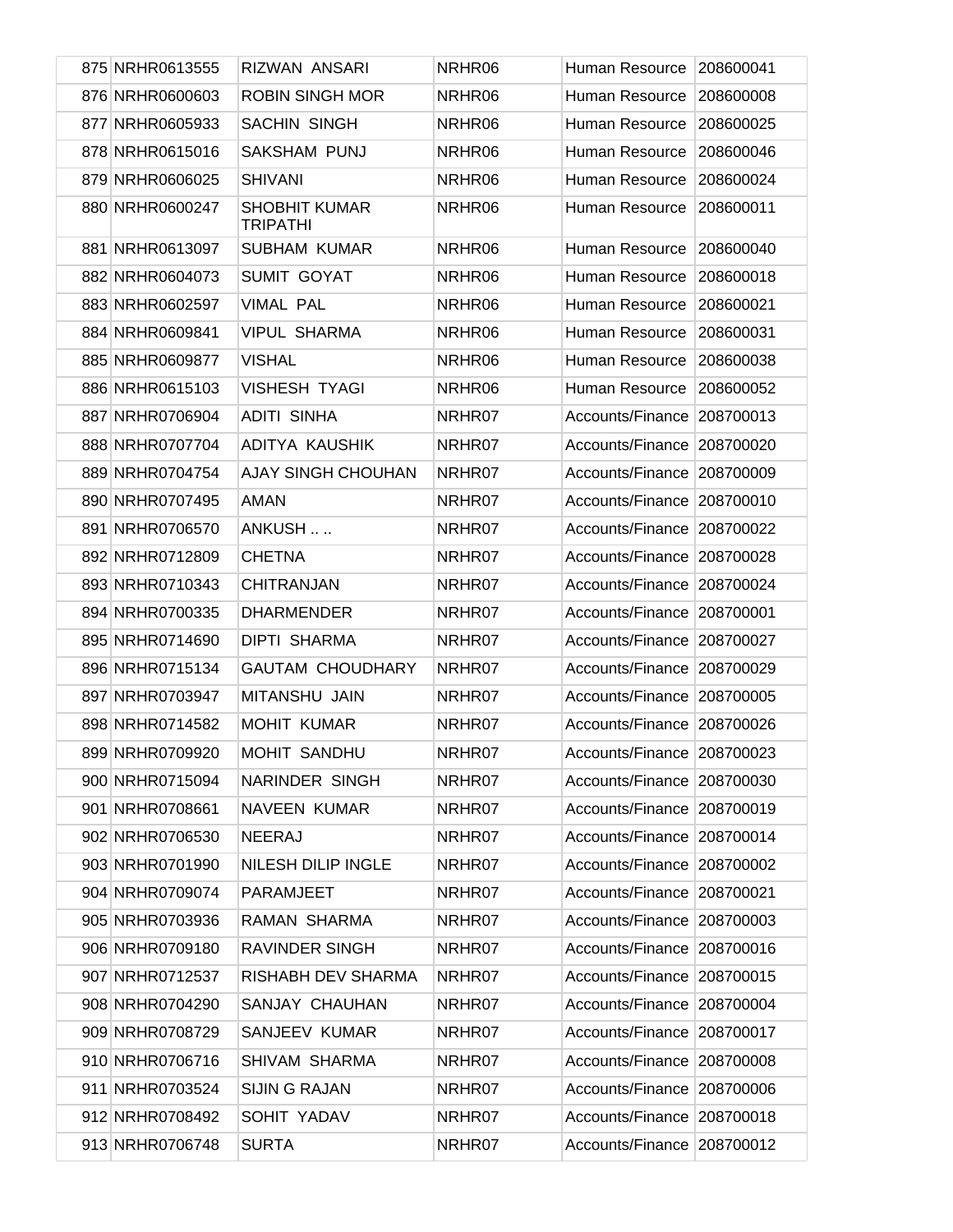| | | | | | |
|---|---|---|---|---|---|
| 875 | NRHR0613555 | RIZWAN ANSARI | NRHR06 | Human Resource | 208600041 |
| 876 | NRHR0600603 | ROBIN SINGH MOR | NRHR06 | Human Resource | 208600008 |
| 877 | NRHR0605933 | SACHIN SINGH | NRHR06 | Human Resource | 208600025 |
| 878 | NRHR0615016 | SAKSHAM PUNJ | NRHR06 | Human Resource | 208600046 |
| 879 | NRHR0606025 | SHIVANI | NRHR06 | Human Resource | 208600024 |
| 880 | NRHR0600247 | SHOBHIT KUMAR TRIPATHI | NRHR06 | Human Resource | 208600011 |
| 881 | NRHR0613097 | SUBHAM KUMAR | NRHR06 | Human Resource | 208600040 |
| 882 | NRHR0604073 | SUMIT GOYAT | NRHR06 | Human Resource | 208600018 |
| 883 | NRHR0602597 | VIMAL PAL | NRHR06 | Human Resource | 208600021 |
| 884 | NRHR0609841 | VIPUL SHARMA | NRHR06 | Human Resource | 208600031 |
| 885 | NRHR0609877 | VISHAL | NRHR06 | Human Resource | 208600038 |
| 886 | NRHR0615103 | VISHESH TYAGI | NRHR06 | Human Resource | 208600052 |
| 887 | NRHR0706904 | ADITI SINHA | NRHR07 | Accounts/Finance | 208700013 |
| 888 | NRHR0707704 | ADITYA KAUSHIK | NRHR07 | Accounts/Finance | 208700020 |
| 889 | NRHR0704754 | AJAY SINGH CHOUHAN | NRHR07 | Accounts/Finance | 208700009 |
| 890 | NRHR0707495 | AMAN | NRHR07 | Accounts/Finance | 208700010 |
| 891 | NRHR0706570 | ANKUSH .. .. | NRHR07 | Accounts/Finance | 208700022 |
| 892 | NRHR0712809 | CHETNA | NRHR07 | Accounts/Finance | 208700028 |
| 893 | NRHR0710343 | CHITRANJAN | NRHR07 | Accounts/Finance | 208700024 |
| 894 | NRHR0700335 | DHARMENDER | NRHR07 | Accounts/Finance | 208700001 |
| 895 | NRHR0714690 | DIPTI SHARMA | NRHR07 | Accounts/Finance | 208700027 |
| 896 | NRHR0715134 | GAUTAM CHOUDHARY | NRHR07 | Accounts/Finance | 208700029 |
| 897 | NRHR0703947 | MITANSHU JAIN | NRHR07 | Accounts/Finance | 208700005 |
| 898 | NRHR0714582 | MOHIT KUMAR | NRHR07 | Accounts/Finance | 208700026 |
| 899 | NRHR0709920 | MOHIT SANDHU | NRHR07 | Accounts/Finance | 208700023 |
| 900 | NRHR0715094 | NARINDER SINGH | NRHR07 | Accounts/Finance | 208700030 |
| 901 | NRHR0708661 | NAVEEN KUMAR | NRHR07 | Accounts/Finance | 208700019 |
| 902 | NRHR0706530 | NEERAJ | NRHR07 | Accounts/Finance | 208700014 |
| 903 | NRHR0701990 | NILESH DILIP INGLE | NRHR07 | Accounts/Finance | 208700002 |
| 904 | NRHR0709074 | PARAMJEET | NRHR07 | Accounts/Finance | 208700021 |
| 905 | NRHR0703936 | RAMAN SHARMA | NRHR07 | Accounts/Finance | 208700003 |
| 906 | NRHR0709180 | RAVINDER SINGH | NRHR07 | Accounts/Finance | 208700016 |
| 907 | NRHR0712537 | RISHABH DEV SHARMA | NRHR07 | Accounts/Finance | 208700015 |
| 908 | NRHR0704290 | SANJAY CHAUHAN | NRHR07 | Accounts/Finance | 208700004 |
| 909 | NRHR0708729 | SANJEEV KUMAR | NRHR07 | Accounts/Finance | 208700017 |
| 910 | NRHR0706716 | SHIVAM SHARMA | NRHR07 | Accounts/Finance | 208700008 |
| 911 | NRHR0703524 | SIJIN G RAJAN | NRHR07 | Accounts/Finance | 208700006 |
| 912 | NRHR0708492 | SOHIT YADAV | NRHR07 | Accounts/Finance | 208700018 |
| 913 | NRHR0706748 | SURTA | NRHR07 | Accounts/Finance | 208700012 |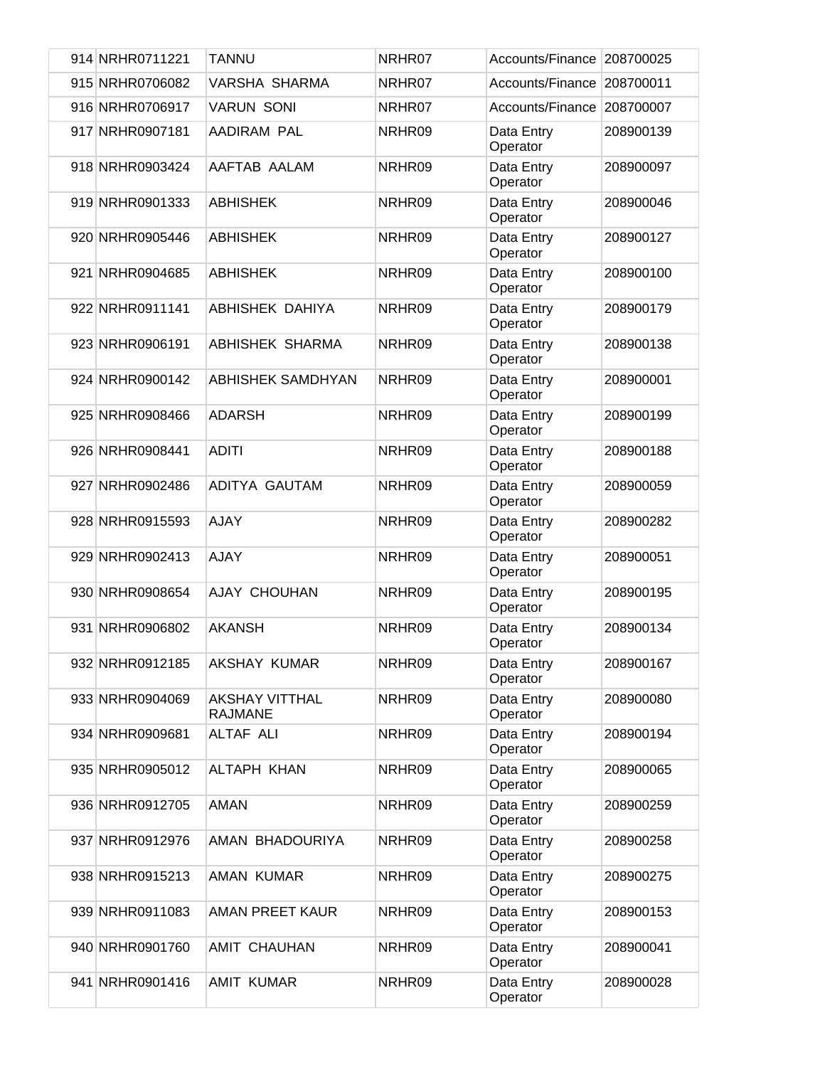| | | | | | |
|---|---|---|---|---|---|
| 914 | NRHR0711221 | TANNU | NRHR07 | Accounts/Finance | 208700025 |
| 915 | NRHR0706082 | VARSHA SHARMA | NRHR07 | Accounts/Finance | 208700011 |
| 916 | NRHR0706917 | VARUN SONI | NRHR07 | Accounts/Finance | 208700007 |
| 917 | NRHR0907181 | AADIRAM PAL | NRHR09 | Data Entry Operator | 208900139 |
| 918 | NRHR0903424 | AAFTAB AALAM | NRHR09 | Data Entry Operator | 208900097 |
| 919 | NRHR0901333 | ABHISHEK | NRHR09 | Data Entry Operator | 208900046 |
| 920 | NRHR0905446 | ABHISHEK | NRHR09 | Data Entry Operator | 208900127 |
| 921 | NRHR0904685 | ABHISHEK | NRHR09 | Data Entry Operator | 208900100 |
| 922 | NRHR0911141 | ABHISHEK DAHIYA | NRHR09 | Data Entry Operator | 208900179 |
| 923 | NRHR0906191 | ABHISHEK SHARMA | NRHR09 | Data Entry Operator | 208900138 |
| 924 | NRHR0900142 | ABHISHEK SAMDHYAN | NRHR09 | Data Entry Operator | 208900001 |
| 925 | NRHR0908466 | ADARSH | NRHR09 | Data Entry Operator | 208900199 |
| 926 | NRHR0908441 | ADITI | NRHR09 | Data Entry Operator | 208900188 |
| 927 | NRHR0902486 | ADITYA GAUTAM | NRHR09 | Data Entry Operator | 208900059 |
| 928 | NRHR0915593 | AJAY | NRHR09 | Data Entry Operator | 208900282 |
| 929 | NRHR0902413 | AJAY | NRHR09 | Data Entry Operator | 208900051 |
| 930 | NRHR0908654 | AJAY CHOUHAN | NRHR09 | Data Entry Operator | 208900195 |
| 931 | NRHR0906802 | AKANSH | NRHR09 | Data Entry Operator | 208900134 |
| 932 | NRHR0912185 | AKSHAY KUMAR | NRHR09 | Data Entry Operator | 208900167 |
| 933 | NRHR0904069 | AKSHAY VITTHAL RAJMANE | NRHR09 | Data Entry Operator | 208900080 |
| 934 | NRHR0909681 | ALTAF ALI | NRHR09 | Data Entry Operator | 208900194 |
| 935 | NRHR0905012 | ALTAPH KHAN | NRHR09 | Data Entry Operator | 208900065 |
| 936 | NRHR0912705 | AMAN | NRHR09 | Data Entry Operator | 208900259 |
| 937 | NRHR0912976 | AMAN BHADOURIYA | NRHR09 | Data Entry Operator | 208900258 |
| 938 | NRHR0915213 | AMAN KUMAR | NRHR09 | Data Entry Operator | 208900275 |
| 939 | NRHR0911083 | AMAN PREET KAUR | NRHR09 | Data Entry Operator | 208900153 |
| 940 | NRHR0901760 | AMIT CHAUHAN | NRHR09 | Data Entry Operator | 208900041 |
| 941 | NRHR0901416 | AMIT KUMAR | NRHR09 | Data Entry Operator | 208900028 |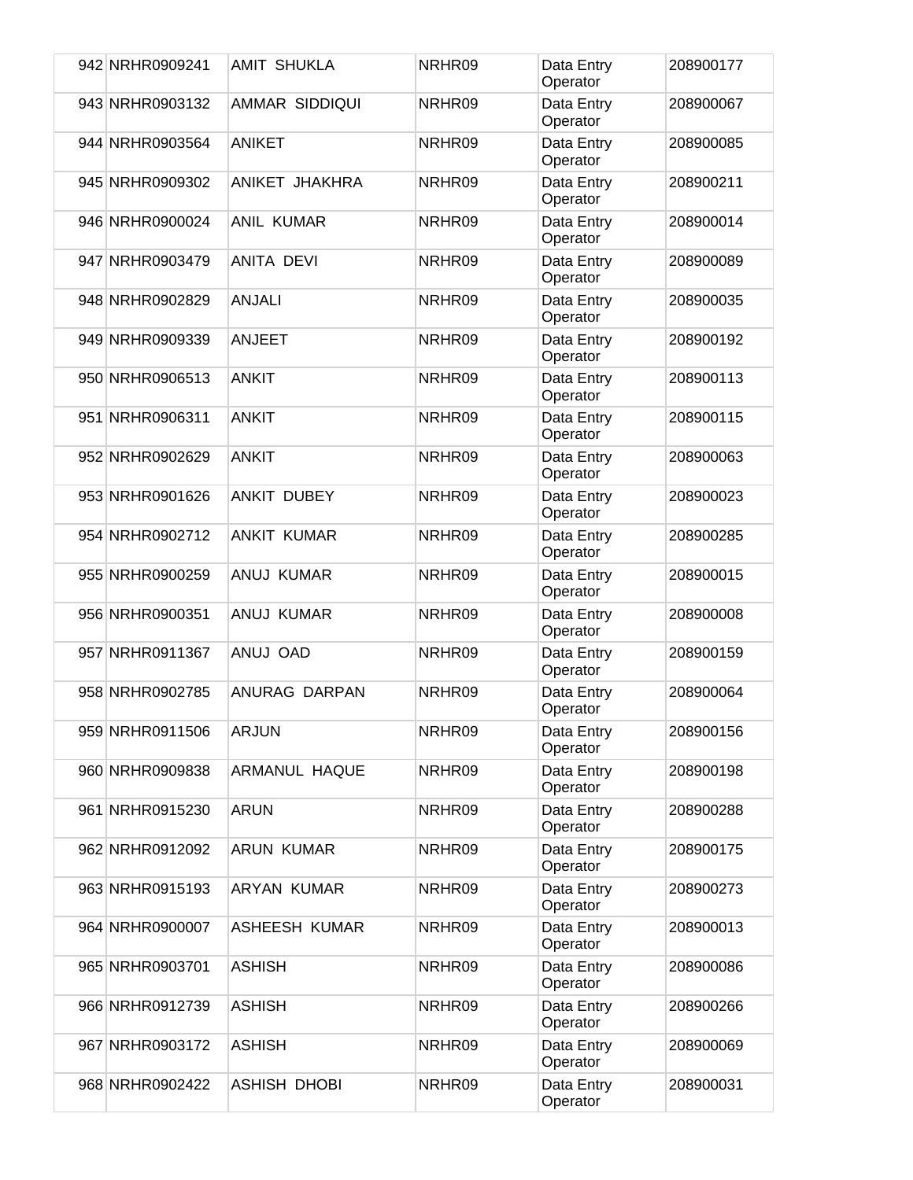| 942 | NRHR0909241 | AMIT SHUKLA | NRHR09 | Data Entry Operator | 208900177 |
|---|---|---|---|---|---|
| 943 | NRHR0903132 | AMMAR SIDDIQUI | NRHR09 | Data Entry Operator | 208900067 |
| 944 | NRHR0903564 | ANIKET | NRHR09 | Data Entry Operator | 208900085 |
| 945 | NRHR0909302 | ANIKET JHAKHRA | NRHR09 | Data Entry Operator | 208900211 |
| 946 | NRHR0900024 | ANIL KUMAR | NRHR09 | Data Entry Operator | 208900014 |
| 947 | NRHR0903479 | ANITA DEVI | NRHR09 | Data Entry Operator | 208900089 |
| 948 | NRHR0902829 | ANJALI | NRHR09 | Data Entry Operator | 208900035 |
| 949 | NRHR0909339 | ANJEET | NRHR09 | Data Entry Operator | 208900192 |
| 950 | NRHR0906513 | ANKIT | NRHR09 | Data Entry Operator | 208900113 |
| 951 | NRHR0906311 | ANKIT | NRHR09 | Data Entry Operator | 208900115 |
| 952 | NRHR0902629 | ANKIT | NRHR09 | Data Entry Operator | 208900063 |
| 953 | NRHR0901626 | ANKIT DUBEY | NRHR09 | Data Entry Operator | 208900023 |
| 954 | NRHR0902712 | ANKIT KUMAR | NRHR09 | Data Entry Operator | 208900285 |
| 955 | NRHR0900259 | ANUJ KUMAR | NRHR09 | Data Entry Operator | 208900015 |
| 956 | NRHR0900351 | ANUJ KUMAR | NRHR09 | Data Entry Operator | 208900008 |
| 957 | NRHR0911367 | ANUJ OAD | NRHR09 | Data Entry Operator | 208900159 |
| 958 | NRHR0902785 | ANURAG DARPAN | NRHR09 | Data Entry Operator | 208900064 |
| 959 | NRHR0911506 | ARJUN | NRHR09 | Data Entry Operator | 208900156 |
| 960 | NRHR0909838 | ARMANUL HAQUE | NRHR09 | Data Entry Operator | 208900198 |
| 961 | NRHR0915230 | ARUN | NRHR09 | Data Entry Operator | 208900288 |
| 962 | NRHR0912092 | ARUN KUMAR | NRHR09 | Data Entry Operator | 208900175 |
| 963 | NRHR0915193 | ARYAN KUMAR | NRHR09 | Data Entry Operator | 208900273 |
| 964 | NRHR0900007 | ASHEESH KUMAR | NRHR09 | Data Entry Operator | 208900013 |
| 965 | NRHR0903701 | ASHISH | NRHR09 | Data Entry Operator | 208900086 |
| 966 | NRHR0912739 | ASHISH | NRHR09 | Data Entry Operator | 208900266 |
| 967 | NRHR0903172 | ASHISH | NRHR09 | Data Entry Operator | 208900069 |
| 968 | NRHR0902422 | ASHISH DHOBI | NRHR09 | Data Entry Operator | 208900031 |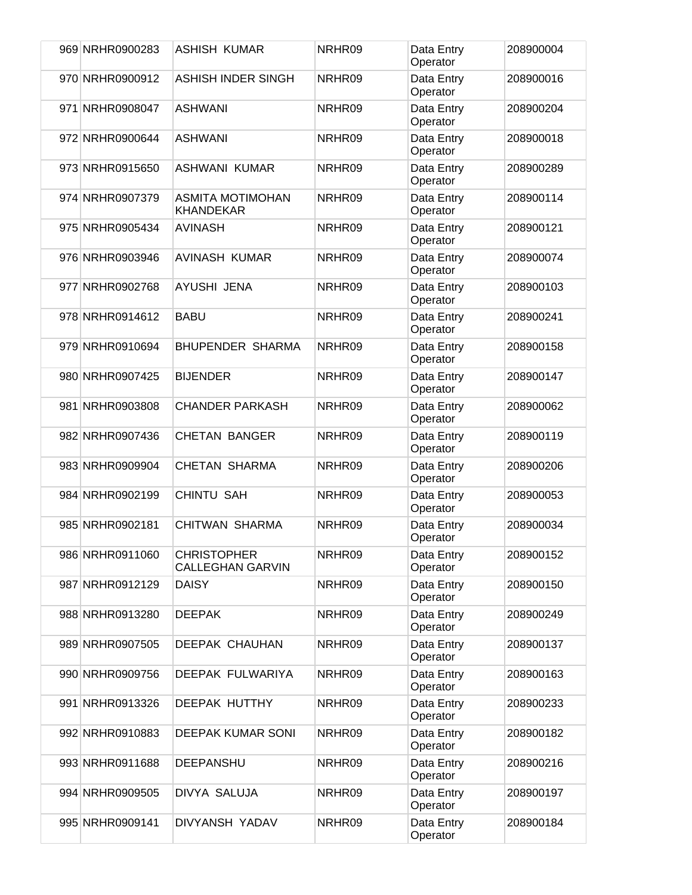| | | | | |
|---|---|---|---|---|
| 969 | NRHR0900283 | ASHISH KUMAR | NRHR09 | Data Entry Operator | 208900004 |
| 970 | NRHR0900912 | ASHISH INDER SINGH | NRHR09 | Data Entry Operator | 208900016 |
| 971 | NRHR0908047 | ASHWANI | NRHR09 | Data Entry Operator | 208900204 |
| 972 | NRHR0900644 | ASHWANI | NRHR09 | Data Entry Operator | 208900018 |
| 973 | NRHR0915650 | ASHWANI KUMAR | NRHR09 | Data Entry Operator | 208900289 |
| 974 | NRHR0907379 | ASMITA MOTIMOHAN KHANDEKAR | NRHR09 | Data Entry Operator | 208900114 |
| 975 | NRHR0905434 | AVINASH | NRHR09 | Data Entry Operator | 208900121 |
| 976 | NRHR0903946 | AVINASH KUMAR | NRHR09 | Data Entry Operator | 208900074 |
| 977 | NRHR0902768 | AYUSHI JENA | NRHR09 | Data Entry Operator | 208900103 |
| 978 | NRHR0914612 | BABU | NRHR09 | Data Entry Operator | 208900241 |
| 979 | NRHR0910694 | BHUPENDER SHARMA | NRHR09 | Data Entry Operator | 208900158 |
| 980 | NRHR0907425 | BIJENDER | NRHR09 | Data Entry Operator | 208900147 |
| 981 | NRHR0903808 | CHANDER PARKASH | NRHR09 | Data Entry Operator | 208900062 |
| 982 | NRHR0907436 | CHETAN BANGER | NRHR09 | Data Entry Operator | 208900119 |
| 983 | NRHR0909904 | CHETAN SHARMA | NRHR09 | Data Entry Operator | 208900206 |
| 984 | NRHR0902199 | CHINTU SAH | NRHR09 | Data Entry Operator | 208900053 |
| 985 | NRHR0902181 | CHITWAN SHARMA | NRHR09 | Data Entry Operator | 208900034 |
| 986 | NRHR0911060 | CHRISTOPHER CALLEGHAN GARVIN | NRHR09 | Data Entry Operator | 208900152 |
| 987 | NRHR0912129 | DAISY | NRHR09 | Data Entry Operator | 208900150 |
| 988 | NRHR0913280 | DEEPAK | NRHR09 | Data Entry Operator | 208900249 |
| 989 | NRHR0907505 | DEEPAK CHAUHAN | NRHR09 | Data Entry Operator | 208900137 |
| 990 | NRHR0909756 | DEEPAK FULWARIYA | NRHR09 | Data Entry Operator | 208900163 |
| 991 | NRHR0913326 | DEEPAK HUTTHY | NRHR09 | Data Entry Operator | 208900233 |
| 992 | NRHR0910883 | DEEPAK KUMAR SONI | NRHR09 | Data Entry Operator | 208900182 |
| 993 | NRHR0911688 | DEEPANSHU | NRHR09 | Data Entry Operator | 208900216 |
| 994 | NRHR0909505 | DIVYA SALUJA | NRHR09 | Data Entry Operator | 208900197 |
| 995 | NRHR0909141 | DIVYANSH YADAV | NRHR09 | Data Entry Operator | 208900184 |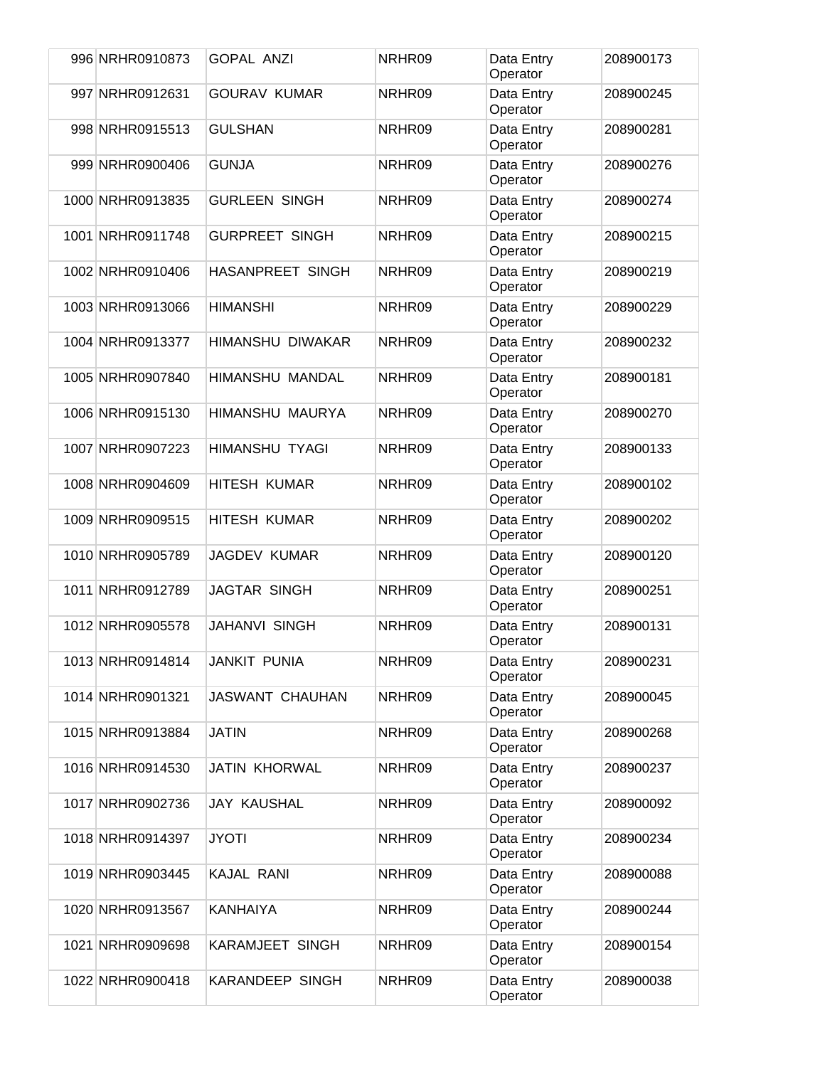| 996 | NRHR0910873 | GOPAL ANZI | NRHR09 | Data Entry Operator | 208900173 |
|---|---|---|---|---|---|
| 997 | NRHR0912631 | GOURAV KUMAR | NRHR09 | Data Entry Operator | 208900245 |
| 998 | NRHR0915513 | GULSHAN | NRHR09 | Data Entry Operator | 208900281 |
| 999 | NRHR0900406 | GUNJA | NRHR09 | Data Entry Operator | 208900276 |
| 1000 | NRHR0913835 | GURLEEN SINGH | NRHR09 | Data Entry Operator | 208900274 |
| 1001 | NRHR0911748 | GURPREET SINGH | NRHR09 | Data Entry Operator | 208900215 |
| 1002 | NRHR0910406 | HASANPREET SINGH | NRHR09 | Data Entry Operator | 208900219 |
| 1003 | NRHR0913066 | HIMANSHI | NRHR09 | Data Entry Operator | 208900229 |
| 1004 | NRHR0913377 | HIMANSHU DIWAKAR | NRHR09 | Data Entry Operator | 208900232 |
| 1005 | NRHR0907840 | HIMANSHU MANDAL | NRHR09 | Data Entry Operator | 208900181 |
| 1006 | NRHR0915130 | HIMANSHU MAURYA | NRHR09 | Data Entry Operator | 208900270 |
| 1007 | NRHR0907223 | HIMANSHU TYAGI | NRHR09 | Data Entry Operator | 208900133 |
| 1008 | NRHR0904609 | HITESH KUMAR | NRHR09 | Data Entry Operator | 208900102 |
| 1009 | NRHR0909515 | HITESH KUMAR | NRHR09 | Data Entry Operator | 208900202 |
| 1010 | NRHR0905789 | JAGDEV KUMAR | NRHR09 | Data Entry Operator | 208900120 |
| 1011 | NRHR0912789 | JAGTAR SINGH | NRHR09 | Data Entry Operator | 208900251 |
| 1012 | NRHR0905578 | JAHANVI SINGH | NRHR09 | Data Entry Operator | 208900131 |
| 1013 | NRHR0914814 | JANKIT PUNIA | NRHR09 | Data Entry Operator | 208900231 |
| 1014 | NRHR0901321 | JASWANT CHAUHAN | NRHR09 | Data Entry Operator | 208900045 |
| 1015 | NRHR0913884 | JATIN | NRHR09 | Data Entry Operator | 208900268 |
| 1016 | NRHR0914530 | JATIN KHORWAL | NRHR09 | Data Entry Operator | 208900237 |
| 1017 | NRHR0902736 | JAY KAUSHAL | NRHR09 | Data Entry Operator | 208900092 |
| 1018 | NRHR0914397 | JYOTI | NRHR09 | Data Entry Operator | 208900234 |
| 1019 | NRHR0903445 | KAJAL RANI | NRHR09 | Data Entry Operator | 208900088 |
| 1020 | NRHR0913567 | KANHAIYA | NRHR09 | Data Entry Operator | 208900244 |
| 1021 | NRHR0909698 | KARAMJEET SINGH | NRHR09 | Data Entry Operator | 208900154 |
| 1022 | NRHR0900418 | KARANDEEP SINGH | NRHR09 | Data Entry Operator | 208900038 |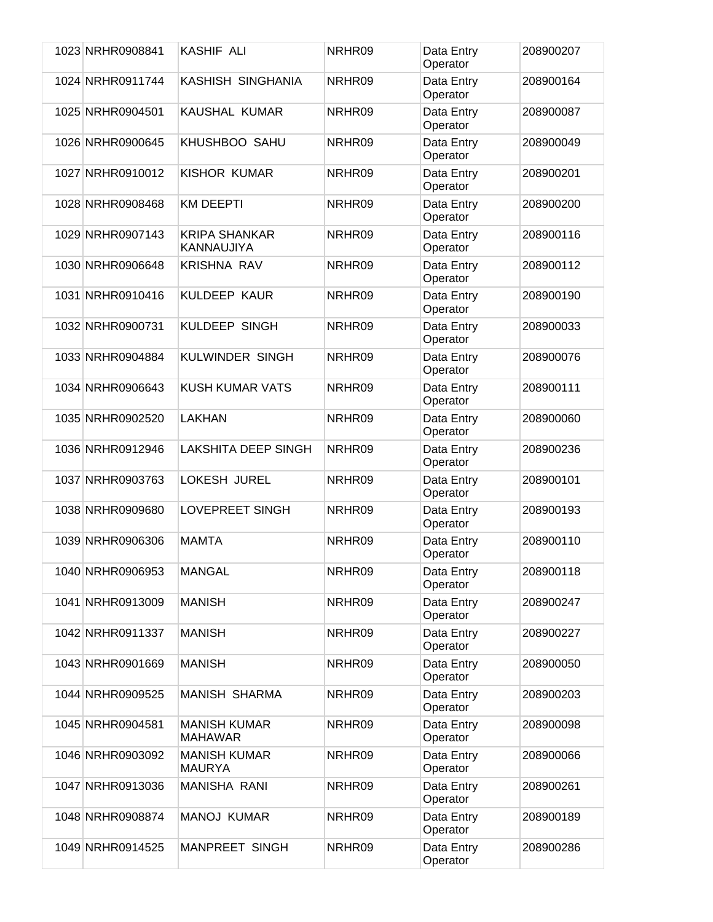| | | | | | |
|---|---|---|---|---|---|
| 1023 | NRHR0908841 | KASHIF ALI | NRHR09 | Data Entry Operator | 208900207 |
| 1024 | NRHR0911744 | KASHISH SINGHANIA | NRHR09 | Data Entry Operator | 208900164 |
| 1025 | NRHR0904501 | KAUSHAL KUMAR | NRHR09 | Data Entry Operator | 208900087 |
| 1026 | NRHR0900645 | KHUSHBOO SAHU | NRHR09 | Data Entry Operator | 208900049 |
| 1027 | NRHR0910012 | KISHOR KUMAR | NRHR09 | Data Entry Operator | 208900201 |
| 1028 | NRHR0908468 | KM DEEPTI | NRHR09 | Data Entry Operator | 208900200 |
| 1029 | NRHR0907143 | KRIPA SHANKAR KANNAUJIYA | NRHR09 | Data Entry Operator | 208900116 |
| 1030 | NRHR0906648 | KRISHNA RAV | NRHR09 | Data Entry Operator | 208900112 |
| 1031 | NRHR0910416 | KULDEEP KAUR | NRHR09 | Data Entry Operator | 208900190 |
| 1032 | NRHR0900731 | KULDEEP SINGH | NRHR09 | Data Entry Operator | 208900033 |
| 1033 | NRHR0904884 | KULWINDER SINGH | NRHR09 | Data Entry Operator | 208900076 |
| 1034 | NRHR0906643 | KUSH KUMAR VATS | NRHR09 | Data Entry Operator | 208900111 |
| 1035 | NRHR0902520 | LAKHAN | NRHR09 | Data Entry Operator | 208900060 |
| 1036 | NRHR0912946 | LAKSHITA DEEP SINGH | NRHR09 | Data Entry Operator | 208900236 |
| 1037 | NRHR0903763 | LOKESH JUREL | NRHR09 | Data Entry Operator | 208900101 |
| 1038 | NRHR0909680 | LOVEPREET SINGH | NRHR09 | Data Entry Operator | 208900193 |
| 1039 | NRHR0906306 | MAMTA | NRHR09 | Data Entry Operator | 208900110 |
| 1040 | NRHR0906953 | MANGAL | NRHR09 | Data Entry Operator | 208900118 |
| 1041 | NRHR0913009 | MANISH | NRHR09 | Data Entry Operator | 208900247 |
| 1042 | NRHR0911337 | MANISH | NRHR09 | Data Entry Operator | 208900227 |
| 1043 | NRHR0901669 | MANISH | NRHR09 | Data Entry Operator | 208900050 |
| 1044 | NRHR0909525 | MANISH SHARMA | NRHR09 | Data Entry Operator | 208900203 |
| 1045 | NRHR0904581 | MANISH KUMAR MAHAWAR | NRHR09 | Data Entry Operator | 208900098 |
| 1046 | NRHR0903092 | MANISH KUMAR MAURYA | NRHR09 | Data Entry Operator | 208900066 |
| 1047 | NRHR0913036 | MANISHA RANI | NRHR09 | Data Entry Operator | 208900261 |
| 1048 | NRHR0908874 | MANOJ KUMAR | NRHR09 | Data Entry Operator | 208900189 |
| 1049 | NRHR0914525 | MANPREET SINGH | NRHR09 | Data Entry Operator | 208900286 |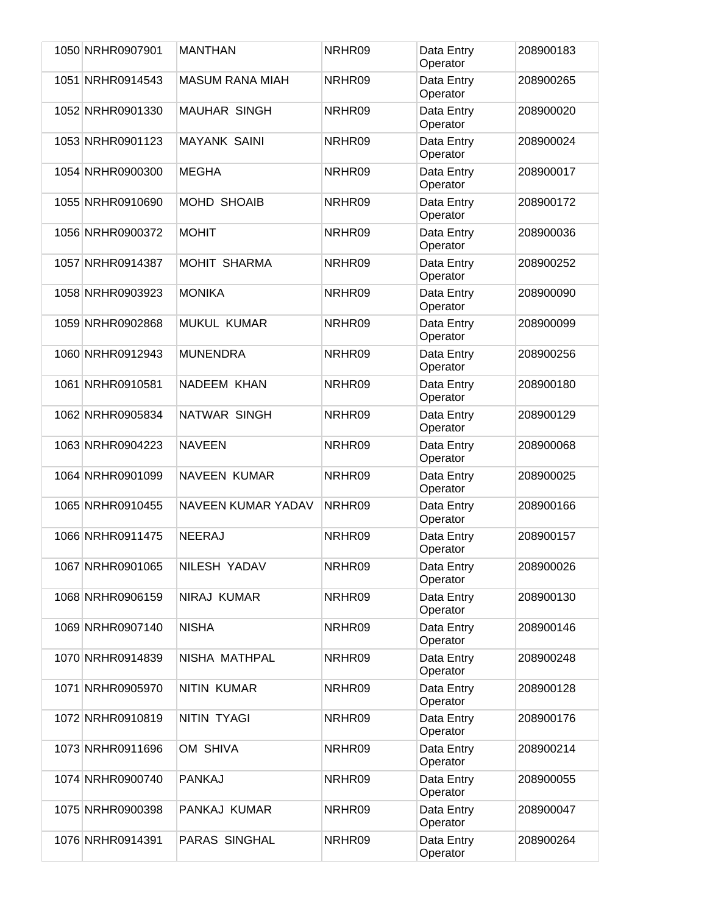| | | | | | |
|---|---|---|---|---|---|
| 1050 | NRHR0907901 | MANTHAN | NRHR09 | Data Entry Operator | 208900183 |
| 1051 | NRHR0914543 | MASUM RANA MIAH | NRHR09 | Data Entry Operator | 208900265 |
| 1052 | NRHR0901330 | MAUHAR SINGH | NRHR09 | Data Entry Operator | 208900020 |
| 1053 | NRHR0901123 | MAYANK SAINI | NRHR09 | Data Entry Operator | 208900024 |
| 1054 | NRHR0900300 | MEGHA | NRHR09 | Data Entry Operator | 208900017 |
| 1055 | NRHR0910690 | MOHD SHOAIB | NRHR09 | Data Entry Operator | 208900172 |
| 1056 | NRHR0900372 | MOHIT | NRHR09 | Data Entry Operator | 208900036 |
| 1057 | NRHR0914387 | MOHIT SHARMA | NRHR09 | Data Entry Operator | 208900252 |
| 1058 | NRHR0903923 | MONIKA | NRHR09 | Data Entry Operator | 208900090 |
| 1059 | NRHR0902868 | MUKUL KUMAR | NRHR09 | Data Entry Operator | 208900099 |
| 1060 | NRHR0912943 | MUNENDRA | NRHR09 | Data Entry Operator | 208900256 |
| 1061 | NRHR0910581 | NADEEM KHAN | NRHR09 | Data Entry Operator | 208900180 |
| 1062 | NRHR0905834 | NATWAR SINGH | NRHR09 | Data Entry Operator | 208900129 |
| 1063 | NRHR0904223 | NAVEEN | NRHR09 | Data Entry Operator | 208900068 |
| 1064 | NRHR0901099 | NAVEEN KUMAR | NRHR09 | Data Entry Operator | 208900025 |
| 1065 | NRHR0910455 | NAVEEN KUMAR YADAV | NRHR09 | Data Entry Operator | 208900166 |
| 1066 | NRHR0911475 | NEERAJ | NRHR09 | Data Entry Operator | 208900157 |
| 1067 | NRHR0901065 | NILESH YADAV | NRHR09 | Data Entry Operator | 208900026 |
| 1068 | NRHR0906159 | NIRAJ KUMAR | NRHR09 | Data Entry Operator | 208900130 |
| 1069 | NRHR0907140 | NISHA | NRHR09 | Data Entry Operator | 208900146 |
| 1070 | NRHR0914839 | NISHA MATHPAL | NRHR09 | Data Entry Operator | 208900248 |
| 1071 | NRHR0905970 | NITIN KUMAR | NRHR09 | Data Entry Operator | 208900128 |
| 1072 | NRHR0910819 | NITIN TYAGI | NRHR09 | Data Entry Operator | 208900176 |
| 1073 | NRHR0911696 | OM SHIVA | NRHR09 | Data Entry Operator | 208900214 |
| 1074 | NRHR0900740 | PANKAJ | NRHR09 | Data Entry Operator | 208900055 |
| 1075 | NRHR0900398 | PANKAJ KUMAR | NRHR09 | Data Entry Operator | 208900047 |
| 1076 | NRHR0914391 | PARAS SINGHAL | NRHR09 | Data Entry Operator | 208900264 |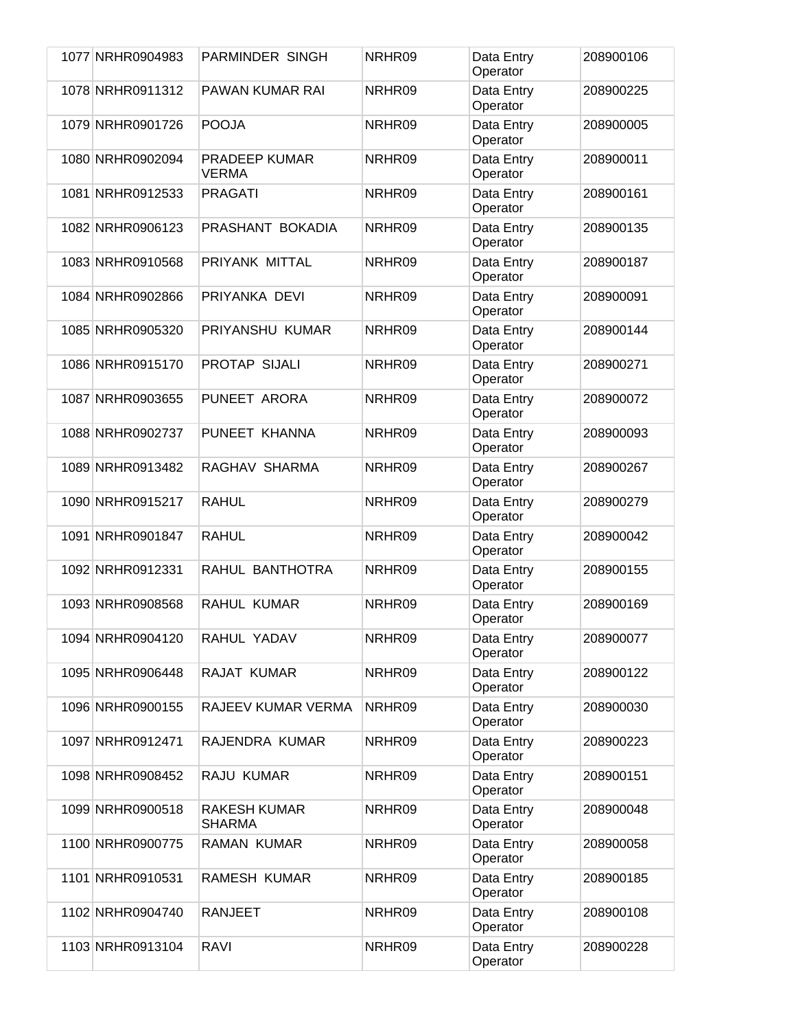| | | | | | |
|---|---|---|---|---|---|
| 1077 | NRHR0904983 | PARMINDER SINGH | NRHR09 | Data Entry Operator | 208900106 |
| 1078 | NRHR0911312 | PAWAN KUMAR RAI | NRHR09 | Data Entry Operator | 208900225 |
| 1079 | NRHR0901726 | POOJA | NRHR09 | Data Entry Operator | 208900005 |
| 1080 | NRHR0902094 | PRADEEP KUMAR VERMA | NRHR09 | Data Entry Operator | 208900011 |
| 1081 | NRHR0912533 | PRAGATI | NRHR09 | Data Entry Operator | 208900161 |
| 1082 | NRHR0906123 | PRASHANT BOKADIA | NRHR09 | Data Entry Operator | 208900135 |
| 1083 | NRHR0910568 | PRIYANK MITTAL | NRHR09 | Data Entry Operator | 208900187 |
| 1084 | NRHR0902866 | PRIYANKA DEVI | NRHR09 | Data Entry Operator | 208900091 |
| 1085 | NRHR0905320 | PRIYANSHU KUMAR | NRHR09 | Data Entry Operator | 208900144 |
| 1086 | NRHR0915170 | PROTAP SIJALI | NRHR09 | Data Entry Operator | 208900271 |
| 1087 | NRHR0903655 | PUNEET ARORA | NRHR09 | Data Entry Operator | 208900072 |
| 1088 | NRHR0902737 | PUNEET KHANNA | NRHR09 | Data Entry Operator | 208900093 |
| 1089 | NRHR0913482 | RAGHAV SHARMA | NRHR09 | Data Entry Operator | 208900267 |
| 1090 | NRHR0915217 | RAHUL | NRHR09 | Data Entry Operator | 208900279 |
| 1091 | NRHR0901847 | RAHUL | NRHR09 | Data Entry Operator | 208900042 |
| 1092 | NRHR0912331 | RAHUL BANTHOTRA | NRHR09 | Data Entry Operator | 208900155 |
| 1093 | NRHR0908568 | RAHUL KUMAR | NRHR09 | Data Entry Operator | 208900169 |
| 1094 | NRHR0904120 | RAHUL YADAV | NRHR09 | Data Entry Operator | 208900077 |
| 1095 | NRHR0906448 | RAJAT KUMAR | NRHR09 | Data Entry Operator | 208900122 |
| 1096 | NRHR0900155 | RAJEEV KUMAR VERMA | NRHR09 | Data Entry Operator | 208900030 |
| 1097 | NRHR0912471 | RAJENDRA KUMAR | NRHR09 | Data Entry Operator | 208900223 |
| 1098 | NRHR0908452 | RAJU KUMAR | NRHR09 | Data Entry Operator | 208900151 |
| 1099 | NRHR0900518 | RAKESH KUMAR SHARMA | NRHR09 | Data Entry Operator | 208900048 |
| 1100 | NRHR0900775 | RAMAN KUMAR | NRHR09 | Data Entry Operator | 208900058 |
| 1101 | NRHR0910531 | RAMESH KUMAR | NRHR09 | Data Entry Operator | 208900185 |
| 1102 | NRHR0904740 | RANJEET | NRHR09 | Data Entry Operator | 208900108 |
| 1103 | NRHR0913104 | RAVI | NRHR09 | Data Entry Operator | 208900228 |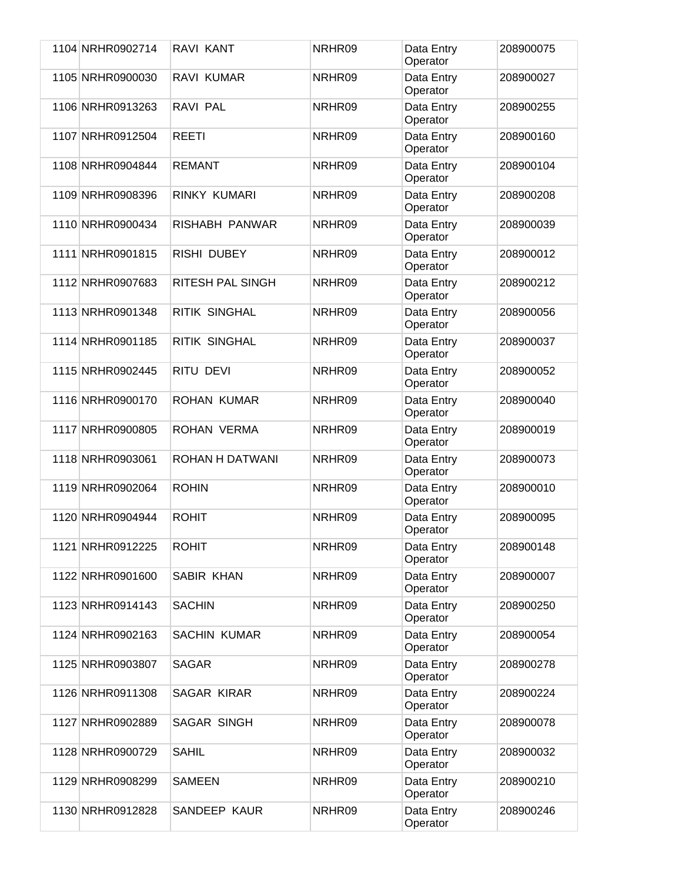| | | | | | |
|---|---|---|---|---|---|
| 1104 | NRHR0902714 | RAVI KANT | NRHR09 | Data Entry Operator | 208900075 |
| 1105 | NRHR0900030 | RAVI KUMAR | NRHR09 | Data Entry Operator | 208900027 |
| 1106 | NRHR0913263 | RAVI PAL | NRHR09 | Data Entry Operator | 208900255 |
| 1107 | NRHR0912504 | REETI | NRHR09 | Data Entry Operator | 208900160 |
| 1108 | NRHR0904844 | REMANT | NRHR09 | Data Entry Operator | 208900104 |
| 1109 | NRHR0908396 | RINKY KUMARI | NRHR09 | Data Entry Operator | 208900208 |
| 1110 | NRHR0900434 | RISHABH PANWAR | NRHR09 | Data Entry Operator | 208900039 |
| 1111 | NRHR0901815 | RISHI DUBEY | NRHR09 | Data Entry Operator | 208900012 |
| 1112 | NRHR0907683 | RITESH PAL SINGH | NRHR09 | Data Entry Operator | 208900212 |
| 1113 | NRHR0901348 | RITIK SINGHAL | NRHR09 | Data Entry Operator | 208900056 |
| 1114 | NRHR0901185 | RITIK SINGHAL | NRHR09 | Data Entry Operator | 208900037 |
| 1115 | NRHR0902445 | RITU DEVI | NRHR09 | Data Entry Operator | 208900052 |
| 1116 | NRHR0900170 | ROHAN KUMAR | NRHR09 | Data Entry Operator | 208900040 |
| 1117 | NRHR0900805 | ROHAN VERMA | NRHR09 | Data Entry Operator | 208900019 |
| 1118 | NRHR0903061 | ROHAN H DATWANI | NRHR09 | Data Entry Operator | 208900073 |
| 1119 | NRHR0902064 | ROHIN | NRHR09 | Data Entry Operator | 208900010 |
| 1120 | NRHR0904944 | ROHIT | NRHR09 | Data Entry Operator | 208900095 |
| 1121 | NRHR0912225 | ROHIT | NRHR09 | Data Entry Operator | 208900148 |
| 1122 | NRHR0901600 | SABIR KHAN | NRHR09 | Data Entry Operator | 208900007 |
| 1123 | NRHR0914143 | SACHIN | NRHR09 | Data Entry Operator | 208900250 |
| 1124 | NRHR0902163 | SACHIN KUMAR | NRHR09 | Data Entry Operator | 208900054 |
| 1125 | NRHR0903807 | SAGAR | NRHR09 | Data Entry Operator | 208900278 |
| 1126 | NRHR0911308 | SAGAR KIRAR | NRHR09 | Data Entry Operator | 208900224 |
| 1127 | NRHR0902889 | SAGAR SINGH | NRHR09 | Data Entry Operator | 208900078 |
| 1128 | NRHR0900729 | SAHIL | NRHR09 | Data Entry Operator | 208900032 |
| 1129 | NRHR0908299 | SAMEEN | NRHR09 | Data Entry Operator | 208900210 |
| 1130 | NRHR0912828 | SANDEEP KAUR | NRHR09 | Data Entry Operator | 208900246 |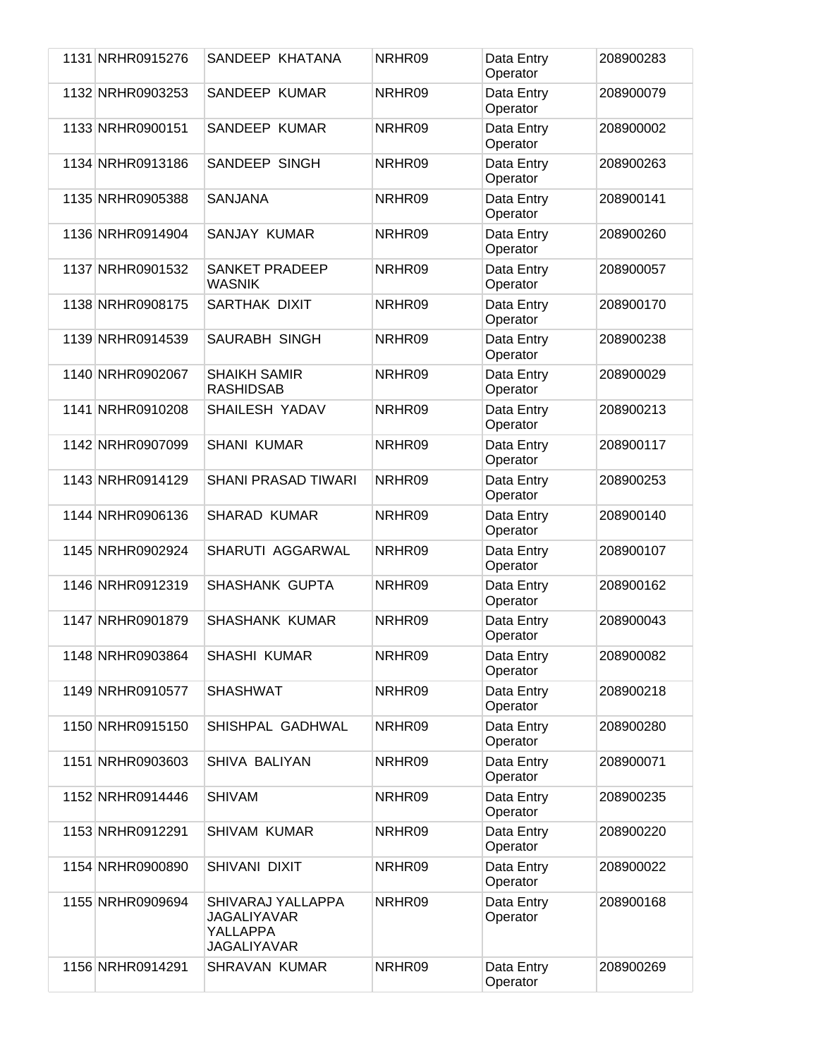| | | | | | |
|---|---|---|---|---|---|
| 1131 | NRHR0915276 | SANDEEP KHATANA | NRHR09 | Data Entry Operator | 208900283 |
| 1132 | NRHR0903253 | SANDEEP KUMAR | NRHR09 | Data Entry Operator | 208900079 |
| 1133 | NRHR0900151 | SANDEEP KUMAR | NRHR09 | Data Entry Operator | 208900002 |
| 1134 | NRHR0913186 | SANDEEP SINGH | NRHR09 | Data Entry Operator | 208900263 |
| 1135 | NRHR0905388 | SANJANA | NRHR09 | Data Entry Operator | 208900141 |
| 1136 | NRHR0914904 | SANJAY KUMAR | NRHR09 | Data Entry Operator | 208900260 |
| 1137 | NRHR0901532 | SANKET PRADEEP WASNIK | NRHR09 | Data Entry Operator | 208900057 |
| 1138 | NRHR0908175 | SARTHAK DIXIT | NRHR09 | Data Entry Operator | 208900170 |
| 1139 | NRHR0914539 | SAURABH SINGH | NRHR09 | Data Entry Operator | 208900238 |
| 1140 | NRHR0902067 | SHAIKH SAMIR RASHIDSAB | NRHR09 | Data Entry Operator | 208900029 |
| 1141 | NRHR0910208 | SHAILESH YADAV | NRHR09 | Data Entry Operator | 208900213 |
| 1142 | NRHR0907099 | SHANI KUMAR | NRHR09 | Data Entry Operator | 208900117 |
| 1143 | NRHR0914129 | SHANI PRASAD TIWARI | NRHR09 | Data Entry Operator | 208900253 |
| 1144 | NRHR0906136 | SHARAD KUMAR | NRHR09 | Data Entry Operator | 208900140 |
| 1145 | NRHR0902924 | SHARUTI AGGARWAL | NRHR09 | Data Entry Operator | 208900107 |
| 1146 | NRHR0912319 | SHASHANK GUPTA | NRHR09 | Data Entry Operator | 208900162 |
| 1147 | NRHR0901879 | SHASHANK KUMAR | NRHR09 | Data Entry Operator | 208900043 |
| 1148 | NRHR0903864 | SHASHI KUMAR | NRHR09 | Data Entry Operator | 208900082 |
| 1149 | NRHR0910577 | SHASHWAT | NRHR09 | Data Entry Operator | 208900218 |
| 1150 | NRHR0915150 | SHISHPAL GADHWAL | NRHR09 | Data Entry Operator | 208900280 |
| 1151 | NRHR0903603 | SHIVA BALIYAN | NRHR09 | Data Entry Operator | 208900071 |
| 1152 | NRHR0914446 | SHIVAM | NRHR09 | Data Entry Operator | 208900235 |
| 1153 | NRHR0912291 | SHIVAM KUMAR | NRHR09 | Data Entry Operator | 208900220 |
| 1154 | NRHR0900890 | SHIVANI DIXIT | NRHR09 | Data Entry Operator | 208900022 |
| 1155 | NRHR0909694 | SHIVARAJ YALLAPPA JAGALIYAVAR YALLAPPA JAGALIYAVAR | NRHR09 | Data Entry Operator | 208900168 |
| 1156 | NRHR0914291 | SHRAVAN KUMAR | NRHR09 | Data Entry Operator | 208900269 |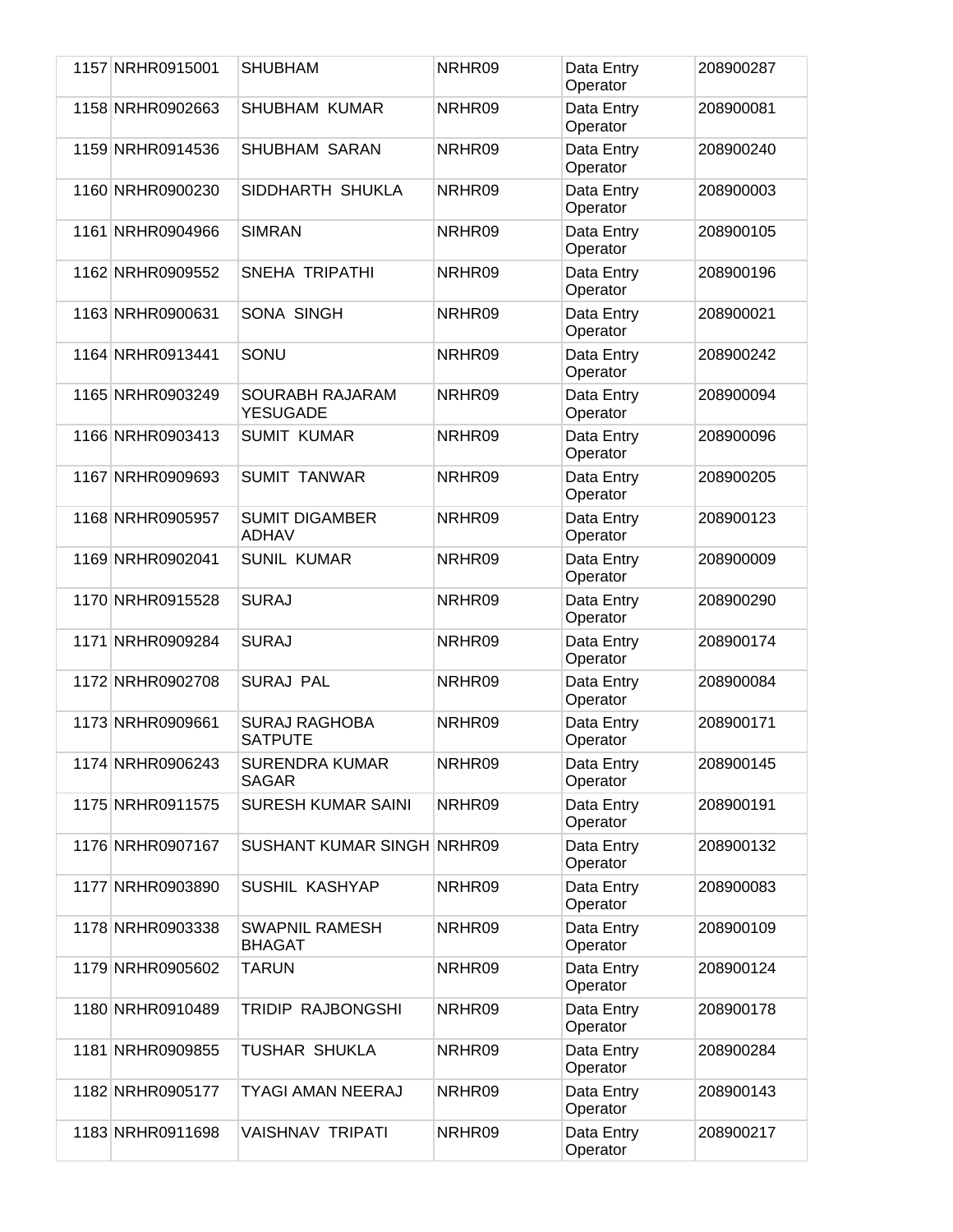| | | | | | |
|---|---|---|---|---|---|
| 1157 | NRHR0915001 | SHUBHAM | NRHR09 | Data Entry Operator | 208900287 |
| 1158 | NRHR0902663 | SHUBHAM KUMAR | NRHR09 | Data Entry Operator | 208900081 |
| 1159 | NRHR0914536 | SHUBHAM SARAN | NRHR09 | Data Entry Operator | 208900240 |
| 1160 | NRHR0900230 | SIDDHARTH SHUKLA | NRHR09 | Data Entry Operator | 208900003 |
| 1161 | NRHR0904966 | SIMRAN | NRHR09 | Data Entry Operator | 208900105 |
| 1162 | NRHR0909552 | SNEHA TRIPATHI | NRHR09 | Data Entry Operator | 208900196 |
| 1163 | NRHR0900631 | SONA SINGH | NRHR09 | Data Entry Operator | 208900021 |
| 1164 | NRHR0913441 | SONU | NRHR09 | Data Entry Operator | 208900242 |
| 1165 | NRHR0903249 | SOURABH RAJARAM YESUGADE | NRHR09 | Data Entry Operator | 208900094 |
| 1166 | NRHR0903413 | SUMIT KUMAR | NRHR09 | Data Entry Operator | 208900096 |
| 1167 | NRHR0909693 | SUMIT TANWAR | NRHR09 | Data Entry Operator | 208900205 |
| 1168 | NRHR0905957 | SUMIT DIGAMBER ADHAV | NRHR09 | Data Entry Operator | 208900123 |
| 1169 | NRHR0902041 | SUNIL KUMAR | NRHR09 | Data Entry Operator | 208900009 |
| 1170 | NRHR0915528 | SURAJ | NRHR09 | Data Entry Operator | 208900290 |
| 1171 | NRHR0909284 | SURAJ | NRHR09 | Data Entry Operator | 208900174 |
| 1172 | NRHR0902708 | SURAJ PAL | NRHR09 | Data Entry Operator | 208900084 |
| 1173 | NRHR0909661 | SURAJ RAGHOBA SATPUTE | NRHR09 | Data Entry Operator | 208900171 |
| 1174 | NRHR0906243 | SURENDRA KUMAR SAGAR | NRHR09 | Data Entry Operator | 208900145 |
| 1175 | NRHR0911575 | SURESH KUMAR SAINI | NRHR09 | Data Entry Operator | 208900191 |
| 1176 | NRHR0907167 | SUSHANT KUMAR SINGH | NRHR09 | Data Entry Operator | 208900132 |
| 1177 | NRHR0903890 | SUSHIL KASHYAP | NRHR09 | Data Entry Operator | 208900083 |
| 1178 | NRHR0903338 | SWAPNIL RAMESH BHAGAT | NRHR09 | Data Entry Operator | 208900109 |
| 1179 | NRHR0905602 | TARUN | NRHR09 | Data Entry Operator | 208900124 |
| 1180 | NRHR0910489 | TRIDIP RAJBONGSHI | NRHR09 | Data Entry Operator | 208900178 |
| 1181 | NRHR0909855 | TUSHAR SHUKLA | NRHR09 | Data Entry Operator | 208900284 |
| 1182 | NRHR0905177 | TYAGI AMAN NEERAJ | NRHR09 | Data Entry Operator | 208900143 |
| 1183 | NRHR0911698 | VAISHNAV TRIPATI | NRHR09 | Data Entry Operator | 208900217 |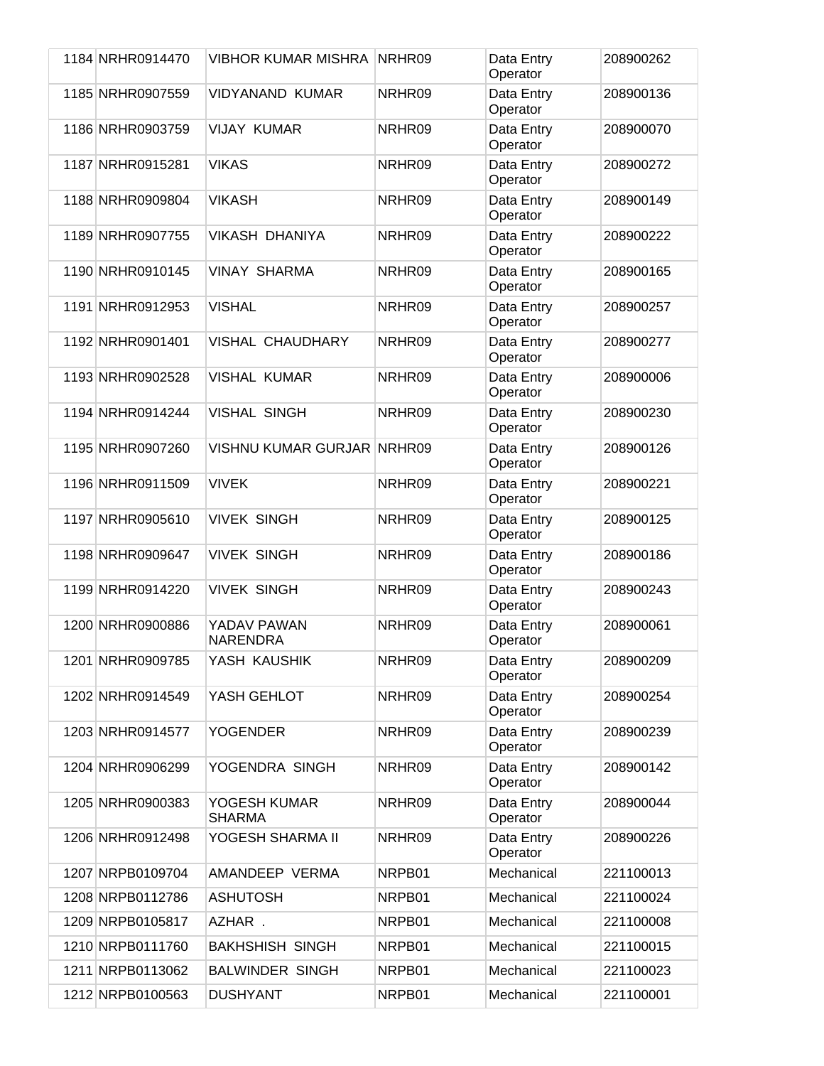| | | | | | |
|---|---|---|---|---|---|
| 1184 | NRHR0914470 | VIBHOR KUMAR MISHRA | NRHR09 | Data Entry Operator | 208900262 |
| 1185 | NRHR0907559 | VIDYANAND KUMAR | NRHR09 | Data Entry Operator | 208900136 |
| 1186 | NRHR0903759 | VIJAY KUMAR | NRHR09 | Data Entry Operator | 208900070 |
| 1187 | NRHR0915281 | VIKAS | NRHR09 | Data Entry Operator | 208900272 |
| 1188 | NRHR0909804 | VIKASH | NRHR09 | Data Entry Operator | 208900149 |
| 1189 | NRHR0907755 | VIKASH DHANIYA | NRHR09 | Data Entry Operator | 208900222 |
| 1190 | NRHR0910145 | VINAY SHARMA | NRHR09 | Data Entry Operator | 208900165 |
| 1191 | NRHR0912953 | VISHAL | NRHR09 | Data Entry Operator | 208900257 |
| 1192 | NRHR0901401 | VISHAL CHAUDHARY | NRHR09 | Data Entry Operator | 208900277 |
| 1193 | NRHR0902528 | VISHAL KUMAR | NRHR09 | Data Entry Operator | 208900006 |
| 1194 | NRHR0914244 | VISHAL SINGH | NRHR09 | Data Entry Operator | 208900230 |
| 1195 | NRHR0907260 | VISHNU KUMAR GURJAR | NRHR09 | Data Entry Operator | 208900126 |
| 1196 | NRHR0911509 | VIVEK | NRHR09 | Data Entry Operator | 208900221 |
| 1197 | NRHR0905610 | VIVEK SINGH | NRHR09 | Data Entry Operator | 208900125 |
| 1198 | NRHR0909647 | VIVEK SINGH | NRHR09 | Data Entry Operator | 208900186 |
| 1199 | NRHR0914220 | VIVEK SINGH | NRHR09 | Data Entry Operator | 208900243 |
| 1200 | NRHR0900886 | YADAV PAWAN NARENDRA | NRHR09 | Data Entry Operator | 208900061 |
| 1201 | NRHR0909785 | YASH KAUSHIK | NRHR09 | Data Entry Operator | 208900209 |
| 1202 | NRHR0914549 | YASH GEHLOT | NRHR09 | Data Entry Operator | 208900254 |
| 1203 | NRHR0914577 | YOGENDER | NRHR09 | Data Entry Operator | 208900239 |
| 1204 | NRHR0906299 | YOGENDRA SINGH | NRHR09 | Data Entry Operator | 208900142 |
| 1205 | NRHR0900383 | YOGESH KUMAR SHARMA | NRHR09 | Data Entry Operator | 208900044 |
| 1206 | NRHR0912498 | YOGESH SHARMA II | NRHR09 | Data Entry Operator | 208900226 |
| 1207 | NRPB0109704 | AMANDEEP VERMA | NRPB01 | Mechanical | 221100013 |
| 1208 | NRPB0112786 | ASHUTOSH | NRPB01 | Mechanical | 221100024 |
| 1209 | NRPB0105817 | AZHAR . | NRPB01 | Mechanical | 221100008 |
| 1210 | NRPB0111760 | BAKHSHISH SINGH | NRPB01 | Mechanical | 221100015 |
| 1211 | NRPB0113062 | BALWINDER SINGH | NRPB01 | Mechanical | 221100023 |
| 1212 | NRPB0100563 | DUSHYANT | NRPB01 | Mechanical | 221100001 |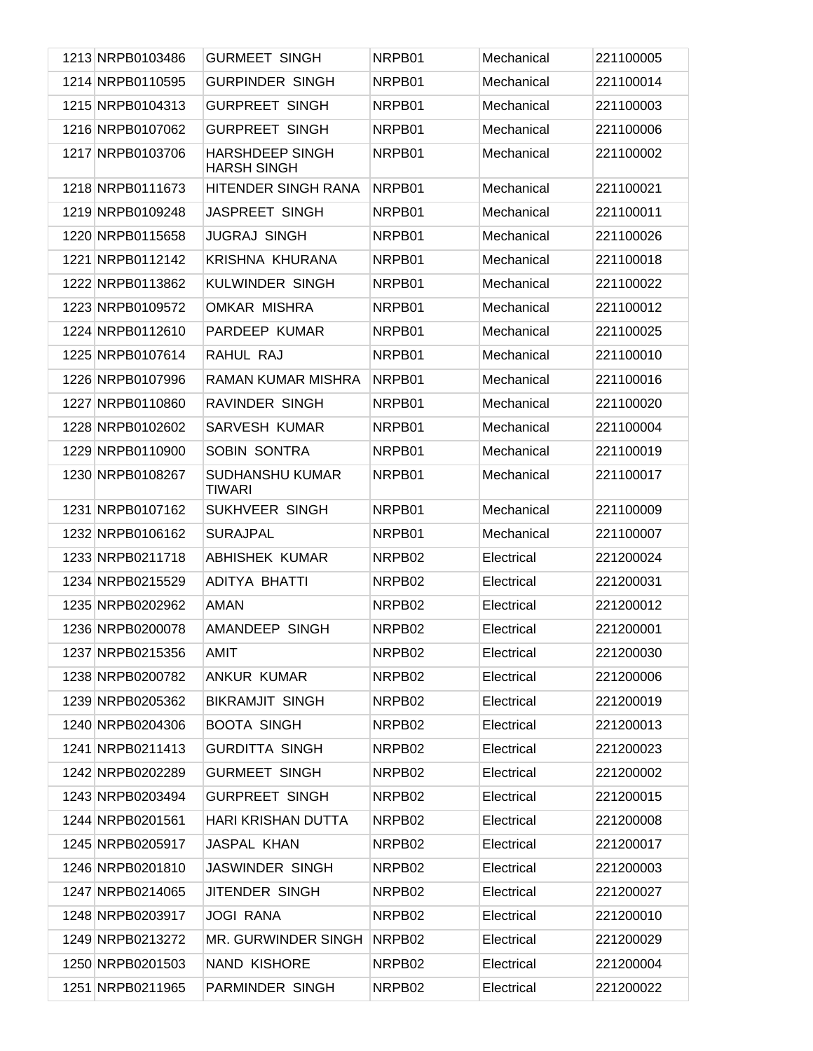| | | | | | |
|---|---|---|---|---|---|
| 1213 | NRPB0103486 | GURMEET SINGH | NRPB01 | Mechanical | 221100005 |
| 1214 | NRPB0110595 | GURPINDER SINGH | NRPB01 | Mechanical | 221100014 |
| 1215 | NRPB0104313 | GURPREET SINGH | NRPB01 | Mechanical | 221100003 |
| 1216 | NRPB0107062 | GURPREET SINGH | NRPB01 | Mechanical | 221100006 |
| 1217 | NRPB0103706 | HARSHDEEP SINGH HARSH SINGH | NRPB01 | Mechanical | 221100002 |
| 1218 | NRPB0111673 | HITENDER SINGH RANA | NRPB01 | Mechanical | 221100021 |
| 1219 | NRPB0109248 | JASPREET SINGH | NRPB01 | Mechanical | 221100011 |
| 1220 | NRPB0115658 | JUGRAJ SINGH | NRPB01 | Mechanical | 221100026 |
| 1221 | NRPB0112142 | KRISHNA KHURANA | NRPB01 | Mechanical | 221100018 |
| 1222 | NRPB0113862 | KULWINDER SINGH | NRPB01 | Mechanical | 221100022 |
| 1223 | NRPB0109572 | OMKAR MISHRA | NRPB01 | Mechanical | 221100012 |
| 1224 | NRPB0112610 | PARDEEP KUMAR | NRPB01 | Mechanical | 221100025 |
| 1225 | NRPB0107614 | RAHUL RAJ | NRPB01 | Mechanical | 221100010 |
| 1226 | NRPB0107996 | RAMAN KUMAR MISHRA | NRPB01 | Mechanical | 221100016 |
| 1227 | NRPB0110860 | RAVINDER SINGH | NRPB01 | Mechanical | 221100020 |
| 1228 | NRPB0102602 | SARVESH KUMAR | NRPB01 | Mechanical | 221100004 |
| 1229 | NRPB0110900 | SOBIN SONTRA | NRPB01 | Mechanical | 221100019 |
| 1230 | NRPB0108267 | SUDHANSHU KUMAR TIWARI | NRPB01 | Mechanical | 221100017 |
| 1231 | NRPB0107162 | SUKHVEER SINGH | NRPB01 | Mechanical | 221100009 |
| 1232 | NRPB0106162 | SURAJPAL | NRPB01 | Mechanical | 221100007 |
| 1233 | NRPB0211718 | ABHISHEK KUMAR | NRPB02 | Electrical | 221200024 |
| 1234 | NRPB0215529 | ADITYA BHATTI | NRPB02 | Electrical | 221200031 |
| 1235 | NRPB0202962 | AMAN | NRPB02 | Electrical | 221200012 |
| 1236 | NRPB0200078 | AMANDEEP SINGH | NRPB02 | Electrical | 221200001 |
| 1237 | NRPB0215356 | AMIT | NRPB02 | Electrical | 221200030 |
| 1238 | NRPB0200782 | ANKUR KUMAR | NRPB02 | Electrical | 221200006 |
| 1239 | NRPB0205362 | BIKRAMJIT SINGH | NRPB02 | Electrical | 221200019 |
| 1240 | NRPB0204306 | BOOTA SINGH | NRPB02 | Electrical | 221200013 |
| 1241 | NRPB0211413 | GURDITTA SINGH | NRPB02 | Electrical | 221200023 |
| 1242 | NRPB0202289 | GURMEET SINGH | NRPB02 | Electrical | 221200002 |
| 1243 | NRPB0203494 | GURPREET SINGH | NRPB02 | Electrical | 221200015 |
| 1244 | NRPB0201561 | HARI KRISHAN DUTTA | NRPB02 | Electrical | 221200008 |
| 1245 | NRPB0205917 | JASPAL KHAN | NRPB02 | Electrical | 221200017 |
| 1246 | NRPB0201810 | JASWINDER SINGH | NRPB02 | Electrical | 221200003 |
| 1247 | NRPB0214065 | JITENDER SINGH | NRPB02 | Electrical | 221200027 |
| 1248 | NRPB0203917 | JOGI RANA | NRPB02 | Electrical | 221200010 |
| 1249 | NRPB0213272 | MR. GURWINDER SINGH | NRPB02 | Electrical | 221200029 |
| 1250 | NRPB0201503 | NAND KISHORE | NRPB02 | Electrical | 221200004 |
| 1251 | NRPB0211965 | PARMINDER SINGH | NRPB02 | Electrical | 221200022 |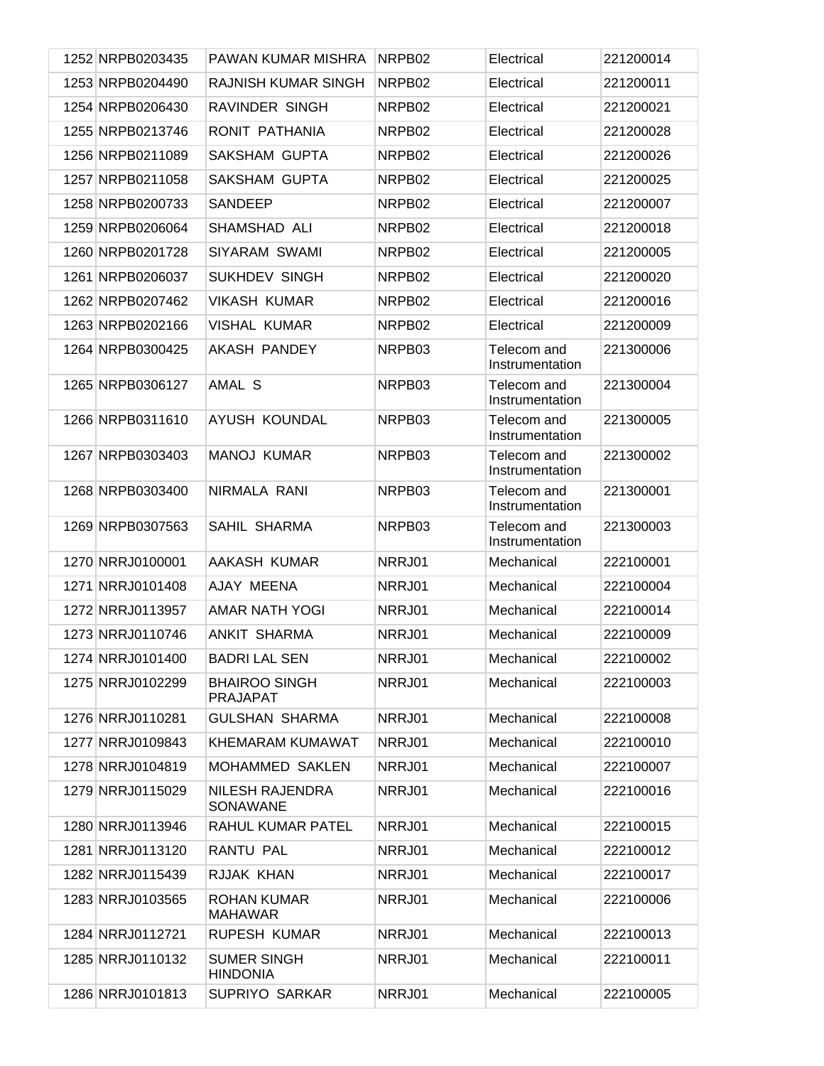| | | | | | |
|---|---|---|---|---|---|
| 1252 | NRPB0203435 | PAWAN KUMAR MISHRA | NRPB02 | Electrical | 221200014 |
| 1253 | NRPB0204490 | RAJNISH KUMAR SINGH | NRPB02 | Electrical | 221200011 |
| 1254 | NRPB0206430 | RAVINDER SINGH | NRPB02 | Electrical | 221200021 |
| 1255 | NRPB0213746 | RONIT PATHANIA | NRPB02 | Electrical | 221200028 |
| 1256 | NRPB0211089 | SAKSHAM GUPTA | NRPB02 | Electrical | 221200026 |
| 1257 | NRPB0211058 | SAKSHAM GUPTA | NRPB02 | Electrical | 221200025 |
| 1258 | NRPB0200733 | SANDEEP | NRPB02 | Electrical | 221200007 |
| 1259 | NRPB0206064 | SHAMSHAD ALI | NRPB02 | Electrical | 221200018 |
| 1260 | NRPB0201728 | SIYARAM SWAMI | NRPB02 | Electrical | 221200005 |
| 1261 | NRPB0206037 | SUKHDEV SINGH | NRPB02 | Electrical | 221200020 |
| 1262 | NRPB0207462 | VIKASH KUMAR | NRPB02 | Electrical | 221200016 |
| 1263 | NRPB0202166 | VISHAL KUMAR | NRPB02 | Electrical | 221200009 |
| 1264 | NRPB0300425 | AKASH PANDEY | NRPB03 | Telecom and Instrumentation | 221300006 |
| 1265 | NRPB0306127 | AMAL S | NRPB03 | Telecom and Instrumentation | 221300004 |
| 1266 | NRPB0311610 | AYUSH KOUNDAL | NRPB03 | Telecom and Instrumentation | 221300005 |
| 1267 | NRPB0303403 | MANOJ KUMAR | NRPB03 | Telecom and Instrumentation | 221300002 |
| 1268 | NRPB0303400 | NIRMALA RANI | NRPB03 | Telecom and Instrumentation | 221300001 |
| 1269 | NRPB0307563 | SAHIL SHARMA | NRPB03 | Telecom and Instrumentation | 221300003 |
| 1270 | NRRJ0100001 | AAKASH KUMAR | NRRJ01 | Mechanical | 222100001 |
| 1271 | NRRJ0101408 | AJAY MEENA | NRRJ01 | Mechanical | 222100004 |
| 1272 | NRRJ0113957 | AMAR NATH YOGI | NRRJ01 | Mechanical | 222100014 |
| 1273 | NRRJ0110746 | ANKIT SHARMA | NRRJ01 | Mechanical | 222100009 |
| 1274 | NRRJ0101400 | BADRI LAL SEN | NRRJ01 | Mechanical | 222100002 |
| 1275 | NRRJ0102299 | BHAIROO SINGH PRAJAPAT | NRRJ01 | Mechanical | 222100003 |
| 1276 | NRRJ0110281 | GULSHAN SHARMA | NRRJ01 | Mechanical | 222100008 |
| 1277 | NRRJ0109843 | KHEMARAM KUMAWAT | NRRJ01 | Mechanical | 222100010 |
| 1278 | NRRJ0104819 | MOHAMMED SAKLEN | NRRJ01 | Mechanical | 222100007 |
| 1279 | NRRJ0115029 | NILESH RAJENDRA SONAWANE | NRRJ01 | Mechanical | 222100016 |
| 1280 | NRRJ0113946 | RAHUL KUMAR PATEL | NRRJ01 | Mechanical | 222100015 |
| 1281 | NRRJ0113120 | RANTU PAL | NRRJ01 | Mechanical | 222100012 |
| 1282 | NRRJ0115439 | RJJAK KHAN | NRRJ01 | Mechanical | 222100017 |
| 1283 | NRRJ0103565 | ROHAN KUMAR MAHAWAR | NRRJ01 | Mechanical | 222100006 |
| 1284 | NRRJ0112721 | RUPESH KUMAR | NRRJ01 | Mechanical | 222100013 |
| 1285 | NRRJ0110132 | SUMER SINGH HINDONIA | NRRJ01 | Mechanical | 222100011 |
| 1286 | NRRJ0101813 | SUPRIYO SARKAR | NRRJ01 | Mechanical | 222100005 |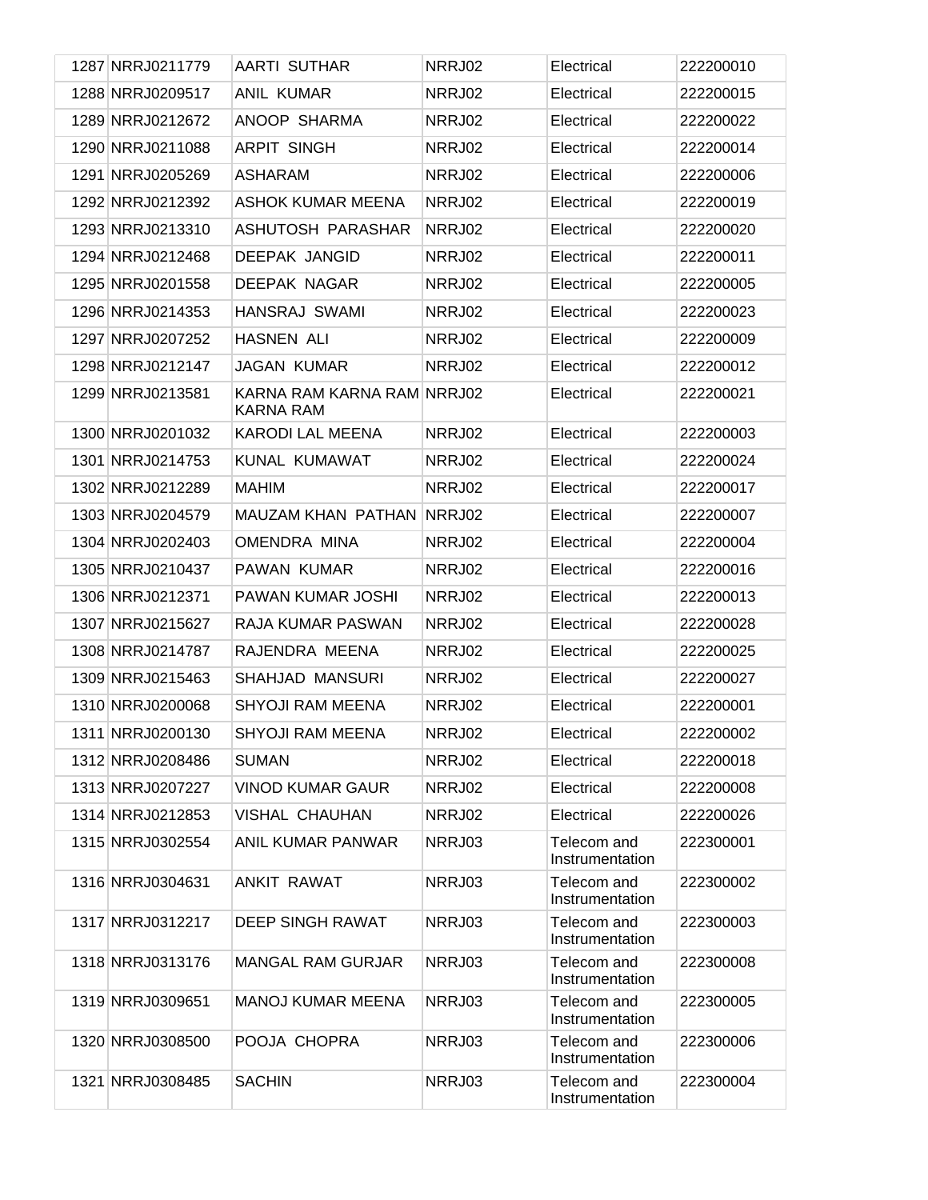| | | | | | |
|---|---|---|---|---|---|
| 1287 | NRRJ0211779 | AARTI SUTHAR | NRRJ02 | Electrical | 222200010 |
| 1288 | NRRJ0209517 | ANIL KUMAR | NRRJ02 | Electrical | 222200015 |
| 1289 | NRRJ0212672 | ANOOP SHARMA | NRRJ02 | Electrical | 222200022 |
| 1290 | NRRJ0211088 | ARPIT SINGH | NRRJ02 | Electrical | 222200014 |
| 1291 | NRRJ0205269 | ASHARAM | NRRJ02 | Electrical | 222200006 |
| 1292 | NRRJ0212392 | ASHOK KUMAR MEENA | NRRJ02 | Electrical | 222200019 |
| 1293 | NRRJ0213310 | ASHUTOSH PARASHAR | NRRJ02 | Electrical | 222200020 |
| 1294 | NRRJ0212468 | DEEPAK JANGID | NRRJ02 | Electrical | 222200011 |
| 1295 | NRRJ0201558 | DEEPAK NAGAR | NRRJ02 | Electrical | 222200005 |
| 1296 | NRRJ0214353 | HANSRAJ SWAMI | NRRJ02 | Electrical | 222200023 |
| 1297 | NRRJ0207252 | HASNEN ALI | NRRJ02 | Electrical | 222200009 |
| 1298 | NRRJ0212147 | JAGAN KUMAR | NRRJ02 | Electrical | 222200012 |
| 1299 | NRRJ0213581 | KARNA RAM KARNA RAM KARNA RAM | NRRJ02 | Electrical | 222200021 |
| 1300 | NRRJ0201032 | KARODI LAL MEENA | NRRJ02 | Electrical | 222200003 |
| 1301 | NRRJ0214753 | KUNAL KUMAWAT | NRRJ02 | Electrical | 222200024 |
| 1302 | NRRJ0212289 | MAHIM | NRRJ02 | Electrical | 222200017 |
| 1303 | NRRJ0204579 | MAUZAM KHAN PATHAN | NRRJ02 | Electrical | 222200007 |
| 1304 | NRRJ0202403 | OMENDRA MINA | NRRJ02 | Electrical | 222200004 |
| 1305 | NRRJ0210437 | PAWAN KUMAR | NRRJ02 | Electrical | 222200016 |
| 1306 | NRRJ0212371 | PAWAN KUMAR JOSHI | NRRJ02 | Electrical | 222200013 |
| 1307 | NRRJ0215627 | RAJA KUMAR PASWAN | NRRJ02 | Electrical | 222200028 |
| 1308 | NRRJ0214787 | RAJENDRA MEENA | NRRJ02 | Electrical | 222200025 |
| 1309 | NRRJ0215463 | SHAHJAD MANSURI | NRRJ02 | Electrical | 222200027 |
| 1310 | NRRJ0200068 | SHYOJI RAM MEENA | NRRJ02 | Electrical | 222200001 |
| 1311 | NRRJ0200130 | SHYOJI RAM MEENA | NRRJ02 | Electrical | 222200002 |
| 1312 | NRRJ0208486 | SUMAN | NRRJ02 | Electrical | 222200018 |
| 1313 | NRRJ0207227 | VINOD KUMAR GAUR | NRRJ02 | Electrical | 222200008 |
| 1314 | NRRJ0212853 | VISHAL CHAUHAN | NRRJ02 | Electrical | 222200026 |
| 1315 | NRRJ0302554 | ANIL KUMAR PANWAR | NRRJ03 | Telecom and Instrumentation | 222300001 |
| 1316 | NRRJ0304631 | ANKIT RAWAT | NRRJ03 | Telecom and Instrumentation | 222300002 |
| 1317 | NRRJ0312217 | DEEP SINGH RAWAT | NRRJ03 | Telecom and Instrumentation | 222300003 |
| 1318 | NRRJ0313176 | MANGAL RAM GURJAR | NRRJ03 | Telecom and Instrumentation | 222300008 |
| 1319 | NRRJ0309651 | MANOJ KUMAR MEENA | NRRJ03 | Telecom and Instrumentation | 222300005 |
| 1320 | NRRJ0308500 | POOJA CHOPRA | NRRJ03 | Telecom and Instrumentation | 222300006 |
| 1321 | NRRJ0308485 | SACHIN | NRRJ03 | Telecom and Instrumentation | 222300004 |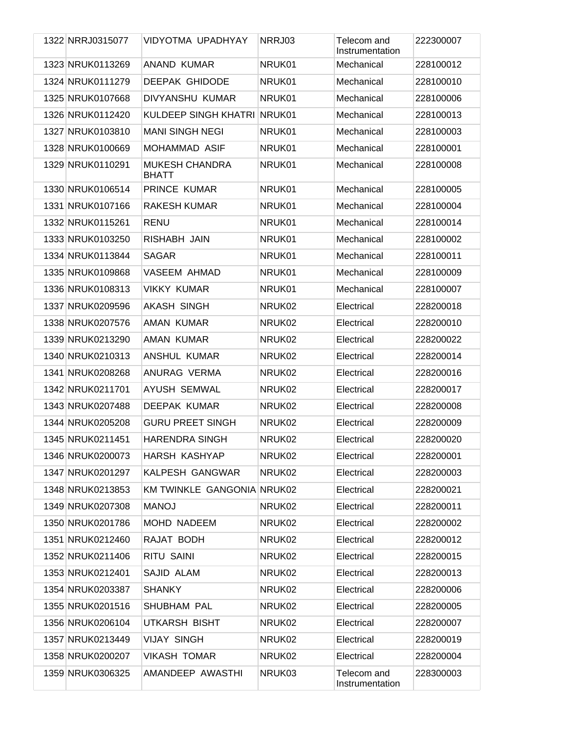| | | | | | |
|---|---|---|---|---|---|
| 1322 | NRRJ0315077 | VIDYOTMA UPADHYAY | NRRJ03 | Telecom and Instrumentation | 222300007 |
| 1323 | NRUK0113269 | ANAND KUMAR | NRUK01 | Mechanical | 228100012 |
| 1324 | NRUK0111279 | DEEPAK GHIDODE | NRUK01 | Mechanical | 228100010 |
| 1325 | NRUK0107668 | DIVYANSHU KUMAR | NRUK01 | Mechanical | 228100006 |
| 1326 | NRUK0112420 | KULDEEP SINGH KHATRI | NRUK01 | Mechanical | 228100013 |
| 1327 | NRUK0103810 | MANI SINGH NEGI | NRUK01 | Mechanical | 228100003 |
| 1328 | NRUK0100669 | MOHAMMAD ASIF | NRUK01 | Mechanical | 228100001 |
| 1329 | NRUK0110291 | MUKESH CHANDRA BHATT | NRUK01 | Mechanical | 228100008 |
| 1330 | NRUK0106514 | PRINCE KUMAR | NRUK01 | Mechanical | 228100005 |
| 1331 | NRUK0107166 | RAKESH KUMAR | NRUK01 | Mechanical | 228100004 |
| 1332 | NRUK0115261 | RENU | NRUK01 | Mechanical | 228100014 |
| 1333 | NRUK0103250 | RISHABH JAIN | NRUK01 | Mechanical | 228100002 |
| 1334 | NRUK0113844 | SAGAR | NRUK01 | Mechanical | 228100011 |
| 1335 | NRUK0109868 | VASEEM AHMAD | NRUK01 | Mechanical | 228100009 |
| 1336 | NRUK0108313 | VIKKY KUMAR | NRUK01 | Mechanical | 228100007 |
| 1337 | NRUK0209596 | AKASH SINGH | NRUK02 | Electrical | 228200018 |
| 1338 | NRUK0207576 | AMAN KUMAR | NRUK02 | Electrical | 228200010 |
| 1339 | NRUK0213290 | AMAN KUMAR | NRUK02 | Electrical | 228200022 |
| 1340 | NRUK0210313 | ANSHUL KUMAR | NRUK02 | Electrical | 228200014 |
| 1341 | NRUK0208268 | ANURAG VERMA | NRUK02 | Electrical | 228200016 |
| 1342 | NRUK0211701 | AYUSH SEMWAL | NRUK02 | Electrical | 228200017 |
| 1343 | NRUK0207488 | DEEPAK KUMAR | NRUK02 | Electrical | 228200008 |
| 1344 | NRUK0205208 | GURU PREET SINGH | NRUK02 | Electrical | 228200009 |
| 1345 | NRUK0211451 | HARENDRA SINGH | NRUK02 | Electrical | 228200020 |
| 1346 | NRUK0200073 | HARSH KASHYAP | NRUK02 | Electrical | 228200001 |
| 1347 | NRUK0201297 | KALPESH GANGWAR | NRUK02 | Electrical | 228200003 |
| 1348 | NRUK0213853 | KM TWINKLE GANGONIA | NRUK02 | Electrical | 228200021 |
| 1349 | NRUK0207308 | MANOJ | NRUK02 | Electrical | 228200011 |
| 1350 | NRUK0201786 | MOHD NADEEM | NRUK02 | Electrical | 228200002 |
| 1351 | NRUK0212460 | RAJAT BODH | NRUK02 | Electrical | 228200012 |
| 1352 | NRUK0211406 | RITU SAINI | NRUK02 | Electrical | 228200015 |
| 1353 | NRUK0212401 | SAJID ALAM | NRUK02 | Electrical | 228200013 |
| 1354 | NRUK0203387 | SHANKY | NRUK02 | Electrical | 228200006 |
| 1355 | NRUK0201516 | SHUBHAM PAL | NRUK02 | Electrical | 228200005 |
| 1356 | NRUK0206104 | UTKARSH BISHT | NRUK02 | Electrical | 228200007 |
| 1357 | NRUK0213449 | VIJAY SINGH | NRUK02 | Electrical | 228200019 |
| 1358 | NRUK0200207 | VIKASH TOMAR | NRUK02 | Electrical | 228200004 |
| 1359 | NRUK0306325 | AMANDEEP AWASTHI | NRUK03 | Telecom and Instrumentation | 228300003 |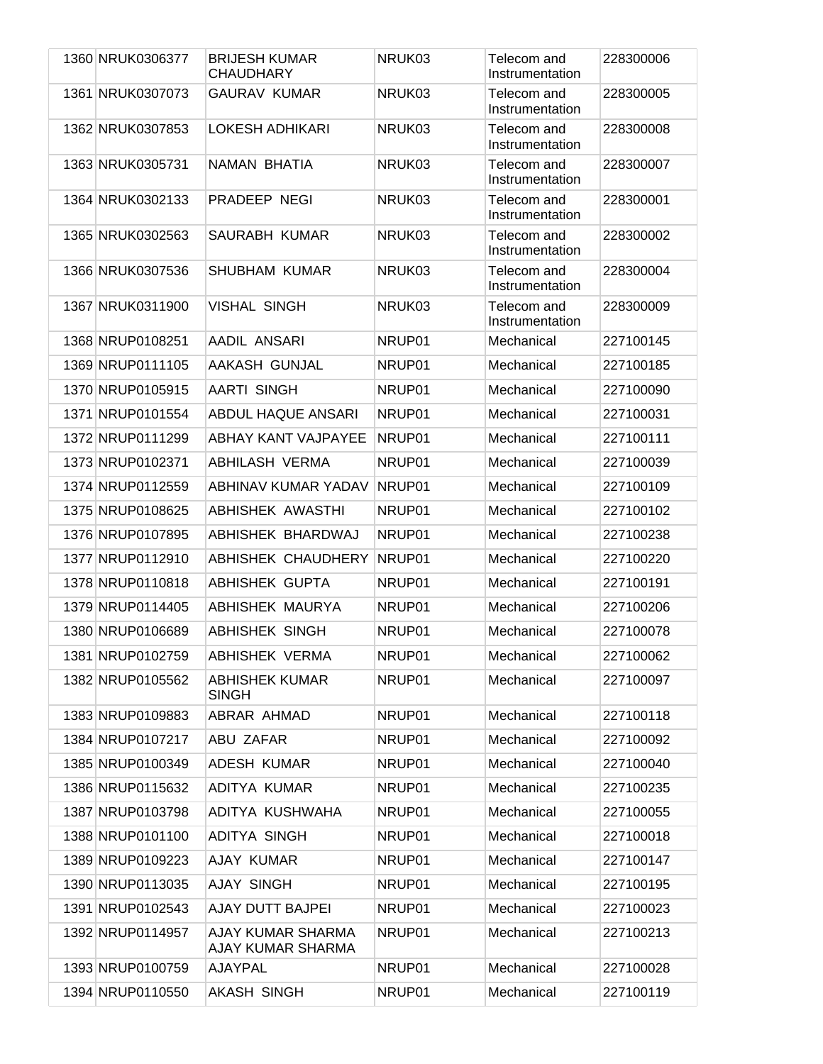| | | | | | |
|---|---|---|---|---|---|
| 1360 | NRUK0306377 | BRIJESH KUMAR CHAUDHARY | NRUK03 | Telecom and Instrumentation | 228300006 |
| 1361 | NRUK0307073 | GAURAV KUMAR | NRUK03 | Telecom and Instrumentation | 228300005 |
| 1362 | NRUK0307853 | LOKESH ADHIKARI | NRUK03 | Telecom and Instrumentation | 228300008 |
| 1363 | NRUK0305731 | NAMAN BHATIA | NRUK03 | Telecom and Instrumentation | 228300007 |
| 1364 | NRUK0302133 | PRADEEP NEGI | NRUK03 | Telecom and Instrumentation | 228300001 |
| 1365 | NRUK0302563 | SAURABH KUMAR | NRUK03 | Telecom and Instrumentation | 228300002 |
| 1366 | NRUK0307536 | SHUBHAM KUMAR | NRUK03 | Telecom and Instrumentation | 228300004 |
| 1367 | NRUK0311900 | VISHAL SINGH | NRUK03 | Telecom and Instrumentation | 228300009 |
| 1368 | NRUP0108251 | AADIL ANSARI | NRUP01 | Mechanical | 227100145 |
| 1369 | NRUP0111105 | AAKASH GUNJAL | NRUP01 | Mechanical | 227100185 |
| 1370 | NRUP0105915 | AARTI SINGH | NRUP01 | Mechanical | 227100090 |
| 1371 | NRUP0101554 | ABDUL HAQUE ANSARI | NRUP01 | Mechanical | 227100031 |
| 1372 | NRUP0111299 | ABHAY KANT VAJPAYEE | NRUP01 | Mechanical | 227100111 |
| 1373 | NRUP0102371 | ABHILASH VERMA | NRUP01 | Mechanical | 227100039 |
| 1374 | NRUP0112559 | ABHINAV KUMAR YADAV | NRUP01 | Mechanical | 227100109 |
| 1375 | NRUP0108625 | ABHISHEK AWASTHI | NRUP01 | Mechanical | 227100102 |
| 1376 | NRUP0107895 | ABHISHEK BHARDWAJ | NRUP01 | Mechanical | 227100238 |
| 1377 | NRUP0112910 | ABHISHEK CHAUDHERY | NRUP01 | Mechanical | 227100220 |
| 1378 | NRUP0110818 | ABHISHEK GUPTA | NRUP01 | Mechanical | 227100191 |
| 1379 | NRUP0114405 | ABHISHEK MAURYA | NRUP01 | Mechanical | 227100206 |
| 1380 | NRUP0106689 | ABHISHEK SINGH | NRUP01 | Mechanical | 227100078 |
| 1381 | NRUP0102759 | ABHISHEK VERMA | NRUP01 | Mechanical | 227100062 |
| 1382 | NRUP0105562 | ABHISHEK KUMAR SINGH | NRUP01 | Mechanical | 227100097 |
| 1383 | NRUP0109883 | ABRAR AHMAD | NRUP01 | Mechanical | 227100118 |
| 1384 | NRUP0107217 | ABU ZAFAR | NRUP01 | Mechanical | 227100092 |
| 1385 | NRUP0100349 | ADESH KUMAR | NRUP01 | Mechanical | 227100040 |
| 1386 | NRUP0115632 | ADITYA KUMAR | NRUP01 | Mechanical | 227100235 |
| 1387 | NRUP0103798 | ADITYA KUSHWAHA | NRUP01 | Mechanical | 227100055 |
| 1388 | NRUP0101100 | ADITYA SINGH | NRUP01 | Mechanical | 227100018 |
| 1389 | NRUP0109223 | AJAY KUMAR | NRUP01 | Mechanical | 227100147 |
| 1390 | NRUP0113035 | AJAY SINGH | NRUP01 | Mechanical | 227100195 |
| 1391 | NRUP0102543 | AJAY DUTT BAJPEI | NRUP01 | Mechanical | 227100023 |
| 1392 | NRUP0114957 | AJAY KUMAR SHARMA AJAY KUMAR SHARMA | NRUP01 | Mechanical | 227100213 |
| 1393 | NRUP0100759 | AJAYPAL | NRUP01 | Mechanical | 227100028 |
| 1394 | NRUP0110550 | AKASH SINGH | NRUP01 | Mechanical | 227100119 |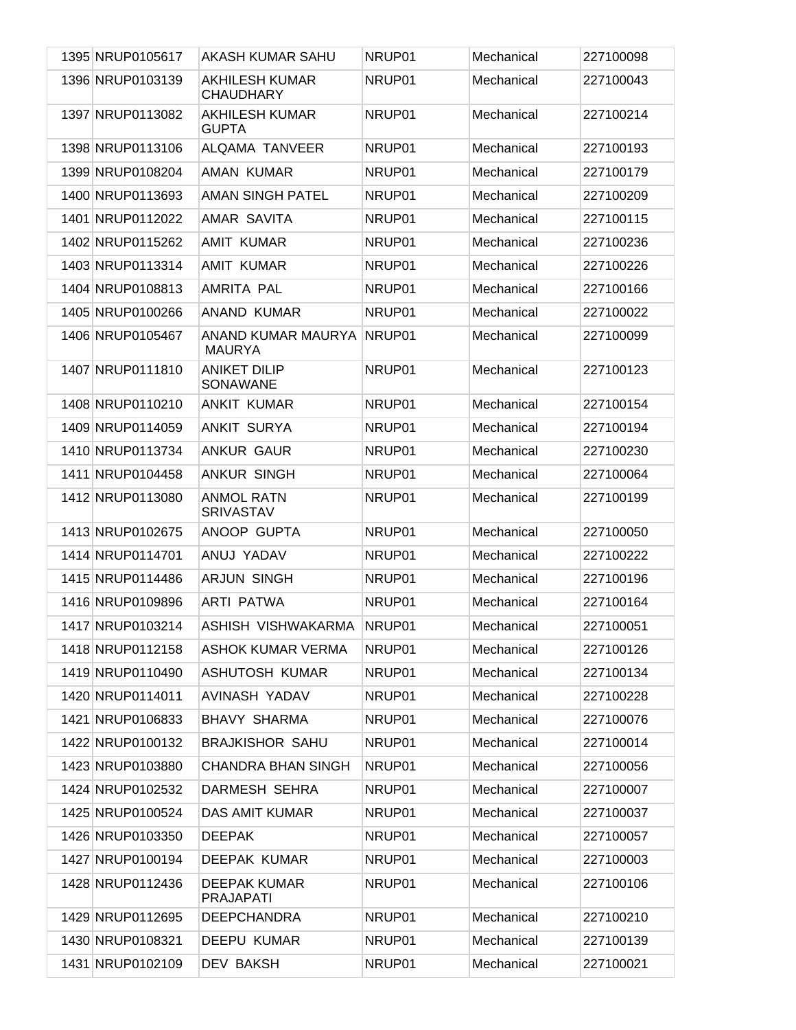| | | | | |
|---|---|---|---|---|
| 1395 | NRUP0105617 | AKASH KUMAR SAHU | NRUP01 | Mechanical | 227100098 |
| 1396 | NRUP0103139 | AKHILESH KUMAR CHAUDHARY | NRUP01 | Mechanical | 227100043 |
| 1397 | NRUP0113082 | AKHILESH KUMAR GUPTA | NRUP01 | Mechanical | 227100214 |
| 1398 | NRUP0113106 | ALQAMA TANVEER | NRUP01 | Mechanical | 227100193 |
| 1399 | NRUP0108204 | AMAN KUMAR | NRUP01 | Mechanical | 227100179 |
| 1400 | NRUP0113693 | AMAN SINGH PATEL | NRUP01 | Mechanical | 227100209 |
| 1401 | NRUP0112022 | AMAR SAVITA | NRUP01 | Mechanical | 227100115 |
| 1402 | NRUP0115262 | AMIT KUMAR | NRUP01 | Mechanical | 227100236 |
| 1403 | NRUP0113314 | AMIT KUMAR | NRUP01 | Mechanical | 227100226 |
| 1404 | NRUP0108813 | AMRITA PAL | NRUP01 | Mechanical | 227100166 |
| 1405 | NRUP0100266 | ANAND KUMAR | NRUP01 | Mechanical | 227100022 |
| 1406 | NRUP0105467 | ANAND KUMAR MAURYA MAURYA | NRUP01 | Mechanical | 227100099 |
| 1407 | NRUP0111810 | ANIKET DILIP SONAWANE | NRUP01 | Mechanical | 227100123 |
| 1408 | NRUP0110210 | ANKIT KUMAR | NRUP01 | Mechanical | 227100154 |
| 1409 | NRUP0114059 | ANKIT SURYA | NRUP01 | Mechanical | 227100194 |
| 1410 | NRUP0113734 | ANKUR GAUR | NRUP01 | Mechanical | 227100230 |
| 1411 | NRUP0104458 | ANKUR SINGH | NRUP01 | Mechanical | 227100064 |
| 1412 | NRUP0113080 | ANMOL RATN SRIVASTAV | NRUP01 | Mechanical | 227100199 |
| 1413 | NRUP0102675 | ANOOP GUPTA | NRUP01 | Mechanical | 227100050 |
| 1414 | NRUP0114701 | ANUJ YADAV | NRUP01 | Mechanical | 227100222 |
| 1415 | NRUP0114486 | ARJUN SINGH | NRUP01 | Mechanical | 227100196 |
| 1416 | NRUP0109896 | ARTI PATWA | NRUP01 | Mechanical | 227100164 |
| 1417 | NRUP0103214 | ASHISH VISHWAKARMA | NRUP01 | Mechanical | 227100051 |
| 1418 | NRUP0112158 | ASHOK KUMAR VERMA | NRUP01 | Mechanical | 227100126 |
| 1419 | NRUP0110490 | ASHUTOSH KUMAR | NRUP01 | Mechanical | 227100134 |
| 1420 | NRUP0114011 | AVINASH YADAV | NRUP01 | Mechanical | 227100228 |
| 1421 | NRUP0106833 | BHAVY SHARMA | NRUP01 | Mechanical | 227100076 |
| 1422 | NRUP0100132 | BRAJKISHOR SAHU | NRUP01 | Mechanical | 227100014 |
| 1423 | NRUP0103880 | CHANDRA BHAN SINGH | NRUP01 | Mechanical | 227100056 |
| 1424 | NRUP0102532 | DARMESH SEHRA | NRUP01 | Mechanical | 227100007 |
| 1425 | NRUP0100524 | DAS AMIT KUMAR | NRUP01 | Mechanical | 227100037 |
| 1426 | NRUP0103350 | DEEPAK | NRUP01 | Mechanical | 227100057 |
| 1427 | NRUP0100194 | DEEPAK KUMAR | NRUP01 | Mechanical | 227100003 |
| 1428 | NRUP0112436 | DEEPAK KUMAR PRAJAPATI | NRUP01 | Mechanical | 227100106 |
| 1429 | NRUP0112695 | DEEPCHANDRA | NRUP01 | Mechanical | 227100210 |
| 1430 | NRUP0108321 | DEEPU KUMAR | NRUP01 | Mechanical | 227100139 |
| 1431 | NRUP0102109 | DEV BAKSH | NRUP01 | Mechanical | 227100021 |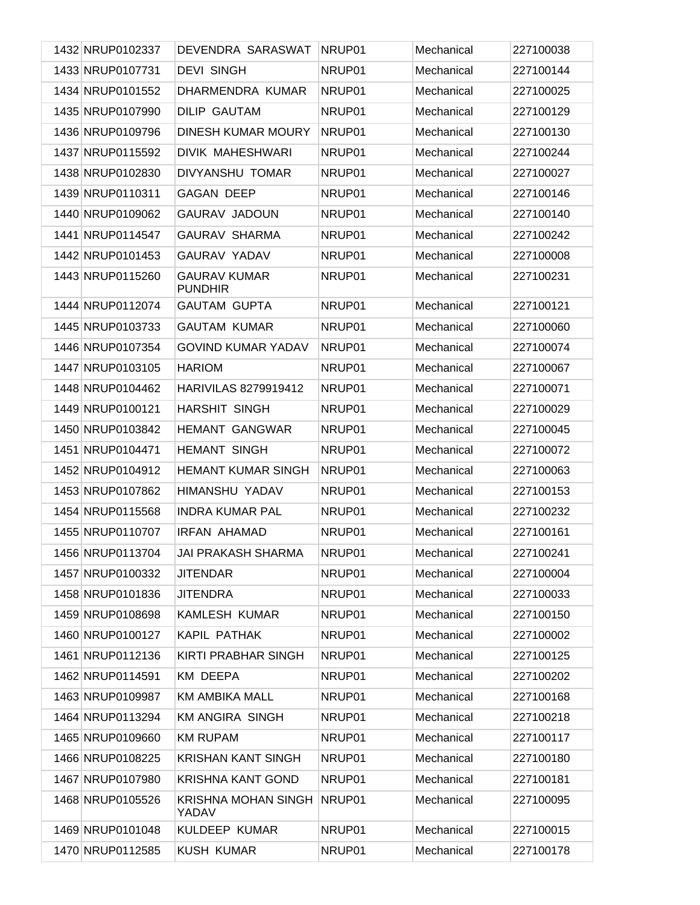| | | | | | |
|---|---|---|---|---|---|
| 1432 | NRUP0102337 | DEVENDRA SARASWAT | NRUP01 | Mechanical | 227100038 |
| 1433 | NRUP0107731 | DEVI SINGH | NRUP01 | Mechanical | 227100144 |
| 1434 | NRUP0101552 | DHARMENDRA KUMAR | NRUP01 | Mechanical | 227100025 |
| 1435 | NRUP0107990 | DILIP GAUTAM | NRUP01 | Mechanical | 227100129 |
| 1436 | NRUP0109796 | DINESH KUMAR MOURY | NRUP01 | Mechanical | 227100130 |
| 1437 | NRUP0115592 | DIVIK MAHESHWARI | NRUP01 | Mechanical | 227100244 |
| 1438 | NRUP0102830 | DIVYANSHU TOMAR | NRUP01 | Mechanical | 227100027 |
| 1439 | NRUP0110311 | GAGAN DEEP | NRUP01 | Mechanical | 227100146 |
| 1440 | NRUP0109062 | GAURAV JADOUN | NRUP01 | Mechanical | 227100140 |
| 1441 | NRUP0114547 | GAURAV SHARMA | NRUP01 | Mechanical | 227100242 |
| 1442 | NRUP0101453 | GAURAV YADAV | NRUP01 | Mechanical | 227100008 |
| 1443 | NRUP0115260 | GAURAV KUMAR PUNDHIR | NRUP01 | Mechanical | 227100231 |
| 1444 | NRUP0112074 | GAUTAM GUPTA | NRUP01 | Mechanical | 227100121 |
| 1445 | NRUP0103733 | GAUTAM KUMAR | NRUP01 | Mechanical | 227100060 |
| 1446 | NRUP0107354 | GOVIND KUMAR YADAV | NRUP01 | Mechanical | 227100074 |
| 1447 | NRUP0103105 | HARIOM | NRUP01 | Mechanical | 227100067 |
| 1448 | NRUP0104462 | HARIVILAS 8279919412 | NRUP01 | Mechanical | 227100071 |
| 1449 | NRUP0100121 | HARSHIT SINGH | NRUP01 | Mechanical | 227100029 |
| 1450 | NRUP0103842 | HEMANT GANGWAR | NRUP01 | Mechanical | 227100045 |
| 1451 | NRUP0104471 | HEMANT SINGH | NRUP01 | Mechanical | 227100072 |
| 1452 | NRUP0104912 | HEMANT KUMAR SINGH | NRUP01 | Mechanical | 227100063 |
| 1453 | NRUP0107862 | HIMANSHU YADAV | NRUP01 | Mechanical | 227100153 |
| 1454 | NRUP0115568 | INDRA KUMAR PAL | NRUP01 | Mechanical | 227100232 |
| 1455 | NRUP0110707 | IRFAN AHAMAD | NRUP01 | Mechanical | 227100161 |
| 1456 | NRUP0113704 | JAI PRAKASH SHARMA | NRUP01 | Mechanical | 227100241 |
| 1457 | NRUP0100332 | JITENDAR | NRUP01 | Mechanical | 227100004 |
| 1458 | NRUP0101836 | JITENDRA | NRUP01 | Mechanical | 227100033 |
| 1459 | NRUP0108698 | KAMLESH KUMAR | NRUP01 | Mechanical | 227100150 |
| 1460 | NRUP0100127 | KAPIL PATHAK | NRUP01 | Mechanical | 227100002 |
| 1461 | NRUP0112136 | KIRTI PRABHAR SINGH | NRUP01 | Mechanical | 227100125 |
| 1462 | NRUP0114591 | KM DEEPA | NRUP01 | Mechanical | 227100202 |
| 1463 | NRUP0109987 | KM AMBIKA MALL | NRUP01 | Mechanical | 227100168 |
| 1464 | NRUP0113294 | KM ANGIRA SINGH | NRUP01 | Mechanical | 227100218 |
| 1465 | NRUP0109660 | KM RUPAM | NRUP01 | Mechanical | 227100117 |
| 1466 | NRUP0108225 | KRISHAN KANT SINGH | NRUP01 | Mechanical | 227100180 |
| 1467 | NRUP0107980 | KRISHNA KANT GOND | NRUP01 | Mechanical | 227100181 |
| 1468 | NRUP0105526 | KRISHNA MOHAN SINGH YADAV | NRUP01 | Mechanical | 227100095 |
| 1469 | NRUP0101048 | KULDEEP KUMAR | NRUP01 | Mechanical | 227100015 |
| 1470 | NRUP0112585 | KUSH KUMAR | NRUP01 | Mechanical | 227100178 |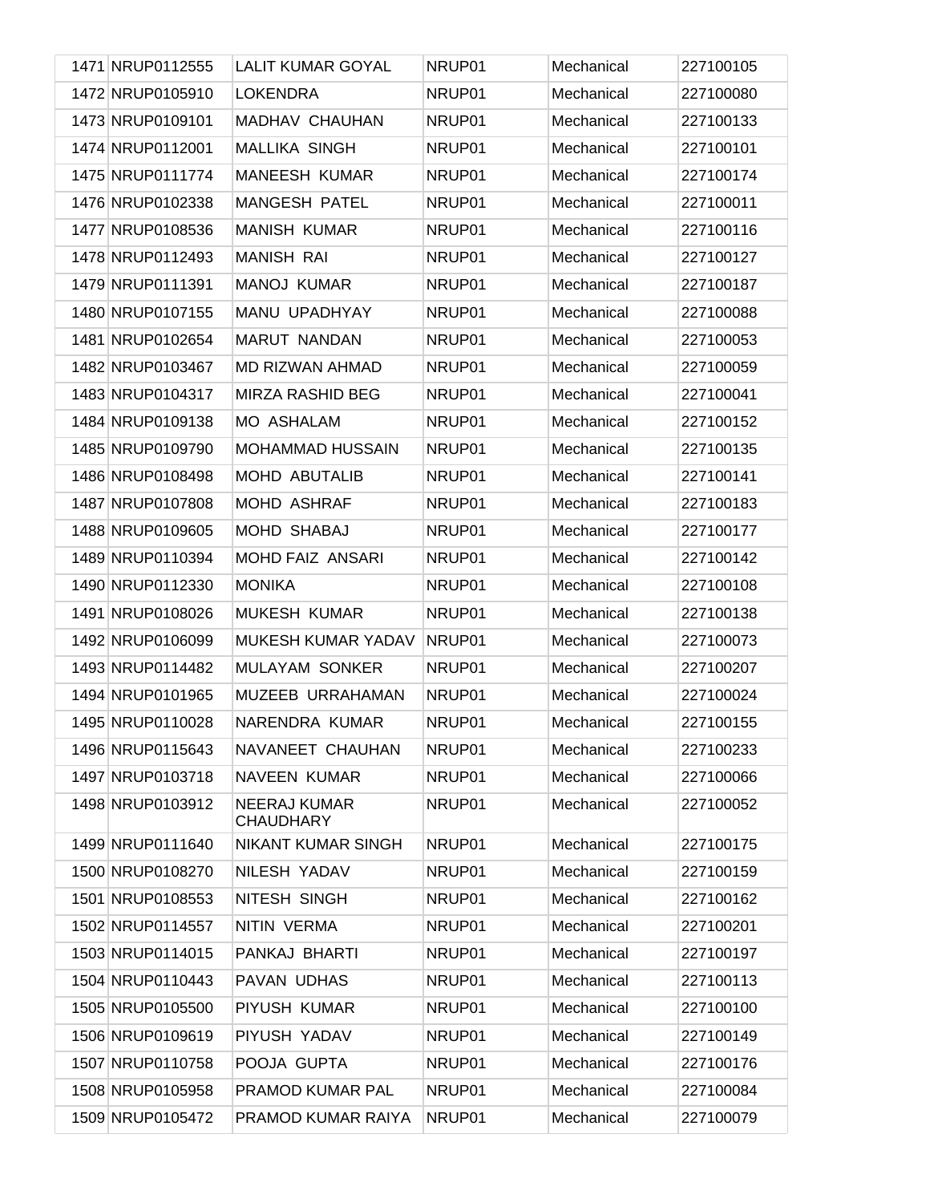| | | | | | |
|---|---|---|---|---|---|
| 1471 | NRUP0112555 | LALIT KUMAR GOYAL | NRUP01 | Mechanical | 227100105 |
| 1472 | NRUP0105910 | LOKENDRA | NRUP01 | Mechanical | 227100080 |
| 1473 | NRUP0109101 | MADHAV CHAUHAN | NRUP01 | Mechanical | 227100133 |
| 1474 | NRUP0112001 | MALLIKA SINGH | NRUP01 | Mechanical | 227100101 |
| 1475 | NRUP0111774 | MANEESH KUMAR | NRUP01 | Mechanical | 227100174 |
| 1476 | NRUP0102338 | MANGESH PATEL | NRUP01 | Mechanical | 227100011 |
| 1477 | NRUP0108536 | MANISH KUMAR | NRUP01 | Mechanical | 227100116 |
| 1478 | NRUP0112493 | MANISH RAI | NRUP01 | Mechanical | 227100127 |
| 1479 | NRUP0111391 | MANOJ KUMAR | NRUP01 | Mechanical | 227100187 |
| 1480 | NRUP0107155 | MANU UPADHYAY | NRUP01 | Mechanical | 227100088 |
| 1481 | NRUP0102654 | MARUT NANDAN | NRUP01 | Mechanical | 227100053 |
| 1482 | NRUP0103467 | MD RIZWAN AHMAD | NRUP01 | Mechanical | 227100059 |
| 1483 | NRUP0104317 | MIRZA RASHID BEG | NRUP01 | Mechanical | 227100041 |
| 1484 | NRUP0109138 | MO ASHALAM | NRUP01 | Mechanical | 227100152 |
| 1485 | NRUP0109790 | MOHAMMAD HUSSAIN | NRUP01 | Mechanical | 227100135 |
| 1486 | NRUP0108498 | MOHD ABUTALIB | NRUP01 | Mechanical | 227100141 |
| 1487 | NRUP0107808 | MOHD ASHRAF | NRUP01 | Mechanical | 227100183 |
| 1488 | NRUP0109605 | MOHD SHABAJ | NRUP01 | Mechanical | 227100177 |
| 1489 | NRUP0110394 | MOHD FAIZ ANSARI | NRUP01 | Mechanical | 227100142 |
| 1490 | NRUP0112330 | MONIKA | NRUP01 | Mechanical | 227100108 |
| 1491 | NRUP0108026 | MUKESH KUMAR | NRUP01 | Mechanical | 227100138 |
| 1492 | NRUP0106099 | MUKESH KUMAR YADAV | NRUP01 | Mechanical | 227100073 |
| 1493 | NRUP0114482 | MULAYAM SONKER | NRUP01 | Mechanical | 227100207 |
| 1494 | NRUP0101965 | MUZEEB URRAHAMAN | NRUP01 | Mechanical | 227100024 |
| 1495 | NRUP0110028 | NARENDRA KUMAR | NRUP01 | Mechanical | 227100155 |
| 1496 | NRUP0115643 | NAVANEET CHAUHAN | NRUP01 | Mechanical | 227100233 |
| 1497 | NRUP0103718 | NAVEEN KUMAR | NRUP01 | Mechanical | 227100066 |
| 1498 | NRUP0103912 | NEERAJ KUMAR CHAUDHARY | NRUP01 | Mechanical | 227100052 |
| 1499 | NRUP0111640 | NIKANT KUMAR SINGH | NRUP01 | Mechanical | 227100175 |
| 1500 | NRUP0108270 | NILESH YADAV | NRUP01 | Mechanical | 227100159 |
| 1501 | NRUP0108553 | NITESH SINGH | NRUP01 | Mechanical | 227100162 |
| 1502 | NRUP0114557 | NITIN VERMA | NRUP01 | Mechanical | 227100201 |
| 1503 | NRUP0114015 | PANKAJ BHARTI | NRUP01 | Mechanical | 227100197 |
| 1504 | NRUP0110443 | PAVAN UDHAS | NRUP01 | Mechanical | 227100113 |
| 1505 | NRUP0105500 | PIYUSH KUMAR | NRUP01 | Mechanical | 227100100 |
| 1506 | NRUP0109619 | PIYUSH YADAV | NRUP01 | Mechanical | 227100149 |
| 1507 | NRUP0110758 | POOJA GUPTA | NRUP01 | Mechanical | 227100176 |
| 1508 | NRUP0105958 | PRAMOD KUMAR PAL | NRUP01 | Mechanical | 227100084 |
| 1509 | NRUP0105472 | PRAMOD KUMAR RAIYA | NRUP01 | Mechanical | 227100079 |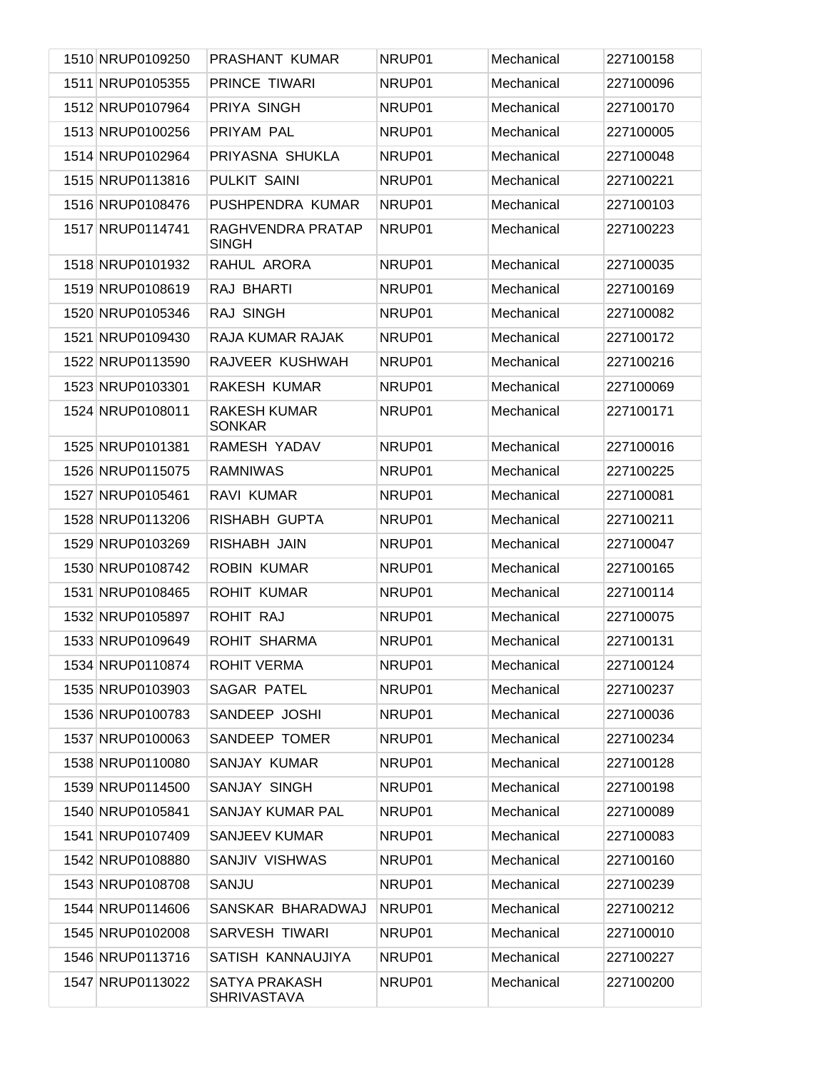| | | | | |
|---|---|---|---|---|
| 1510 NRUP0109250 | PRASHANT KUMAR | NRUP01 | Mechanical | 227100158 |
| 1511 NRUP0105355 | PRINCE TIWARI | NRUP01 | Mechanical | 227100096 |
| 1512 NRUP0107964 | PRIYA SINGH | NRUP01 | Mechanical | 227100170 |
| 1513 NRUP0100256 | PRIYAM PAL | NRUP01 | Mechanical | 227100005 |
| 1514 NRUP0102964 | PRIYASNA SHUKLA | NRUP01 | Mechanical | 227100048 |
| 1515 NRUP0113816 | PULKIT SAINI | NRUP01 | Mechanical | 227100221 |
| 1516 NRUP0108476 | PUSHPENDRA KUMAR | NRUP01 | Mechanical | 227100103 |
| 1517 NRUP0114741 | RAGHVENDRA PRATAP SINGH | NRUP01 | Mechanical | 227100223 |
| 1518 NRUP0101932 | RAHUL ARORA | NRUP01 | Mechanical | 227100035 |
| 1519 NRUP0108619 | RAJ BHARTI | NRUP01 | Mechanical | 227100169 |
| 1520 NRUP0105346 | RAJ SINGH | NRUP01 | Mechanical | 227100082 |
| 1521 NRUP0109430 | RAJA KUMAR RAJAK | NRUP01 | Mechanical | 227100172 |
| 1522 NRUP0113590 | RAJVEER KUSHWAH | NRUP01 | Mechanical | 227100216 |
| 1523 NRUP0103301 | RAKESH KUMAR | NRUP01 | Mechanical | 227100069 |
| 1524 NRUP0108011 | RAKESH KUMAR SONKAR | NRUP01 | Mechanical | 227100171 |
| 1525 NRUP0101381 | RAMESH YADAV | NRUP01 | Mechanical | 227100016 |
| 1526 NRUP0115075 | RAMNIWAS | NRUP01 | Mechanical | 227100225 |
| 1527 NRUP0105461 | RAVI KUMAR | NRUP01 | Mechanical | 227100081 |
| 1528 NRUP0113206 | RISHABH GUPTA | NRUP01 | Mechanical | 227100211 |
| 1529 NRUP0103269 | RISHABH JAIN | NRUP01 | Mechanical | 227100047 |
| 1530 NRUP0108742 | ROBIN KUMAR | NRUP01 | Mechanical | 227100165 |
| 1531 NRUP0108465 | ROHIT KUMAR | NRUP01 | Mechanical | 227100114 |
| 1532 NRUP0105897 | ROHIT RAJ | NRUP01 | Mechanical | 227100075 |
| 1533 NRUP0109649 | ROHIT SHARMA | NRUP01 | Mechanical | 227100131 |
| 1534 NRUP0110874 | ROHIT VERMA | NRUP01 | Mechanical | 227100124 |
| 1535 NRUP0103903 | SAGAR PATEL | NRUP01 | Mechanical | 227100237 |
| 1536 NRUP0100783 | SANDEEP JOSHI | NRUP01 | Mechanical | 227100036 |
| 1537 NRUP0100063 | SANDEEP TOMER | NRUP01 | Mechanical | 227100234 |
| 1538 NRUP0110080 | SANJAY KUMAR | NRUP01 | Mechanical | 227100128 |
| 1539 NRUP0114500 | SANJAY SINGH | NRUP01 | Mechanical | 227100198 |
| 1540 NRUP0105841 | SANJAY KUMAR PAL | NRUP01 | Mechanical | 227100089 |
| 1541 NRUP0107409 | SANJEEV KUMAR | NRUP01 | Mechanical | 227100083 |
| 1542 NRUP0108880 | SANJIV VISHWAS | NRUP01 | Mechanical | 227100160 |
| 1543 NRUP0108708 | SANJU | NRUP01 | Mechanical | 227100239 |
| 1544 NRUP0114606 | SANSKAR BHARADWAJ | NRUP01 | Mechanical | 227100212 |
| 1545 NRUP0102008 | SARVESH TIWARI | NRUP01 | Mechanical | 227100010 |
| 1546 NRUP0113716 | SATISH KANNAUJIYA | NRUP01 | Mechanical | 227100227 |
| 1547 NRUP0113022 | SATYA PRAKASH SHRIVASTAVA | NRUP01 | Mechanical | 227100200 |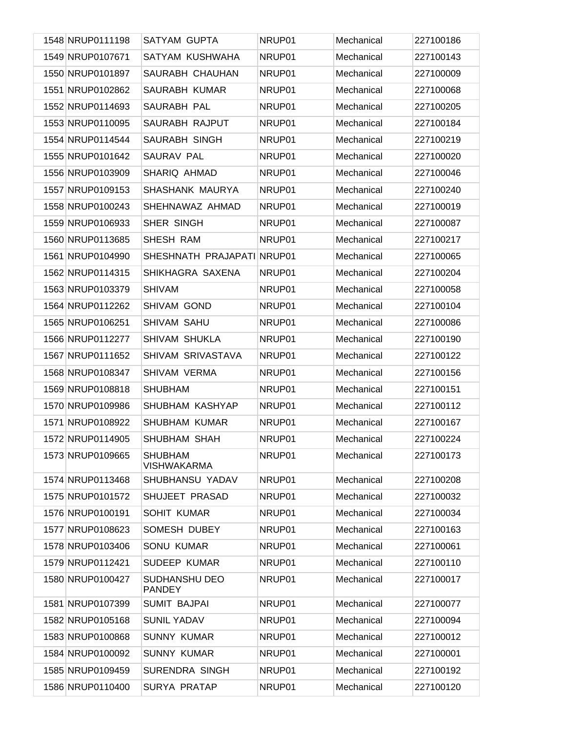| 1548 | NRUP0111198 | SATYAM GUPTA | NRUP01 | Mechanical | 227100186 |
|---|---|---|---|---|---|
| 1549 | NRUP0107671 | SATYAM KUSHWAHA | NRUP01 | Mechanical | 227100143 |
| 1550 | NRUP0101897 | SAURABH CHAUHAN | NRUP01 | Mechanical | 227100009 |
| 1551 | NRUP0102862 | SAURABH KUMAR | NRUP01 | Mechanical | 227100068 |
| 1552 | NRUP0114693 | SAURABH PAL | NRUP01 | Mechanical | 227100205 |
| 1553 | NRUP0110095 | SAURABH RAJPUT | NRUP01 | Mechanical | 227100184 |
| 1554 | NRUP0114544 | SAURABH SINGH | NRUP01 | Mechanical | 227100219 |
| 1555 | NRUP0101642 | SAURAV PAL | NRUP01 | Mechanical | 227100020 |
| 1556 | NRUP0103909 | SHARIQ AHMAD | NRUP01 | Mechanical | 227100046 |
| 1557 | NRUP0109153 | SHASHANK MAURYA | NRUP01 | Mechanical | 227100240 |
| 1558 | NRUP0100243 | SHEHNAWAZ AHMAD | NRUP01 | Mechanical | 227100019 |
| 1559 | NRUP0106933 | SHER SINGH | NRUP01 | Mechanical | 227100087 |
| 1560 | NRUP0113685 | SHESH RAM | NRUP01 | Mechanical | 227100217 |
| 1561 | NRUP0104990 | SHESHNATH PRAJAPATI | NRUP01 | Mechanical | 227100065 |
| 1562 | NRUP0114315 | SHIKHAGRA SAXENA | NRUP01 | Mechanical | 227100204 |
| 1563 | NRUP0103379 | SHIVAM | NRUP01 | Mechanical | 227100058 |
| 1564 | NRUP0112262 | SHIVAM GOND | NRUP01 | Mechanical | 227100104 |
| 1565 | NRUP0106251 | SHIVAM SAHU | NRUP01 | Mechanical | 227100086 |
| 1566 | NRUP0112277 | SHIVAM SHUKLA | NRUP01 | Mechanical | 227100190 |
| 1567 | NRUP0111652 | SHIVAM SRIVASTAVA | NRUP01 | Mechanical | 227100122 |
| 1568 | NRUP0108347 | SHIVAM VERMA | NRUP01 | Mechanical | 227100156 |
| 1569 | NRUP0108818 | SHUBHAM | NRUP01 | Mechanical | 227100151 |
| 1570 | NRUP0109986 | SHUBHAM KASHYAP | NRUP01 | Mechanical | 227100112 |
| 1571 | NRUP0108922 | SHUBHAM KUMAR | NRUP01 | Mechanical | 227100167 |
| 1572 | NRUP0114905 | SHUBHAM SHAH | NRUP01 | Mechanical | 227100224 |
| 1573 | NRUP0109665 | SHUBHAM VISHWAKARMA | NRUP01 | Mechanical | 227100173 |
| 1574 | NRUP0113468 | SHUBHANSU YADAV | NRUP01 | Mechanical | 227100208 |
| 1575 | NRUP0101572 | SHUJEET PRASAD | NRUP01 | Mechanical | 227100032 |
| 1576 | NRUP0100191 | SOHIT KUMAR | NRUP01 | Mechanical | 227100034 |
| 1577 | NRUP0108623 | SOMESH DUBEY | NRUP01 | Mechanical | 227100163 |
| 1578 | NRUP0103406 | SONU KUMAR | NRUP01 | Mechanical | 227100061 |
| 1579 | NRUP0112421 | SUDEEP KUMAR | NRUP01 | Mechanical | 227100110 |
| 1580 | NRUP0100427 | SUDHANSHU DEO PANDEY | NRUP01 | Mechanical | 227100017 |
| 1581 | NRUP0107399 | SUMIT BAJPAI | NRUP01 | Mechanical | 227100077 |
| 1582 | NRUP0105168 | SUNIL YADAV | NRUP01 | Mechanical | 227100094 |
| 1583 | NRUP0100868 | SUNNY KUMAR | NRUP01 | Mechanical | 227100012 |
| 1584 | NRUP0100092 | SUNNY KUMAR | NRUP01 | Mechanical | 227100001 |
| 1585 | NRUP0109459 | SURENDRA SINGH | NRUP01 | Mechanical | 227100192 |
| 1586 | NRUP0110400 | SURYA PRATAP | NRUP01 | Mechanical | 227100120 |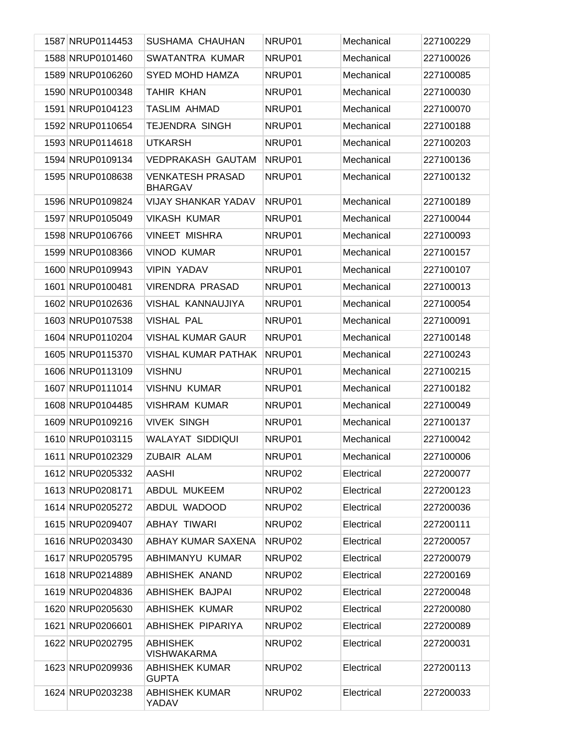| | | | | | |
|---|---|---|---|---|---|
| 1587 | NRUP0114453 | SUSHAMA CHAUHAN | NRUP01 | Mechanical | 227100229 |
| 1588 | NRUP0101460 | SWATANTRA KUMAR | NRUP01 | Mechanical | 227100026 |
| 1589 | NRUP0106260 | SYED MOHD HAMZA | NRUP01 | Mechanical | 227100085 |
| 1590 | NRUP0100348 | TAHIR KHAN | NRUP01 | Mechanical | 227100030 |
| 1591 | NRUP0104123 | TASLIM AHMAD | NRUP01 | Mechanical | 227100070 |
| 1592 | NRUP0110654 | TEJENDRA SINGH | NRUP01 | Mechanical | 227100188 |
| 1593 | NRUP0114618 | UTKARSH | NRUP01 | Mechanical | 227100203 |
| 1594 | NRUP0109134 | VEDPRAKASH GAUTAM | NRUP01 | Mechanical | 227100136 |
| 1595 | NRUP0108638 | VENKATESH PRASAD BHARGAV | NRUP01 | Mechanical | 227100132 |
| 1596 | NRUP0109824 | VIJAY SHANKAR YADAV | NRUP01 | Mechanical | 227100189 |
| 1597 | NRUP0105049 | VIKASH KUMAR | NRUP01 | Mechanical | 227100044 |
| 1598 | NRUP0106766 | VINEET MISHRA | NRUP01 | Mechanical | 227100093 |
| 1599 | NRUP0108366 | VINOD KUMAR | NRUP01 | Mechanical | 227100157 |
| 1600 | NRUP0109943 | VIPIN YADAV | NRUP01 | Mechanical | 227100107 |
| 1601 | NRUP0100481 | VIRENDRA PRASAD | NRUP01 | Mechanical | 227100013 |
| 1602 | NRUP0102636 | VISHAL KANNAUJIYA | NRUP01 | Mechanical | 227100054 |
| 1603 | NRUP0107538 | VISHAL PAL | NRUP01 | Mechanical | 227100091 |
| 1604 | NRUP0110204 | VISHAL KUMAR GAUR | NRUP01 | Mechanical | 227100148 |
| 1605 | NRUP0115370 | VISHAL KUMAR PATHAK | NRUP01 | Mechanical | 227100243 |
| 1606 | NRUP0113109 | VISHNU | NRUP01 | Mechanical | 227100215 |
| 1607 | NRUP0111014 | VISHNU KUMAR | NRUP01 | Mechanical | 227100182 |
| 1608 | NRUP0104485 | VISHRAM KUMAR | NRUP01 | Mechanical | 227100049 |
| 1609 | NRUP0109216 | VIVEK SINGH | NRUP01 | Mechanical | 227100137 |
| 1610 | NRUP0103115 | WALAYAT SIDDIQUI | NRUP01 | Mechanical | 227100042 |
| 1611 | NRUP0102329 | ZUBAIR ALAM | NRUP01 | Mechanical | 227100006 |
| 1612 | NRUP0205332 | AASHI | NRUP02 | Electrical | 227200077 |
| 1613 | NRUP0208171 | ABDUL MUKEEM | NRUP02 | Electrical | 227200123 |
| 1614 | NRUP0205272 | ABDUL WADOOD | NRUP02 | Electrical | 227200036 |
| 1615 | NRUP0209407 | ABHAY TIWARI | NRUP02 | Electrical | 227200111 |
| 1616 | NRUP0203430 | ABHAY KUMAR SAXENA | NRUP02 | Electrical | 227200057 |
| 1617 | NRUP0205795 | ABHIMANYU KUMAR | NRUP02 | Electrical | 227200079 |
| 1618 | NRUP0214889 | ABHISHEK ANAND | NRUP02 | Electrical | 227200169 |
| 1619 | NRUP0204836 | ABHISHEK BAJPAI | NRUP02 | Electrical | 227200048 |
| 1620 | NRUP0205630 | ABHISHEK KUMAR | NRUP02 | Electrical | 227200080 |
| 1621 | NRUP0206601 | ABHISHEK PIPARIYA | NRUP02 | Electrical | 227200089 |
| 1622 | NRUP0202795 | ABHISHEK VISHWAKARMA | NRUP02 | Electrical | 227200031 |
| 1623 | NRUP0209936 | ABHISHEK KUMAR GUPTA | NRUP02 | Electrical | 227200113 |
| 1624 | NRUP0203238 | ABHISHEK KUMAR YADAV | NRUP02 | Electrical | 227200033 |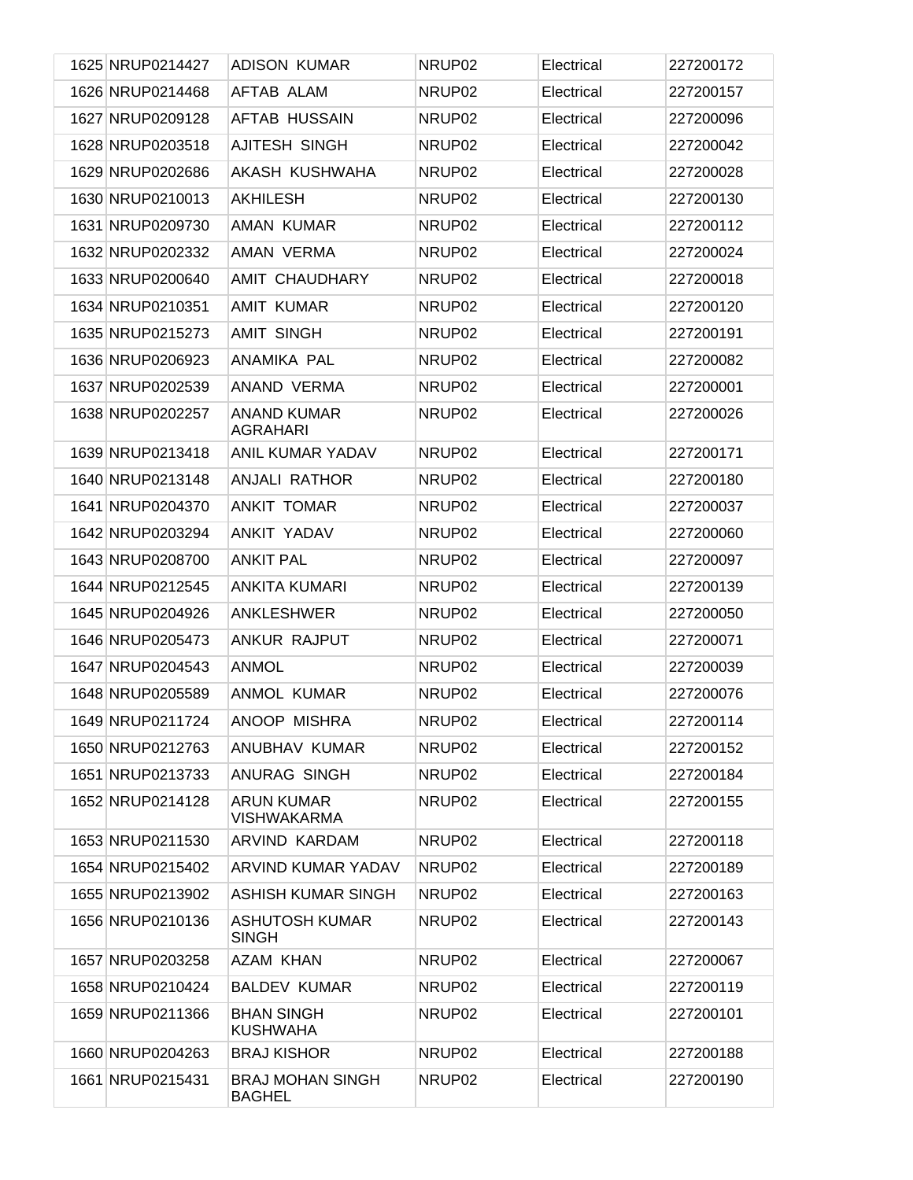| | | | | | |
|---|---|---|---|---|---|
| 1625 | NRUP0214427 | ADISON KUMAR | NRUP02 | Electrical | 227200172 |
| 1626 | NRUP0214468 | AFTAB ALAM | NRUP02 | Electrical | 227200157 |
| 1627 | NRUP0209128 | AFTAB HUSSAIN | NRUP02 | Electrical | 227200096 |
| 1628 | NRUP0203518 | AJITESH SINGH | NRUP02 | Electrical | 227200042 |
| 1629 | NRUP0202686 | AKASH KUSHWAHA | NRUP02 | Electrical | 227200028 |
| 1630 | NRUP0210013 | AKHILESH | NRUP02 | Electrical | 227200130 |
| 1631 | NRUP0209730 | AMAN KUMAR | NRUP02 | Electrical | 227200112 |
| 1632 | NRUP0202332 | AMAN VERMA | NRUP02 | Electrical | 227200024 |
| 1633 | NRUP0200640 | AMIT CHAUDHARY | NRUP02 | Electrical | 227200018 |
| 1634 | NRUP0210351 | AMIT KUMAR | NRUP02 | Electrical | 227200120 |
| 1635 | NRUP0215273 | AMIT SINGH | NRUP02 | Electrical | 227200191 |
| 1636 | NRUP0206923 | ANAMIKA PAL | NRUP02 | Electrical | 227200082 |
| 1637 | NRUP0202539 | ANAND VERMA | NRUP02 | Electrical | 227200001 |
| 1638 | NRUP0202257 | ANAND KUMAR AGRAHARI | NRUP02 | Electrical | 227200026 |
| 1639 | NRUP0213418 | ANIL KUMAR YADAV | NRUP02 | Electrical | 227200171 |
| 1640 | NRUP0213148 | ANJALI RATHOR | NRUP02 | Electrical | 227200180 |
| 1641 | NRUP0204370 | ANKIT TOMAR | NRUP02 | Electrical | 227200037 |
| 1642 | NRUP0203294 | ANKIT YADAV | NRUP02 | Electrical | 227200060 |
| 1643 | NRUP0208700 | ANKIT PAL | NRUP02 | Electrical | 227200097 |
| 1644 | NRUP0212545 | ANKITA KUMARI | NRUP02 | Electrical | 227200139 |
| 1645 | NRUP0204926 | ANKLESHWER | NRUP02 | Electrical | 227200050 |
| 1646 | NRUP0205473 | ANKUR RAJPUT | NRUP02 | Electrical | 227200071 |
| 1647 | NRUP0204543 | ANMOL | NRUP02 | Electrical | 227200039 |
| 1648 | NRUP0205589 | ANMOL KUMAR | NRUP02 | Electrical | 227200076 |
| 1649 | NRUP0211724 | ANOOP MISHRA | NRUP02 | Electrical | 227200114 |
| 1650 | NRUP0212763 | ANUBHAV KUMAR | NRUP02 | Electrical | 227200152 |
| 1651 | NRUP0213733 | ANURAG SINGH | NRUP02 | Electrical | 227200184 |
| 1652 | NRUP0214128 | ARUN KUMAR VISHWAKARMA | NRUP02 | Electrical | 227200155 |
| 1653 | NRUP0211530 | ARVIND KARDAM | NRUP02 | Electrical | 227200118 |
| 1654 | NRUP0215402 | ARVIND KUMAR YADAV | NRUP02 | Electrical | 227200189 |
| 1655 | NRUP0213902 | ASHISH KUMAR SINGH | NRUP02 | Electrical | 227200163 |
| 1656 | NRUP0210136 | ASHUTOSH KUMAR SINGH | NRUP02 | Electrical | 227200143 |
| 1657 | NRUP0203258 | AZAM KHAN | NRUP02 | Electrical | 227200067 |
| 1658 | NRUP0210424 | BALDEV KUMAR | NRUP02 | Electrical | 227200119 |
| 1659 | NRUP0211366 | BHAN SINGH KUSHWAHA | NRUP02 | Electrical | 227200101 |
| 1660 | NRUP0204263 | BRAJ KISHOR | NRUP02 | Electrical | 227200188 |
| 1661 | NRUP0215431 | BRAJ MOHAN SINGH BAGHEL | NRUP02 | Electrical | 227200190 |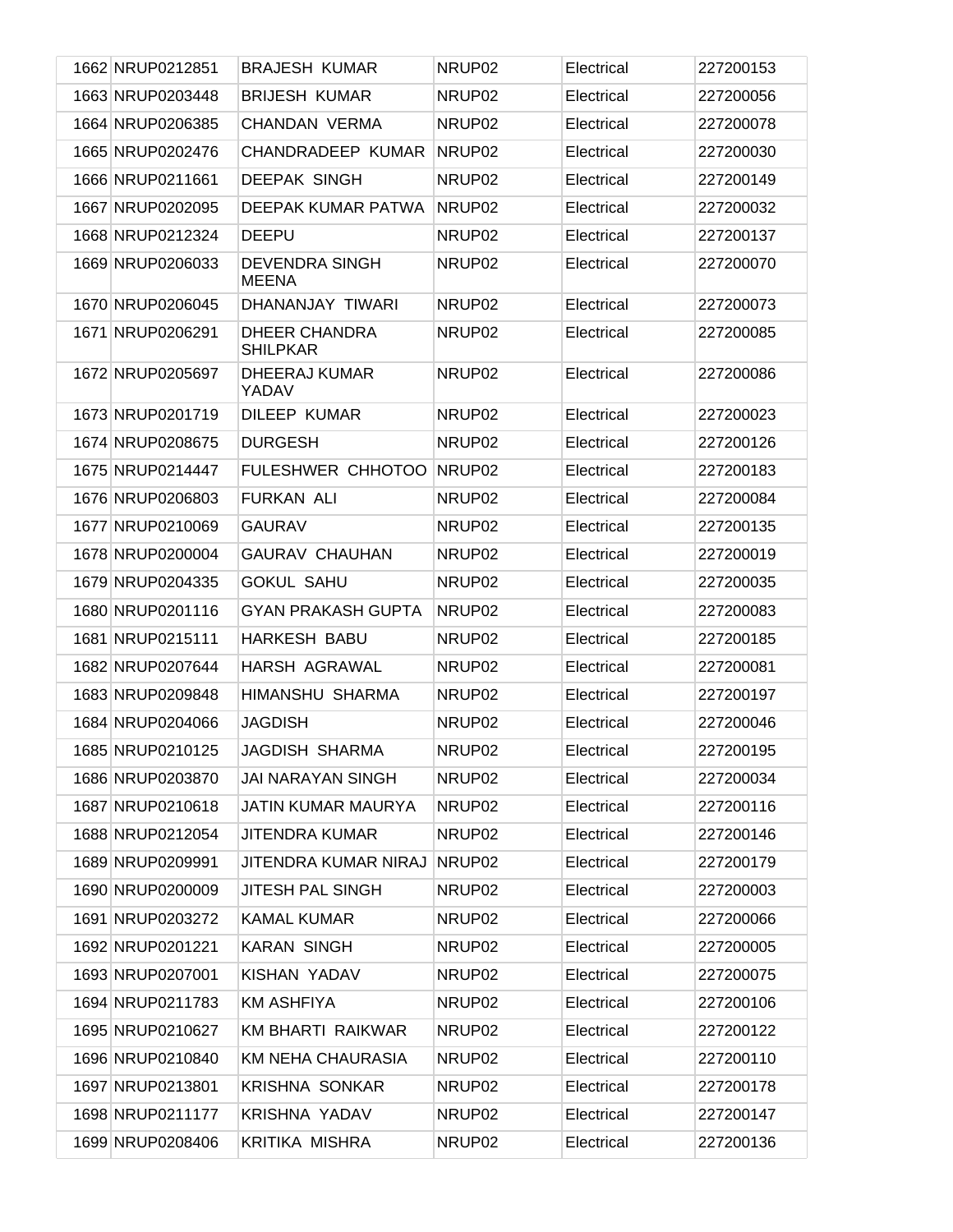| | | | | | |
|---|---|---|---|---|---|
| 1662 | NRUP0212851 | BRAJESH KUMAR | NRUP02 | Electrical | 227200153 |
| 1663 | NRUP0203448 | BRIJESH KUMAR | NRUP02 | Electrical | 227200056 |
| 1664 | NRUP0206385 | CHANDAN VERMA | NRUP02 | Electrical | 227200078 |
| 1665 | NRUP0202476 | CHANDRADEEP KUMAR | NRUP02 | Electrical | 227200030 |
| 1666 | NRUP0211661 | DEEPAK SINGH | NRUP02 | Electrical | 227200149 |
| 1667 | NRUP0202095 | DEEPAK KUMAR PATWA | NRUP02 | Electrical | 227200032 |
| 1668 | NRUP0212324 | DEEPU | NRUP02 | Electrical | 227200137 |
| 1669 | NRUP0206033 | DEVENDRA SINGH MEENA | NRUP02 | Electrical | 227200070 |
| 1670 | NRUP0206045 | DHANANJAY TIWARI | NRUP02 | Electrical | 227200073 |
| 1671 | NRUP0206291 | DHEER CHANDRA SHILPKAR | NRUP02 | Electrical | 227200085 |
| 1672 | NRUP0205697 | DHEERAJ KUMAR YADAV | NRUP02 | Electrical | 227200086 |
| 1673 | NRUP0201719 | DILEEP KUMAR | NRUP02 | Electrical | 227200023 |
| 1674 | NRUP0208675 | DURGESH | NRUP02 | Electrical | 227200126 |
| 1675 | NRUP0214447 | FULESHWER CHHOTOO | NRUP02 | Electrical | 227200183 |
| 1676 | NRUP0206803 | FURKAN ALI | NRUP02 | Electrical | 227200084 |
| 1677 | NRUP0210069 | GAURAV | NRUP02 | Electrical | 227200135 |
| 1678 | NRUP0200004 | GAURAV CHAUHAN | NRUP02 | Electrical | 227200019 |
| 1679 | NRUP0204335 | GOKUL SAHU | NRUP02 | Electrical | 227200035 |
| 1680 | NRUP0201116 | GYAN PRAKASH GUPTA | NRUP02 | Electrical | 227200083 |
| 1681 | NRUP0215111 | HARKESH BABU | NRUP02 | Electrical | 227200185 |
| 1682 | NRUP0207644 | HARSH AGRAWAL | NRUP02 | Electrical | 227200081 |
| 1683 | NRUP0209848 | HIMANSHU SHARMA | NRUP02 | Electrical | 227200197 |
| 1684 | NRUP0204066 | JAGDISH | NRUP02 | Electrical | 227200046 |
| 1685 | NRUP0210125 | JAGDISH SHARMA | NRUP02 | Electrical | 227200195 |
| 1686 | NRUP0203870 | JAI NARAYAN SINGH | NRUP02 | Electrical | 227200034 |
| 1687 | NRUP0210618 | JATIN KUMAR MAURYA | NRUP02 | Electrical | 227200116 |
| 1688 | NRUP0212054 | JITENDRA KUMAR | NRUP02 | Electrical | 227200146 |
| 1689 | NRUP0209991 | JITENDRA KUMAR NIRAJ | NRUP02 | Electrical | 227200179 |
| 1690 | NRUP0200009 | JITESH PAL SINGH | NRUP02 | Electrical | 227200003 |
| 1691 | NRUP0203272 | KAMAL KUMAR | NRUP02 | Electrical | 227200066 |
| 1692 | NRUP0201221 | KARAN SINGH | NRUP02 | Electrical | 227200005 |
| 1693 | NRUP0207001 | KISHAN YADAV | NRUP02 | Electrical | 227200075 |
| 1694 | NRUP0211783 | KM ASHFIYA | NRUP02 | Electrical | 227200106 |
| 1695 | NRUP0210627 | KM BHARTI RAIKWAR | NRUP02 | Electrical | 227200122 |
| 1696 | NRUP0210840 | KM NEHA CHAURASIA | NRUP02 | Electrical | 227200110 |
| 1697 | NRUP0213801 | KRISHNA SONKAR | NRUP02 | Electrical | 227200178 |
| 1698 | NRUP0211177 | KRISHNA YADAV | NRUP02 | Electrical | 227200147 |
| 1699 | NRUP0208406 | KRITIKA MISHRA | NRUP02 | Electrical | 227200136 |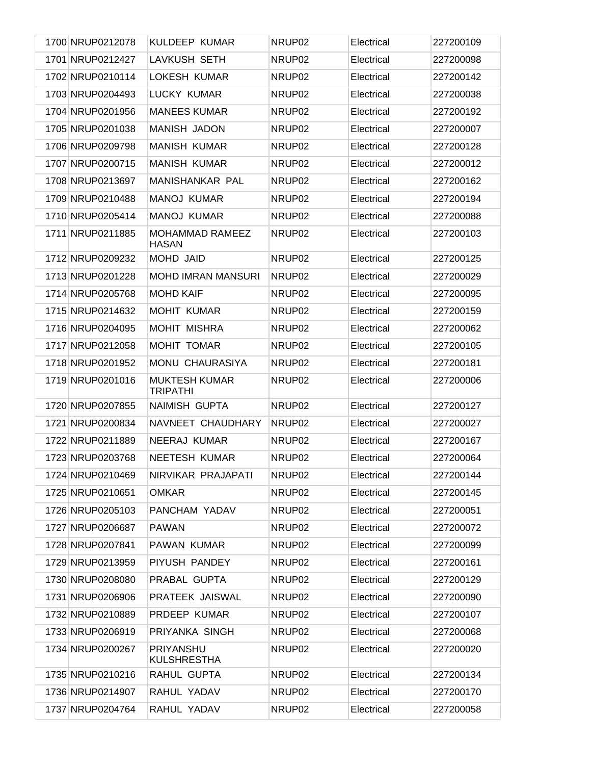| | | | | | |
|---|---|---|---|---|---|
| 1700 | NRUP0212078 | KULDEEP KUMAR | NRUP02 | Electrical | 227200109 |
| 1701 | NRUP0212427 | LAVKUSH SETH | NRUP02 | Electrical | 227200098 |
| 1702 | NRUP0210114 | LOKESH KUMAR | NRUP02 | Electrical | 227200142 |
| 1703 | NRUP0204493 | LUCKY KUMAR | NRUP02 | Electrical | 227200038 |
| 1704 | NRUP0201956 | MANEES KUMAR | NRUP02 | Electrical | 227200192 |
| 1705 | NRUP0201038 | MANISH JADON | NRUP02 | Electrical | 227200007 |
| 1706 | NRUP0209798 | MANISH KUMAR | NRUP02 | Electrical | 227200128 |
| 1707 | NRUP0200715 | MANISH KUMAR | NRUP02 | Electrical | 227200012 |
| 1708 | NRUP0213697 | MANISHANKAR PAL | NRUP02 | Electrical | 227200162 |
| 1709 | NRUP0210488 | MANOJ KUMAR | NRUP02 | Electrical | 227200194 |
| 1710 | NRUP0205414 | MANOJ KUMAR | NRUP02 | Electrical | 227200088 |
| 1711 | NRUP0211885 | MOHAMMAD RAMEEZ HASAN | NRUP02 | Electrical | 227200103 |
| 1712 | NRUP0209232 | MOHD JAID | NRUP02 | Electrical | 227200125 |
| 1713 | NRUP0201228 | MOHD IMRAN MANSURI | NRUP02 | Electrical | 227200029 |
| 1714 | NRUP0205768 | MOHD KAIF | NRUP02 | Electrical | 227200095 |
| 1715 | NRUP0214632 | MOHIT KUMAR | NRUP02 | Electrical | 227200159 |
| 1716 | NRUP0204095 | MOHIT MISHRA | NRUP02 | Electrical | 227200062 |
| 1717 | NRUP0212058 | MOHIT TOMAR | NRUP02 | Electrical | 227200105 |
| 1718 | NRUP0201952 | MONU CHAURASIYA | NRUP02 | Electrical | 227200181 |
| 1719 | NRUP0201016 | MUKTESH KUMAR TRIPATHI | NRUP02 | Electrical | 227200006 |
| 1720 | NRUP0207855 | NAIMISH GUPTA | NRUP02 | Electrical | 227200127 |
| 1721 | NRUP0200834 | NAVNEET CHAUDHARY | NRUP02 | Electrical | 227200027 |
| 1722 | NRUP0211889 | NEERAJ KUMAR | NRUP02 | Electrical | 227200167 |
| 1723 | NRUP0203768 | NEETESH KUMAR | NRUP02 | Electrical | 227200064 |
| 1724 | NRUP0210469 | NIRVIKAR PRAJAPATI | NRUP02 | Electrical | 227200144 |
| 1725 | NRUP0210651 | OMKAR | NRUP02 | Electrical | 227200145 |
| 1726 | NRUP0205103 | PANCHAM YADAV | NRUP02 | Electrical | 227200051 |
| 1727 | NRUP0206687 | PAWAN | NRUP02 | Electrical | 227200072 |
| 1728 | NRUP0207841 | PAWAN KUMAR | NRUP02 | Electrical | 227200099 |
| 1729 | NRUP0213959 | PIYUSH PANDEY | NRUP02 | Electrical | 227200161 |
| 1730 | NRUP0208080 | PRABAL GUPTA | NRUP02 | Electrical | 227200129 |
| 1731 | NRUP0206906 | PRATEEK JAISWAL | NRUP02 | Electrical | 227200090 |
| 1732 | NRUP0210889 | PRDEEP KUMAR | NRUP02 | Electrical | 227200107 |
| 1733 | NRUP0206919 | PRIYANKA SINGH | NRUP02 | Electrical | 227200068 |
| 1734 | NRUP0200267 | PRIYANSHU KULSHRESTHA | NRUP02 | Electrical | 227200020 |
| 1735 | NRUP0210216 | RAHUL GUPTA | NRUP02 | Electrical | 227200134 |
| 1736 | NRUP0214907 | RAHUL YADAV | NRUP02 | Electrical | 227200170 |
| 1737 | NRUP0204764 | RAHUL YADAV | NRUP02 | Electrical | 227200058 |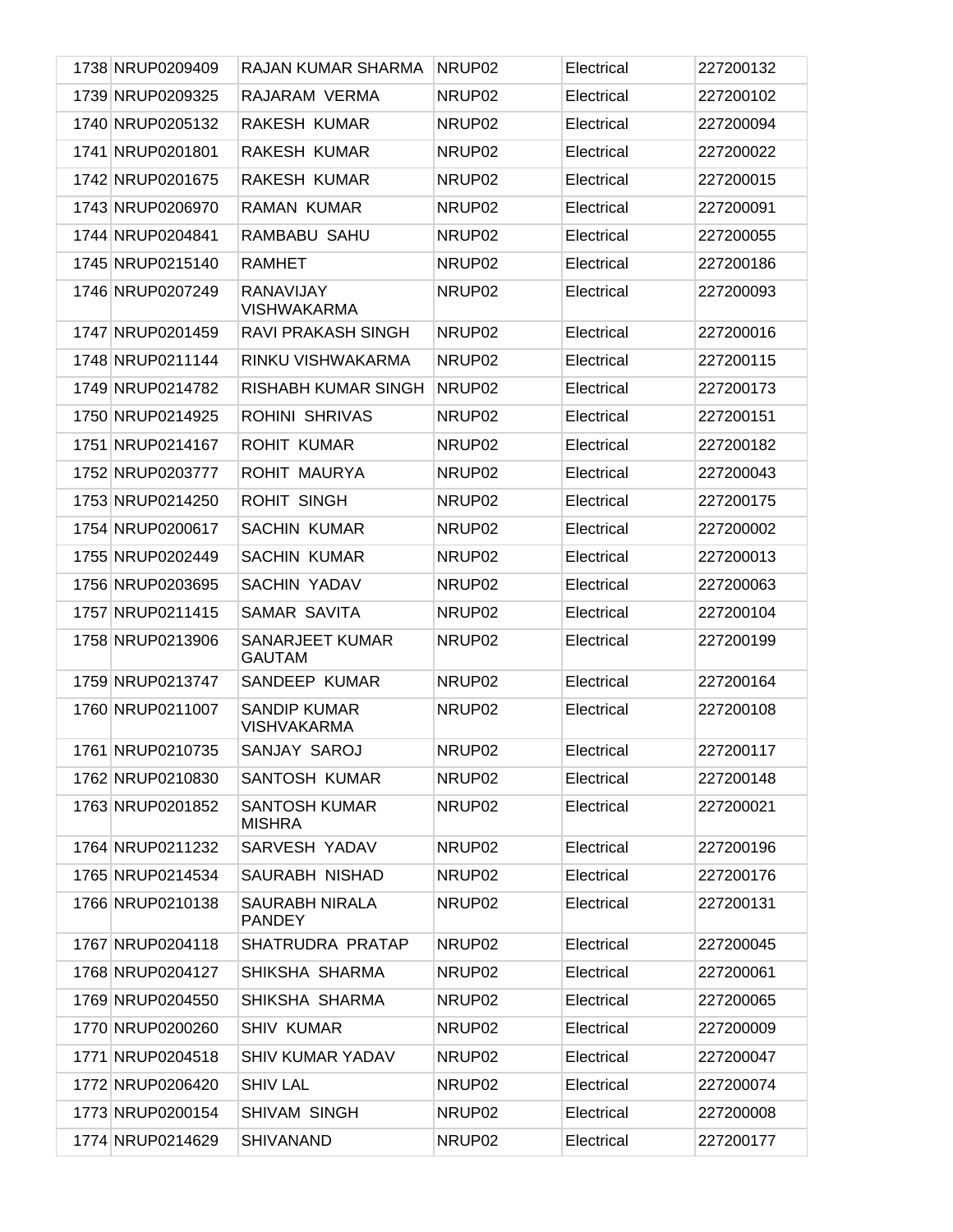| | | | | | |
|---|---|---|---|---|---|
| 1738 | NRUP0209409 | RAJAN KUMAR SHARMA | NRUP02 | Electrical | 227200132 |
| 1739 | NRUP0209325 | RAJARAM VERMA | NRUP02 | Electrical | 227200102 |
| 1740 | NRUP0205132 | RAKESH KUMAR | NRUP02 | Electrical | 227200094 |
| 1741 | NRUP0201801 | RAKESH KUMAR | NRUP02 | Electrical | 227200022 |
| 1742 | NRUP0201675 | RAKESH KUMAR | NRUP02 | Electrical | 227200015 |
| 1743 | NRUP0206970 | RAMAN KUMAR | NRUP02 | Electrical | 227200091 |
| 1744 | NRUP0204841 | RAMBABU SAHU | NRUP02 | Electrical | 227200055 |
| 1745 | NRUP0215140 | RAMHET | NRUP02 | Electrical | 227200186 |
| 1746 | NRUP0207249 | RANAVIJAY VISHWAKARMA | NRUP02 | Electrical | 227200093 |
| 1747 | NRUP0201459 | RAVI PRAKASH SINGH | NRUP02 | Electrical | 227200016 |
| 1748 | NRUP0211144 | RINKU VISHWAKARMA | NRUP02 | Electrical | 227200115 |
| 1749 | NRUP0214782 | RISHABH KUMAR SINGH | NRUP02 | Electrical | 227200173 |
| 1750 | NRUP0214925 | ROHINI SHRIVAS | NRUP02 | Electrical | 227200151 |
| 1751 | NRUP0214167 | ROHIT KUMAR | NRUP02 | Electrical | 227200182 |
| 1752 | NRUP0203777 | ROHIT MAURYA | NRUP02 | Electrical | 227200043 |
| 1753 | NRUP0214250 | ROHIT SINGH | NRUP02 | Electrical | 227200175 |
| 1754 | NRUP0200617 | SACHIN KUMAR | NRUP02 | Electrical | 227200002 |
| 1755 | NRUP0202449 | SACHIN KUMAR | NRUP02 | Electrical | 227200013 |
| 1756 | NRUP0203695 | SACHIN YADAV | NRUP02 | Electrical | 227200063 |
| 1757 | NRUP0211415 | SAMAR SAVITA | NRUP02 | Electrical | 227200104 |
| 1758 | NRUP0213906 | SANARJEET KUMAR GAUTAM | NRUP02 | Electrical | 227200199 |
| 1759 | NRUP0213747 | SANDEEP KUMAR | NRUP02 | Electrical | 227200164 |
| 1760 | NRUP0211007 | SANDIP KUMAR VISHVAKARMA | NRUP02 | Electrical | 227200108 |
| 1761 | NRUP0210735 | SANJAY SAROJ | NRUP02 | Electrical | 227200117 |
| 1762 | NRUP0210830 | SANTOSH KUMAR | NRUP02 | Electrical | 227200148 |
| 1763 | NRUP0201852 | SANTOSH KUMAR MISHRA | NRUP02 | Electrical | 227200021 |
| 1764 | NRUP0211232 | SARVESH YADAV | NRUP02 | Electrical | 227200196 |
| 1765 | NRUP0214534 | SAURABH NISHAD | NRUP02 | Electrical | 227200176 |
| 1766 | NRUP0210138 | SAURABH NIRALA PANDEY | NRUP02 | Electrical | 227200131 |
| 1767 | NRUP0204118 | SHATRUDRA PRATAP | NRUP02 | Electrical | 227200045 |
| 1768 | NRUP0204127 | SHIKSHA SHARMA | NRUP02 | Electrical | 227200061 |
| 1769 | NRUP0204550 | SHIKSHA SHARMA | NRUP02 | Electrical | 227200065 |
| 1770 | NRUP0200260 | SHIV KUMAR | NRUP02 | Electrical | 227200009 |
| 1771 | NRUP0204518 | SHIV KUMAR YADAV | NRUP02 | Electrical | 227200047 |
| 1772 | NRUP0206420 | SHIV LAL | NRUP02 | Electrical | 227200074 |
| 1773 | NRUP0200154 | SHIVAM SINGH | NRUP02 | Electrical | 227200008 |
| 1774 | NRUP0214629 | SHIVANAND | NRUP02 | Electrical | 227200177 |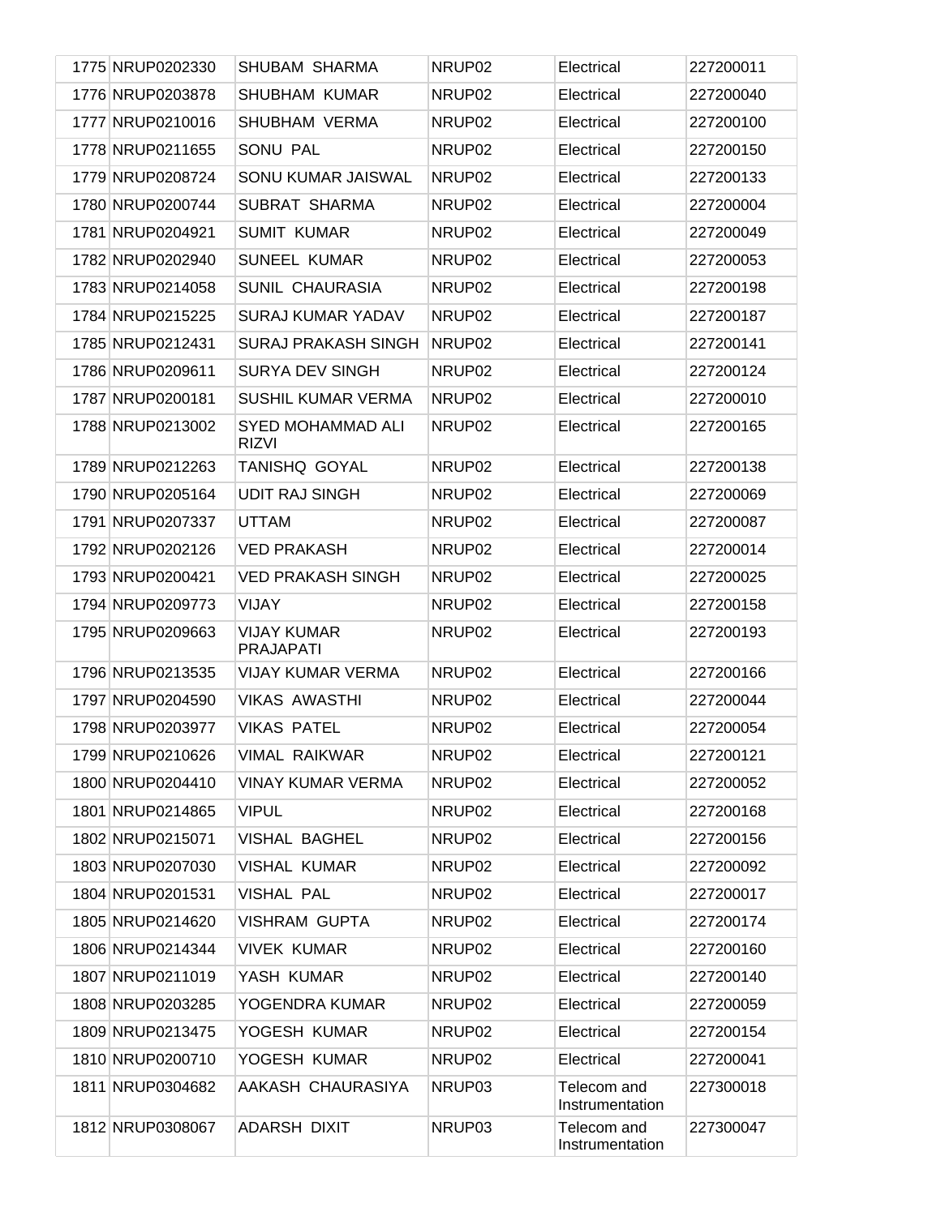| 1775 | NRUP0202330 | SHUBAM SHARMA | NRUP02 | Electrical | 227200011 |
|---|---|---|---|---|---|
| 1776 | NRUP0203878 | SHUBHAM KUMAR | NRUP02 | Electrical | 227200040 |
| 1777 | NRUP0210016 | SHUBHAM VERMA | NRUP02 | Electrical | 227200100 |
| 1778 | NRUP0211655 | SONU PAL | NRUP02 | Electrical | 227200150 |
| 1779 | NRUP0208724 | SONU KUMAR JAISWAL | NRUP02 | Electrical | 227200133 |
| 1780 | NRUP0200744 | SUBRAT SHARMA | NRUP02 | Electrical | 227200004 |
| 1781 | NRUP0204921 | SUMIT KUMAR | NRUP02 | Electrical | 227200049 |
| 1782 | NRUP0202940 | SUNEEL KUMAR | NRUP02 | Electrical | 227200053 |
| 1783 | NRUP0214058 | SUNIL CHAURASIA | NRUP02 | Electrical | 227200198 |
| 1784 | NRUP0215225 | SURAJ KUMAR YADAV | NRUP02 | Electrical | 227200187 |
| 1785 | NRUP0212431 | SURAJ PRAKASH SINGH | NRUP02 | Electrical | 227200141 |
| 1786 | NRUP0209611 | SURYA DEV SINGH | NRUP02 | Electrical | 227200124 |
| 1787 | NRUP0200181 | SUSHIL KUMAR VERMA | NRUP02 | Electrical | 227200010 |
| 1788 | NRUP0213002 | SYED MOHAMMAD ALI RIZVI | NRUP02 | Electrical | 227200165 |
| 1789 | NRUP0212263 | TANISHQ GOYAL | NRUP02 | Electrical | 227200138 |
| 1790 | NRUP0205164 | UDIT RAJ SINGH | NRUP02 | Electrical | 227200069 |
| 1791 | NRUP0207337 | UTTAM | NRUP02 | Electrical | 227200087 |
| 1792 | NRUP0202126 | VED PRAKASH | NRUP02 | Electrical | 227200014 |
| 1793 | NRUP0200421 | VED PRAKASH SINGH | NRUP02 | Electrical | 227200025 |
| 1794 | NRUP0209773 | VIJAY | NRUP02 | Electrical | 227200158 |
| 1795 | NRUP0209663 | VIJAY KUMAR PRAJAPATI | NRUP02 | Electrical | 227200193 |
| 1796 | NRUP0213535 | VIJAY KUMAR VERMA | NRUP02 | Electrical | 227200166 |
| 1797 | NRUP0204590 | VIKAS AWASTHI | NRUP02 | Electrical | 227200044 |
| 1798 | NRUP0203977 | VIKAS PATEL | NRUP02 | Electrical | 227200054 |
| 1799 | NRUP0210626 | VIMAL RAIKWAR | NRUP02 | Electrical | 227200121 |
| 1800 | NRUP0204410 | VINAY KUMAR VERMA | NRUP02 | Electrical | 227200052 |
| 1801 | NRUP0214865 | VIPUL | NRUP02 | Electrical | 227200168 |
| 1802 | NRUP0215071 | VISHAL BAGHEL | NRUP02 | Electrical | 227200156 |
| 1803 | NRUP0207030 | VISHAL KUMAR | NRUP02 | Electrical | 227200092 |
| 1804 | NRUP0201531 | VISHAL PAL | NRUP02 | Electrical | 227200017 |
| 1805 | NRUP0214620 | VISHRAM GUPTA | NRUP02 | Electrical | 227200174 |
| 1806 | NRUP0214344 | VIVEK KUMAR | NRUP02 | Electrical | 227200160 |
| 1807 | NRUP0211019 | YASH KUMAR | NRUP02 | Electrical | 227200140 |
| 1808 | NRUP0203285 | YOGENDRA KUMAR | NRUP02 | Electrical | 227200059 |
| 1809 | NRUP0213475 | YOGESH KUMAR | NRUP02 | Electrical | 227200154 |
| 1810 | NRUP0200710 | YOGESH KUMAR | NRUP02 | Electrical | 227200041 |
| 1811 | NRUP0304682 | AAKASH CHAURASIYA | NRUP03 | Telecom and Instrumentation | 227300018 |
| 1812 | NRUP0308067 | ADARSH DIXIT | NRUP03 | Telecom and Instrumentation | 227300047 |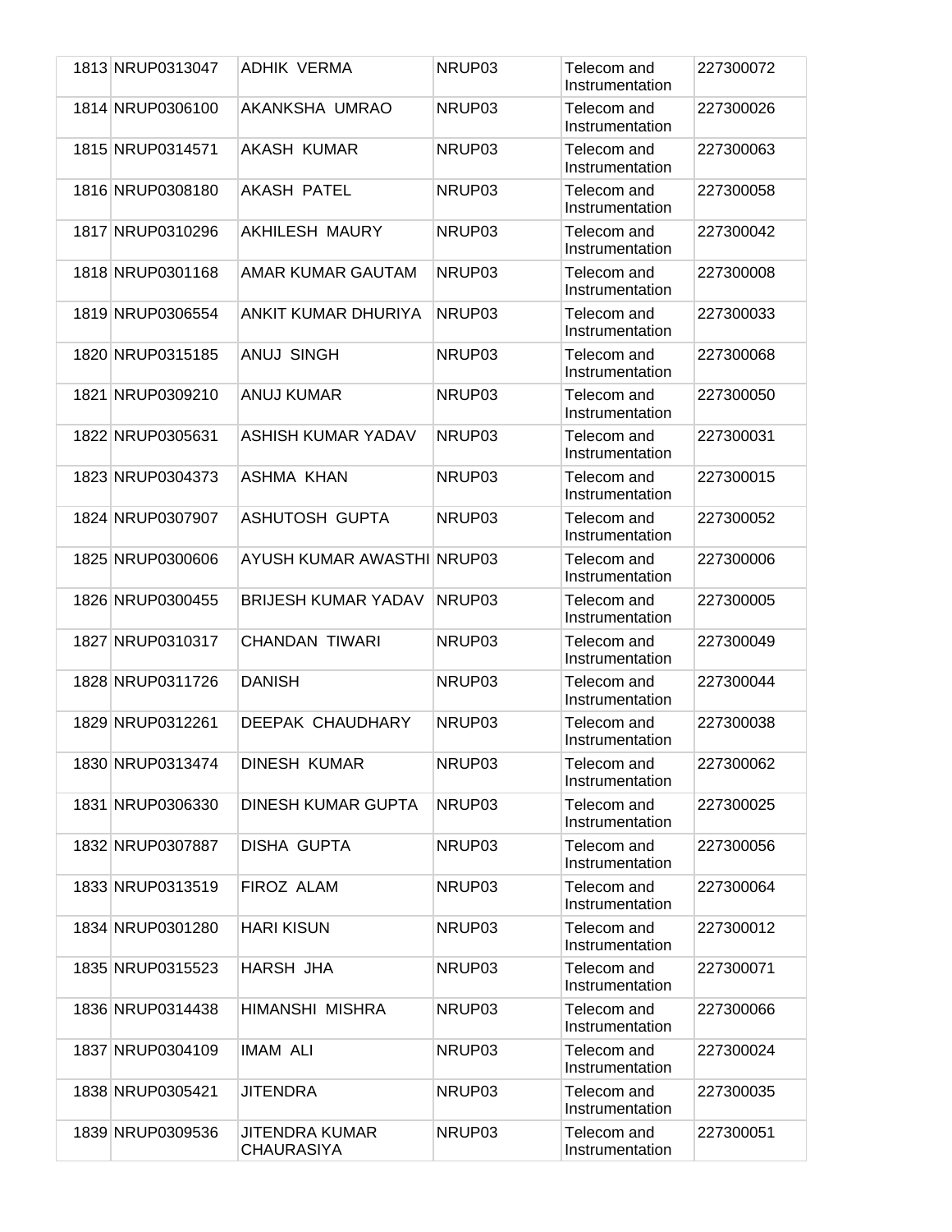| | | | | | |
|---|---|---|---|---|---|
| 1813 | NRUP0313047 | ADHIK VERMA | NRUP03 | Telecom and Instrumentation | 227300072 |
| 1814 | NRUP0306100 | AKANKSHA UMRAO | NRUP03 | Telecom and Instrumentation | 227300026 |
| 1815 | NRUP0314571 | AKASH KUMAR | NRUP03 | Telecom and Instrumentation | 227300063 |
| 1816 | NRUP0308180 | AKASH PATEL | NRUP03 | Telecom and Instrumentation | 227300058 |
| 1817 | NRUP0310296 | AKHILESH MAURY | NRUP03 | Telecom and Instrumentation | 227300042 |
| 1818 | NRUP0301168 | AMAR KUMAR GAUTAM | NRUP03 | Telecom and Instrumentation | 227300008 |
| 1819 | NRUP0306554 | ANKIT KUMAR DHURIYA | NRUP03 | Telecom and Instrumentation | 227300033 |
| 1820 | NRUP0315185 | ANUJ SINGH | NRUP03 | Telecom and Instrumentation | 227300068 |
| 1821 | NRUP0309210 | ANUJ KUMAR | NRUP03 | Telecom and Instrumentation | 227300050 |
| 1822 | NRUP0305631 | ASHISH KUMAR YADAV | NRUP03 | Telecom and Instrumentation | 227300031 |
| 1823 | NRUP0304373 | ASHMA KHAN | NRUP03 | Telecom and Instrumentation | 227300015 |
| 1824 | NRUP0307907 | ASHUTOSH GUPTA | NRUP03 | Telecom and Instrumentation | 227300052 |
| 1825 | NRUP0300606 | AYUSH KUMAR AWASTHI | NRUP03 | Telecom and Instrumentation | 227300006 |
| 1826 | NRUP0300455 | BRIJESH KUMAR YADAV | NRUP03 | Telecom and Instrumentation | 227300005 |
| 1827 | NRUP0310317 | CHANDAN TIWARI | NRUP03 | Telecom and Instrumentation | 227300049 |
| 1828 | NRUP0311726 | DANISH | NRUP03 | Telecom and Instrumentation | 227300044 |
| 1829 | NRUP0312261 | DEEPAK CHAUDHARY | NRUP03 | Telecom and Instrumentation | 227300038 |
| 1830 | NRUP0313474 | DINESH KUMAR | NRUP03 | Telecom and Instrumentation | 227300062 |
| 1831 | NRUP0306330 | DINESH KUMAR GUPTA | NRUP03 | Telecom and Instrumentation | 227300025 |
| 1832 | NRUP0307887 | DISHA GUPTA | NRUP03 | Telecom and Instrumentation | 227300056 |
| 1833 | NRUP0313519 | FIROZ ALAM | NRUP03 | Telecom and Instrumentation | 227300064 |
| 1834 | NRUP0301280 | HARI KISUN | NRUP03 | Telecom and Instrumentation | 227300012 |
| 1835 | NRUP0315523 | HARSH JHA | NRUP03 | Telecom and Instrumentation | 227300071 |
| 1836 | NRUP0314438 | HIMANSHI MISHRA | NRUP03 | Telecom and Instrumentation | 227300066 |
| 1837 | NRUP0304109 | IMAM ALI | NRUP03 | Telecom and Instrumentation | 227300024 |
| 1838 | NRUP0305421 | JITENDRA | NRUP03 | Telecom and Instrumentation | 227300035 |
| 1839 | NRUP0309536 | JITENDRA KUMAR CHAURASIYA | NRUP03 | Telecom and Instrumentation | 227300051 |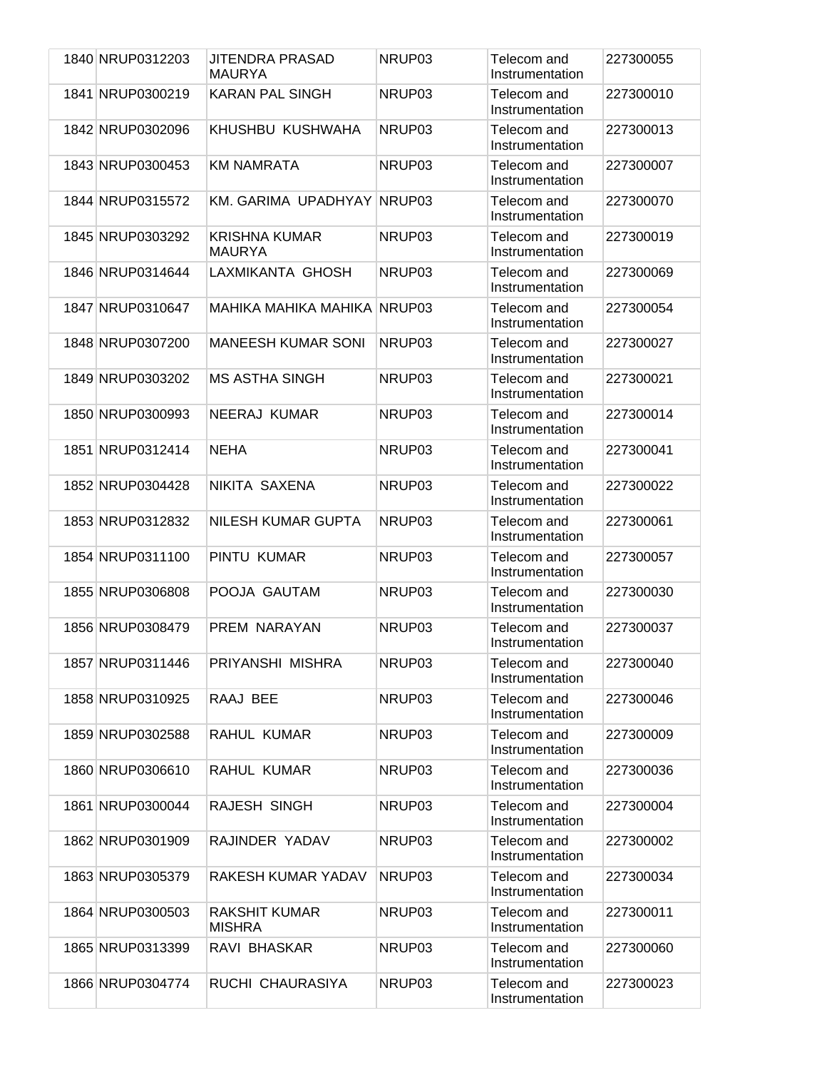| | | | | | |
|---|---|---|---|---|---|
| 1840 | NRUP0312203 | JITENDRA PRASAD MAURYA | NRUP03 | Telecom and Instrumentation | 227300055 |
| 1841 | NRUP0300219 | KARAN PAL SINGH | NRUP03 | Telecom and Instrumentation | 227300010 |
| 1842 | NRUP0302096 | KHUSHBU KUSHWAHA | NRUP03 | Telecom and Instrumentation | 227300013 |
| 1843 | NRUP0300453 | KM NAMRATA | NRUP03 | Telecom and Instrumentation | 227300007 |
| 1844 | NRUP0315572 | KM. GARIMA UPADHYAY | NRUP03 | Telecom and Instrumentation | 227300070 |
| 1845 | NRUP0303292 | KRISHNA KUMAR MAURYA | NRUP03 | Telecom and Instrumentation | 227300019 |
| 1846 | NRUP0314644 | LAXMIKANTA GHOSH | NRUP03 | Telecom and Instrumentation | 227300069 |
| 1847 | NRUP0310647 | MAHIKA MAHIKA MAHIKA | NRUP03 | Telecom and Instrumentation | 227300054 |
| 1848 | NRUP0307200 | MANEESH KUMAR SONI | NRUP03 | Telecom and Instrumentation | 227300027 |
| 1849 | NRUP0303202 | MS ASTHA SINGH | NRUP03 | Telecom and Instrumentation | 227300021 |
| 1850 | NRUP0300993 | NEERAJ KUMAR | NRUP03 | Telecom and Instrumentation | 227300014 |
| 1851 | NRUP0312414 | NEHA | NRUP03 | Telecom and Instrumentation | 227300041 |
| 1852 | NRUP0304428 | NIKITA SAXENA | NRUP03 | Telecom and Instrumentation | 227300022 |
| 1853 | NRUP0312832 | NILESH KUMAR GUPTA | NRUP03 | Telecom and Instrumentation | 227300061 |
| 1854 | NRUP0311100 | PINTU KUMAR | NRUP03 | Telecom and Instrumentation | 227300057 |
| 1855 | NRUP0306808 | POOJA GAUTAM | NRUP03 | Telecom and Instrumentation | 227300030 |
| 1856 | NRUP0308479 | PREM NARAYAN | NRUP03 | Telecom and Instrumentation | 227300037 |
| 1857 | NRUP0311446 | PRIYANSHI MISHRA | NRUP03 | Telecom and Instrumentation | 227300040 |
| 1858 | NRUP0310925 | RAAJ BEE | NRUP03 | Telecom and Instrumentation | 227300046 |
| 1859 | NRUP0302588 | RAHUL KUMAR | NRUP03 | Telecom and Instrumentation | 227300009 |
| 1860 | NRUP0306610 | RAHUL KUMAR | NRUP03 | Telecom and Instrumentation | 227300036 |
| 1861 | NRUP0300044 | RAJESH SINGH | NRUP03 | Telecom and Instrumentation | 227300004 |
| 1862 | NRUP0301909 | RAJINDER YADAV | NRUP03 | Telecom and Instrumentation | 227300002 |
| 1863 | NRUP0305379 | RAKESH KUMAR YADAV | NRUP03 | Telecom and Instrumentation | 227300034 |
| 1864 | NRUP0300503 | RAKSHIT KUMAR MISHRA | NRUP03 | Telecom and Instrumentation | 227300011 |
| 1865 | NRUP0313399 | RAVI BHASKAR | NRUP03 | Telecom and Instrumentation | 227300060 |
| 1866 | NRUP0304774 | RUCHI CHAURASIYA | NRUP03 | Telecom and Instrumentation | 227300023 |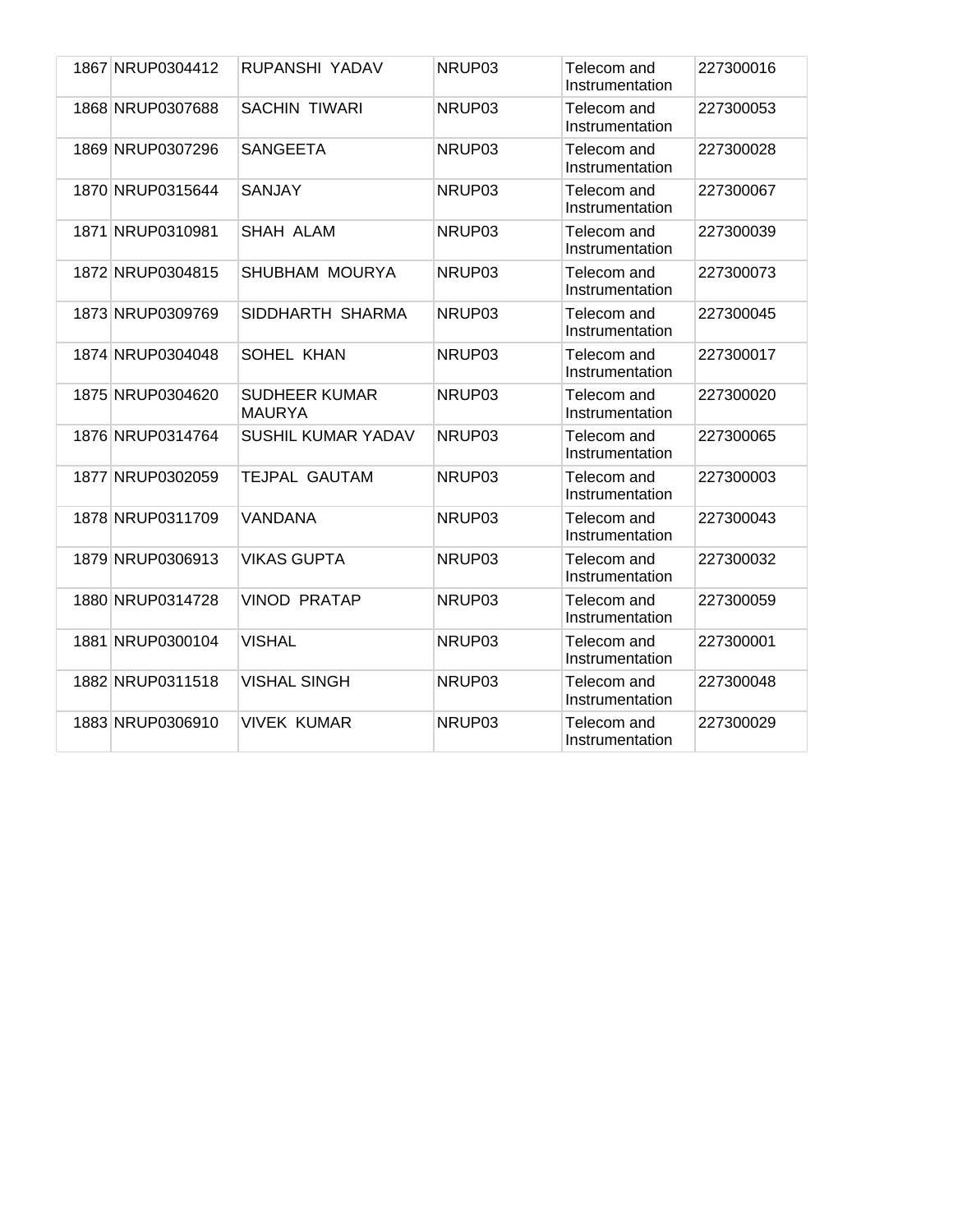| | | | | | |
|---|---|---|---|---|---|
| 1867 | NRUP0304412 | RUPANSHI YADAV | NRUP03 | Telecom and Instrumentation | 227300016 |
| 1868 | NRUP0307688 | SACHIN TIWARI | NRUP03 | Telecom and Instrumentation | 227300053 |
| 1869 | NRUP0307296 | SANGEETA | NRUP03 | Telecom and Instrumentation | 227300028 |
| 1870 | NRUP0315644 | SANJAY | NRUP03 | Telecom and Instrumentation | 227300067 |
| 1871 | NRUP0310981 | SHAH ALAM | NRUP03 | Telecom and Instrumentation | 227300039 |
| 1872 | NRUP0304815 | SHUBHAM MOURYA | NRUP03 | Telecom and Instrumentation | 227300073 |
| 1873 | NRUP0309769 | SIDDHARTH SHARMA | NRUP03 | Telecom and Instrumentation | 227300045 |
| 1874 | NRUP0304048 | SOHEL KHAN | NRUP03 | Telecom and Instrumentation | 227300017 |
| 1875 | NRUP0304620 | SUDHEER KUMAR MAURYA | NRUP03 | Telecom and Instrumentation | 227300020 |
| 1876 | NRUP0314764 | SUSHIL KUMAR YADAV | NRUP03 | Telecom and Instrumentation | 227300065 |
| 1877 | NRUP0302059 | TEJPAL GAUTAM | NRUP03 | Telecom and Instrumentation | 227300003 |
| 1878 | NRUP0311709 | VANDANA | NRUP03 | Telecom and Instrumentation | 227300043 |
| 1879 | NRUP0306913 | VIKAS GUPTA | NRUP03 | Telecom and Instrumentation | 227300032 |
| 1880 | NRUP0314728 | VINOD PRATAP | NRUP03 | Telecom and Instrumentation | 227300059 |
| 1881 | NRUP0300104 | VISHAL | NRUP03 | Telecom and Instrumentation | 227300001 |
| 1882 | NRUP0311518 | VISHAL SINGH | NRUP03 | Telecom and Instrumentation | 227300048 |
| 1883 | NRUP0306910 | VIVEK KUMAR | NRUP03 | Telecom and Instrumentation | 227300029 |